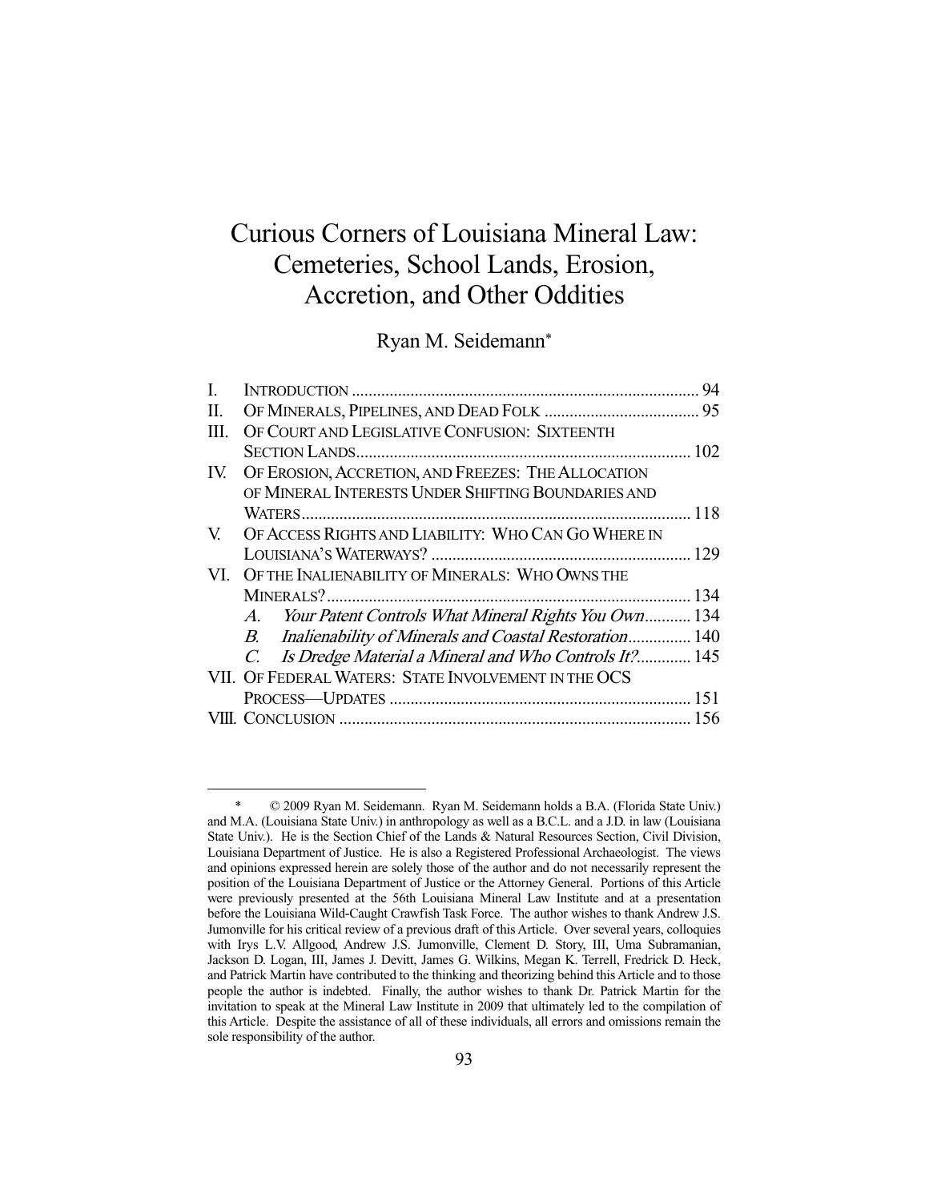# Curious Corners of Louisiana Mineral Law: Cemeteries, School Lands, Erosion, Accretion, and Other Oddities

Ryan M. Seidemann*

| | | |
|---|---|---|
| I. | INTRODUCTION | 94 |
| II. | OF MINERALS, PIPELINES, AND DEAD FOLK | 95 |
| III. | OF COURT AND LEGISLATIVE CONFUSION: SIXTEENTH SECTION LANDS | 102 |
| IV. | OF EROSION, ACCRETION, AND FREEZES: THE ALLOCATION OF MINERAL INTERESTS UNDER SHIFTING BOUNDARIES AND WATERS | 118 |
| V. | OF ACCESS RIGHTS AND LIABILITY: WHO CAN GO WHERE IN LOUISIANA'S WATERWAYS? | 129 |
| VI. | OF THE INALIENABILITY OF MINERALS: WHO OWNS THE MINERALS? | 134 |
| | *A. Your Patent Controls What Mineral Rights You Own* | 134 |
| | *B. Inalienability of Minerals and Coastal Restoration* | 140 |
| | *C. Is Dredge Material a Mineral and Who Controls It?* | 145 |
| VII. | OF FEDERAL WATERS: STATE INVOLVEMENT IN THE OCS PROCESS—UPDATES | 151 |
| VIII. | CONCLUSION | 156 |

\* © 2009 Ryan M. Seidemann. Ryan M. Seidemann holds a B.A. (Florida State Univ.) and M.A. (Louisiana State Univ.) in anthropology as well as a B.C.L. and a J.D. in law (Louisiana State Univ.). He is the Section Chief of the Lands & Natural Resources Section, Civil Division, Louisiana Department of Justice. He is also a Registered Professional Archaeologist. The views and opinions expressed herein are solely those of the author and do not necessarily represent the position of the Louisiana Department of Justice or the Attorney General. Portions of this Article were previously presented at the 56th Louisiana Mineral Law Institute and at a presentation before the Louisiana Wild-Caught Crawfish Task Force. The author wishes to thank Andrew J.S. Jumonville for his critical review of a previous draft of this Article. Over several years, colloquies with Irys L.V. Allgood, Andrew J.S. Jumonville, Clement D. Story, III, Uma Subramanian, Jackson D. Logan, III, James J. Devitt, James G. Wilkins, Megan K. Terrell, Fredrick D. Heck, and Patrick Martin have contributed to the thinking and theorizing behind this Article and to those people the author is indebted. Finally, the author wishes to thank Dr. Patrick Martin for the invitation to speak at the Mineral Law Institute in 2009 that ultimately led to the compilation of this Article. Despite the assistance of all of these individuals, all errors and omissions remain the sole responsibility of the author.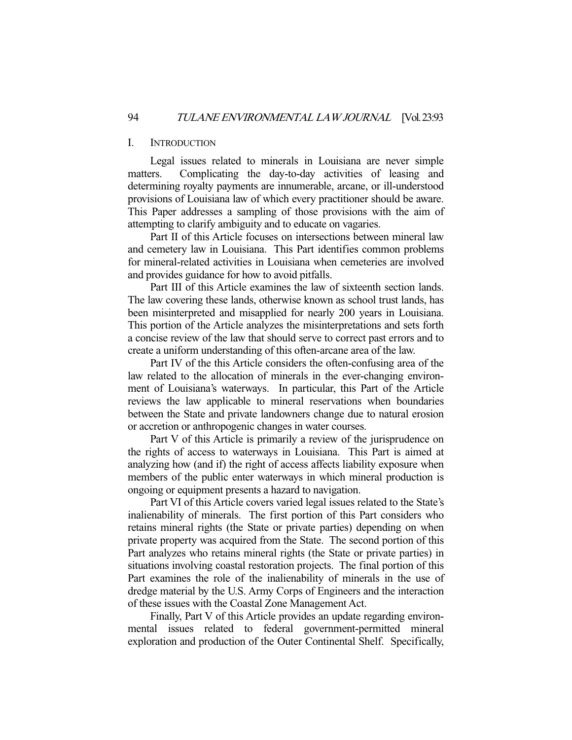## I. INTRODUCTION

Legal issues related to minerals in Louisiana are never simple matters. Complicating the day-to-day activities of leasing and determining royalty payments are innumerable, arcane, or ill-understood provisions of Louisiana law of which every practitioner should be aware. This Paper addresses a sampling of those provisions with the aim of attempting to clarify ambiguity and to educate on vagaries.

Part II of this Article focuses on intersections between mineral law and cemetery law in Louisiana. This Part identifies common problems for mineral-related activities in Louisiana when cemeteries are involved and provides guidance for how to avoid pitfalls.

Part III of this Article examines the law of sixteenth section lands. The law covering these lands, otherwise known as school trust lands, has been misinterpreted and misapplied for nearly 200 years in Louisiana. This portion of the Article analyzes the misinterpretations and sets forth a concise review of the law that should serve to correct past errors and to create a uniform understanding of this often-arcane area of the law.

Part IV of the this Article considers the often-confusing area of the law related to the allocation of minerals in the ever-changing environment of Louisiana's waterways. In particular, this Part of the Article reviews the law applicable to mineral reservations when boundaries between the State and private landowners change due to natural erosion or accretion or anthropogenic changes in water courses.

Part V of this Article is primarily a review of the jurisprudence on the rights of access to waterways in Louisiana. This Part is aimed at analyzing how (and if) the right of access affects liability exposure when members of the public enter waterways in which mineral production is ongoing or equipment presents a hazard to navigation.

Part VI of this Article covers varied legal issues related to the State's inalienability of minerals. The first portion of this Part considers who retains mineral rights (the State or private parties) depending on when private property was acquired from the State. The second portion of this Part analyzes who retains mineral rights (the State or private parties) in situations involving coastal restoration projects. The final portion of this Part examines the role of the inalienability of minerals in the use of dredge material by the U.S. Army Corps of Engineers and the interaction of these issues with the Coastal Zone Management Act.

Finally, Part V of this Article provides an update regarding environmental issues related to federal government-permitted mineral exploration and production of the Outer Continental Shelf. Specifically,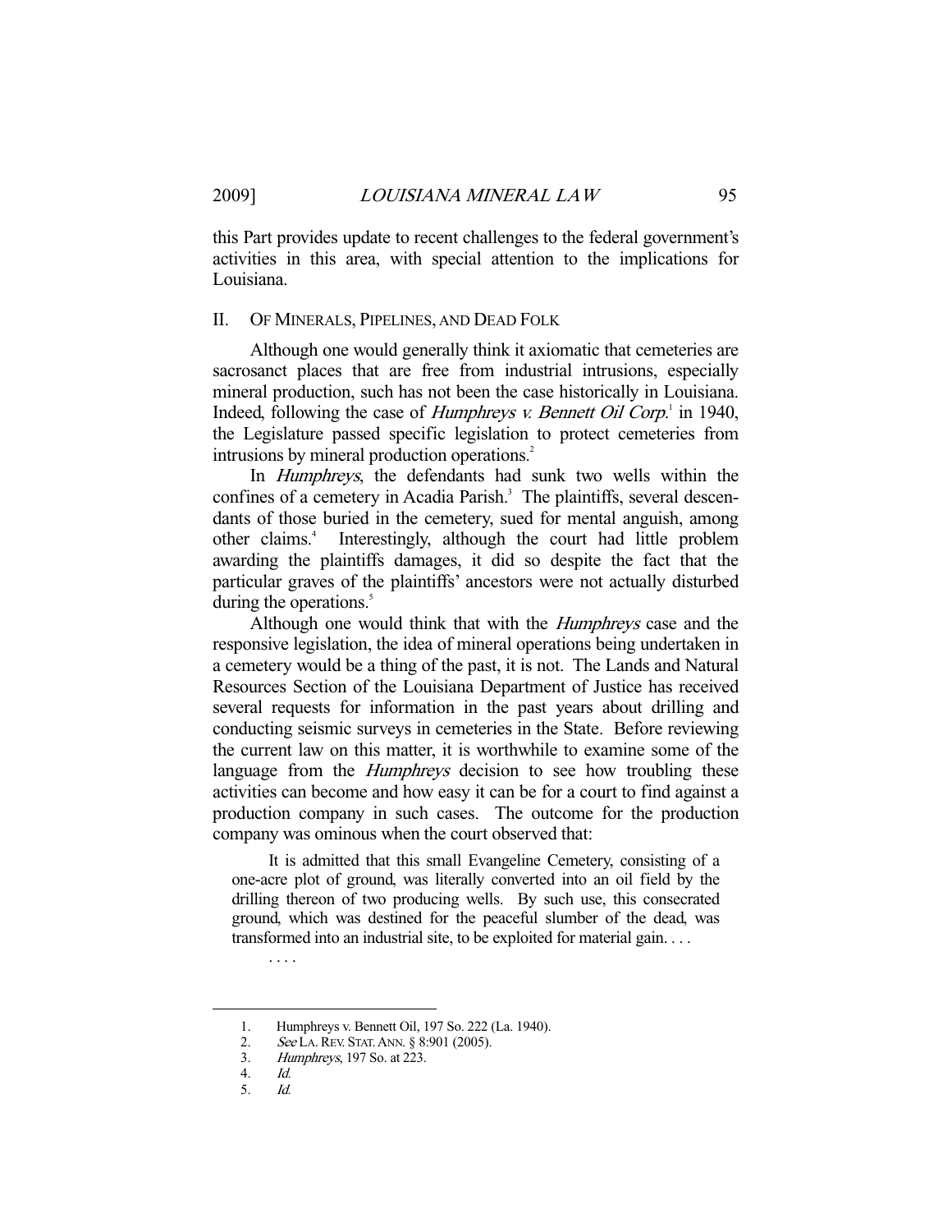this Part provides update to recent challenges to the federal government's activities in this area, with special attention to the implications for Louisiana.

## II. OF MINERALS, PIPELINES, AND DEAD FOLK

Although one would generally think it axiomatic that cemeteries are sacrosanct places that are free from industrial intrusions, especially mineral production, such has not been the case historically in Louisiana. Indeed, following the case of *Humphreys v. Bennett Oil Corp.*[1] in 1940, the Legislature passed specific legislation to protect cemeteries from intrusions by mineral production operations.[2]

In *Humphreys*, the defendants had sunk two wells within the confines of a cemetery in Acadia Parish.[3] The plaintiffs, several descendants of those buried in the cemetery, sued for mental anguish, among other claims.[4] Interestingly, although the court had little problem awarding the plaintiffs damages, it did so despite the fact that the particular graves of the plaintiffs' ancestors were not actually disturbed during the operations.[5]

Although one would think that with the *Humphreys* case and the responsive legislation, the idea of mineral operations being undertaken in a cemetery would be a thing of the past, it is not. The Lands and Natural Resources Section of the Louisiana Department of Justice has received several requests for information in the past years about drilling and conducting seismic surveys in cemeteries in the State. Before reviewing the current law on this matter, it is worthwhile to examine some of the language from the *Humphreys* decision to see how troubling these activities can become and how easy it can be for a court to find against a production company in such cases. The outcome for the production company was ominous when the court observed that:

> It is admitted that this small Evangeline Cemetery, consisting of a one-acre plot of ground, was literally converted into an oil field by the drilling thereon of two producing wells. By such use, this consecrated ground, which was destined for the peaceful slumber of the dead, was transformed into an industrial site, to be exploited for material gain. . . .
>
> . . . .

---

1. Humphreys v. Bennett Oil, 197 So. 222 (La. 1940).
2. *See* LA. REV. STAT. ANN. § 8:901 (2005).
3. *Humphreys*, 197 So. at 223.
4. *Id.*
5. *Id.*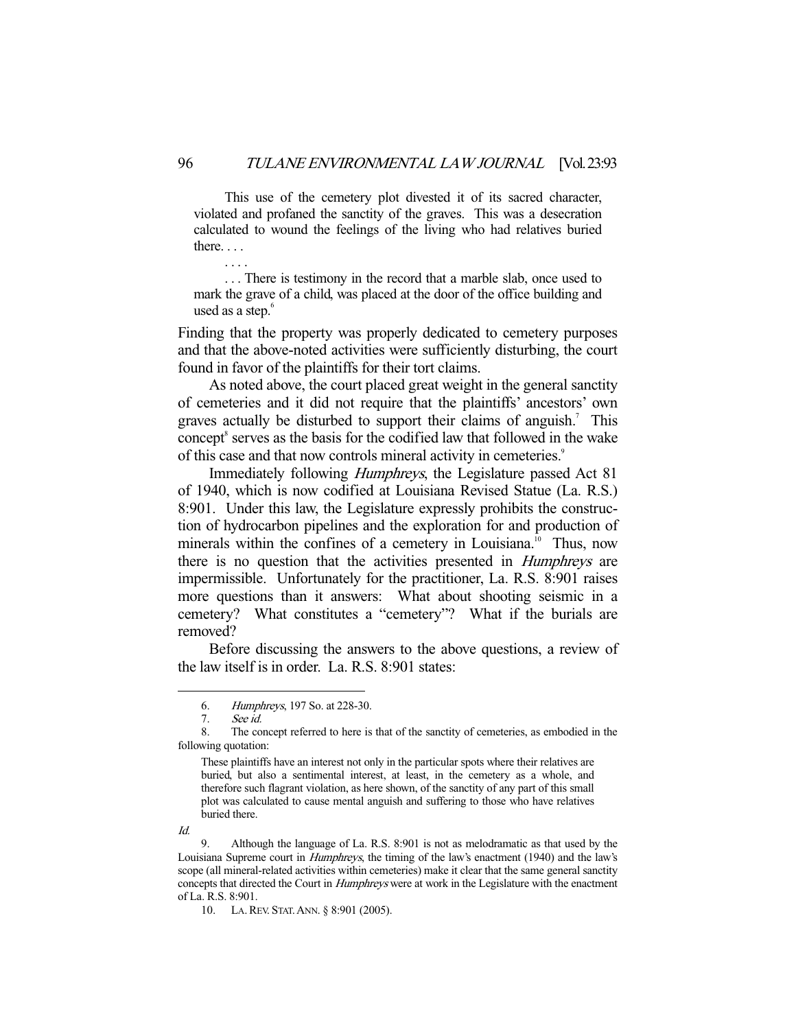> This use of the cemetery plot divested it of its sacred character, violated and profaned the sanctity of the graves. This was a desecration calculated to wound the feelings of the living who had relatives buried there. . . .
>
> . . . .
>
> . . . There is testimony in the record that a marble slab, once used to mark the grave of a child, was placed at the door of the office building and used as a step.[6]

Finding that the property was properly dedicated to cemetery purposes and that the above-noted activities were sufficiently disturbing, the court found in favor of the plaintiffs for their tort claims.

As noted above, the court placed great weight in the general sanctity of cemeteries and it did not require that the plaintiffs' ancestors' own graves actually be disturbed to support their claims of anguish.[7] This concept[8] serves as the basis for the codified law that followed in the wake of this case and that now controls mineral activity in cemeteries.[9]

Immediately following *Humphreys*, the Legislature passed Act 81 of 1940, which is now codified at Louisiana Revised Statue (La. R.S.) 8:901. Under this law, the Legislature expressly prohibits the construction of hydrocarbon pipelines and the exploration for and production of minerals within the confines of a cemetery in Louisiana.[10] Thus, now there is no question that the activities presented in *Humphreys* are impermissible. Unfortunately for the practitioner, La. R.S. 8:901 raises more questions than it answers: What about shooting seismic in a cemetery? What constitutes a "cemetery"? What if the burials are removed?

Before discussing the answers to the above questions, a review of the law itself is in order. La. R.S. 8:901 states:

---

6. *Humphreys*, 197 So. at 228-30.

7. *See id.*

8. The concept referred to here is that of the sanctity of cemeteries, as embodied in the following quotation:

> These plaintiffs have an interest not only in the particular spots where their relatives are buried, but also a sentimental interest, at least, in the cemetery as a whole, and therefore such flagrant violation, as here shown, of the sanctity of any part of this small plot was calculated to cause mental anguish and suffering to those who have relatives buried there.

*Id.*

9. Although the language of La. R.S. 8:901 is not as melodramatic as that used by the Louisiana Supreme court in *Humphreys*, the timing of the law's enactment (1940) and the law's scope (all mineral-related activities within cemeteries) make it clear that the same general sanctity concepts that directed the Court in *Humphreys* were at work in the Legislature with the enactment of La. R.S. 8:901.

10. LA. REV. STAT. ANN. § 8:901 (2005).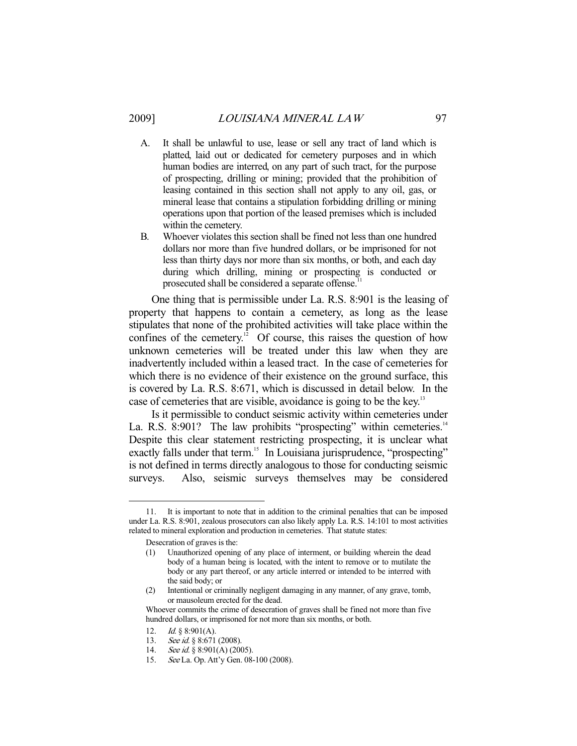> A. It shall be unlawful to use, lease or sell any tract of land which is platted, laid out or dedicated for cemetery purposes and in which human bodies are interred, on any part of such tract, for the purpose of prospecting, drilling or mining; provided that the prohibition of leasing contained in this section shall not apply to any oil, gas, or mineral lease that contains a stipulation forbidding drilling or mining operations upon that portion of the leased premises which is included within the cemetery.
>
> B. Whoever violates this section shall be fined not less than one hundred dollars nor more than five hundred dollars, or be imprisoned for not less than thirty days nor more than six months, or both, and each day during which drilling, mining or prospecting is conducted or prosecuted shall be considered a separate offense.[11]

One thing that is permissible under La. R.S. 8:901 is the leasing of property that happens to contain a cemetery, as long as the lease stipulates that none of the prohibited activities will take place within the confines of the cemetery.[12] Of course, this raises the question of how unknown cemeteries will be treated under this law when they are inadvertently included within a leased tract. In the case of cemeteries for which there is no evidence of their existence on the ground surface, this is covered by La. R.S. 8:671, which is discussed in detail below. In the case of cemeteries that are visible, avoidance is going to be the key.[13]

Is it permissible to conduct seismic activity within cemeteries under La. R.S. 8:901? The law prohibits "prospecting" within cemeteries.[14] Despite this clear statement restricting prospecting, it is unclear what exactly falls under that term.[15] In Louisiana jurisprudence, "prospecting" is not defined in terms directly analogous to those for conducting seismic surveys. Also, seismic surveys themselves may be considered

---

11. It is important to note that in addition to the criminal penalties that can be imposed under La. R.S. 8:901, zealous prosecutors can also likely apply La. R.S. 14:101 to most activities related to mineral exploration and production in cemeteries. That statute states:

> Desecration of graves is the:
>
> (1) Unauthorized opening of any place of interment, or building wherein the dead body of a human being is located, with the intent to remove or to mutilate the body or any part thereof, or any article interred or intended to be interred with the said body; or
>
> (2) Intentional or criminally negligent damaging in any manner, of any grave, tomb, or mausoleum erected for the dead.
>
> Whoever commits the crime of desecration of graves shall be fined not more than five hundred dollars, or imprisoned for not more than six months, or both.

12. *Id.* § 8:901(A).
13. *See id.* § 8:671 (2008).
14. *See id.* § 8:901(A) (2005).
15. *See* La. Op. Att'y Gen. 08-100 (2008).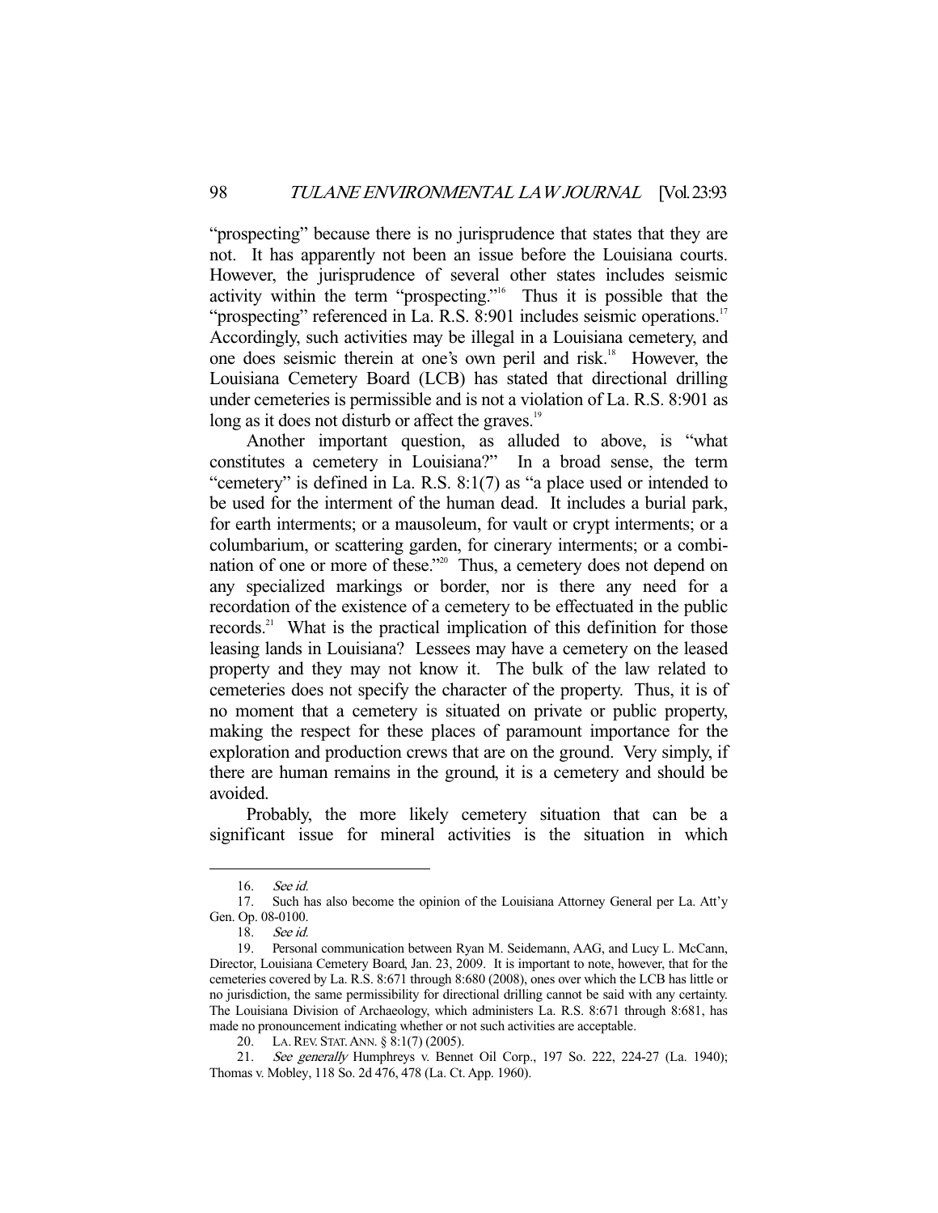"prospecting" because there is no jurisprudence that states that they are not. It has apparently not been an issue before the Louisiana courts. However, the jurisprudence of several other states includes seismic activity within the term "prospecting."[16] Thus it is possible that the "prospecting" referenced in La. R.S. 8:901 includes seismic operations.[17] Accordingly, such activities may be illegal in a Louisiana cemetery, and one does seismic therein at one's own peril and risk.[18] However, the Louisiana Cemetery Board (LCB) has stated that directional drilling under cemeteries is permissible and is not a violation of La. R.S. 8:901 as long as it does not disturb or affect the graves.[19]

Another important question, as alluded to above, is "what constitutes a cemetery in Louisiana?" In a broad sense, the term "cemetery" is defined in La. R.S. 8:1(7) as "a place used or intended to be used for the interment of the human dead. It includes a burial park, for earth interments; or a mausoleum, for vault or crypt interments; or a columbarium, or scattering garden, for cinerary interments; or a combination of one or more of these."[20] Thus, a cemetery does not depend on any specialized markings or border, nor is there any need for a recordation of the existence of a cemetery to be effectuated in the public records.[21] What is the practical implication of this definition for those leasing lands in Louisiana? Lessees may have a cemetery on the leased property and they may not know it. The bulk of the law related to cemeteries does not specify the character of the property. Thus, it is of no moment that a cemetery is situated on private or public property, making the respect for these places of paramount importance for the exploration and production crews that are on the ground. Very simply, if there are human remains in the ground, it is a cemetery and should be avoided.

Probably, the more likely cemetery situation that can be a significant issue for mineral activities is the situation in which

---

16. *See id.*

17. Such has also become the opinion of the Louisiana Attorney General per La. Att'y Gen. Op. 08-0100.

18. *See id.*

19. Personal communication between Ryan M. Seidemann, AAG, and Lucy L. McCann, Director, Louisiana Cemetery Board, Jan. 23, 2009. It is important to note, however, that for the cemeteries covered by La. R.S. 8:671 through 8:680 (2008), ones over which the LCB has little or no jurisdiction, the same permissibility for directional drilling cannot be said with any certainty. The Louisiana Division of Archaeology, which administers La. R.S. 8:671 through 8:681, has made no pronouncement indicating whether or not such activities are acceptable.

20. LA. REV. STAT. ANN. § 8:1(7) (2005).

21. *See generally* Humphreys v. Bennet Oil Corp., 197 So. 222, 224-27 (La. 1940); Thomas v. Mobley, 118 So. 2d 476, 478 (La. Ct. App. 1960).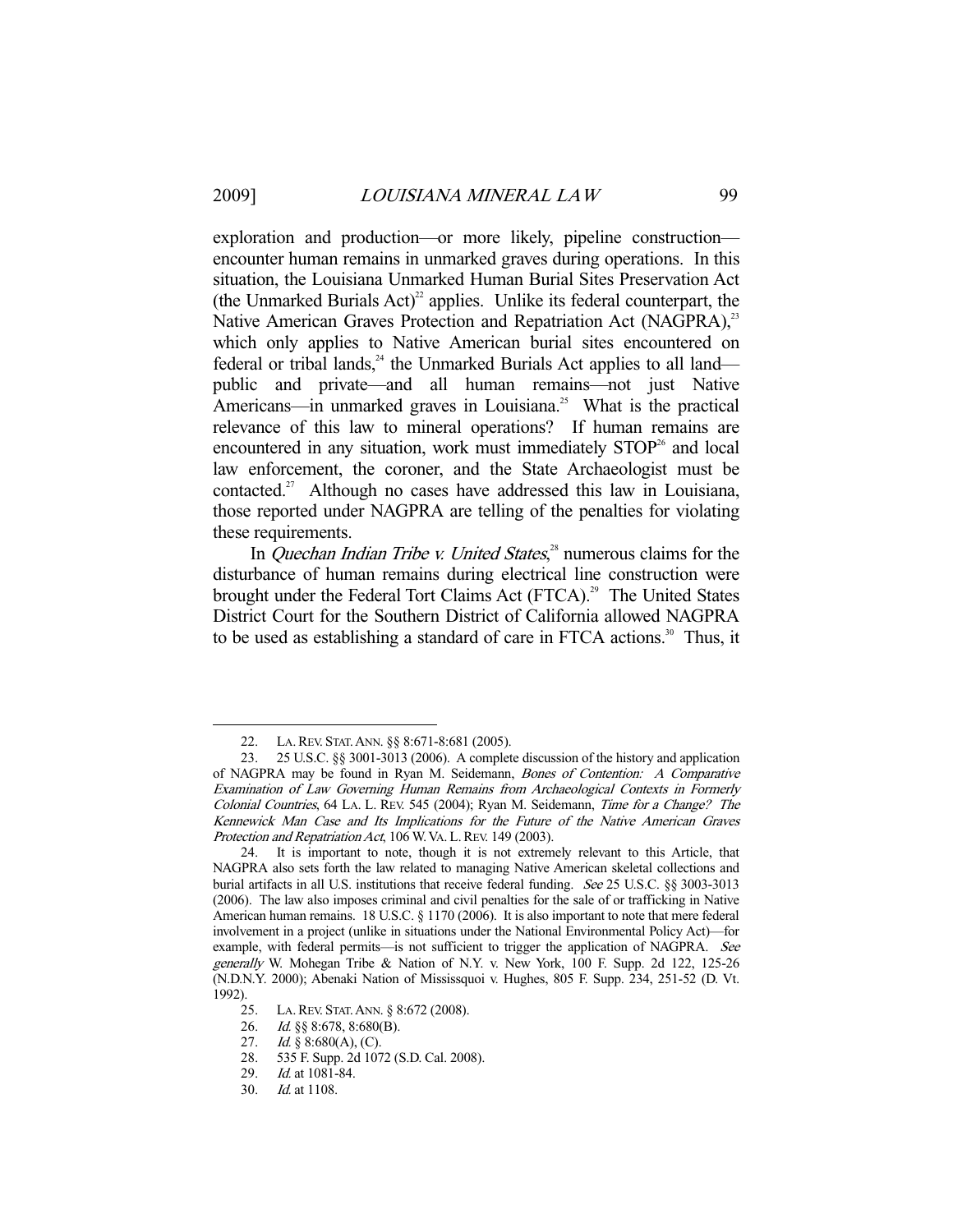exploration and production—or more likely, pipeline construction—encounter human remains in unmarked graves during operations. In this situation, the Louisiana Unmarked Human Burial Sites Preservation Act (the Unmarked Burials Act)[22] applies. Unlike its federal counterpart, the Native American Graves Protection and Repatriation Act (NAGPRA),[23] which only applies to Native American burial sites encountered on federal or tribal lands,[24] the Unmarked Burials Act applies to all land—public and private—and all human remains—not just Native Americans—in unmarked graves in Louisiana.[25] What is the practical relevance of this law to mineral operations? If human remains are encountered in any situation, work must immediately STOP[26] and local law enforcement, the coroner, and the State Archaeologist must be contacted.[27] Although no cases have addressed this law in Louisiana, those reported under NAGPRA are telling of the penalties for violating these requirements.

In *Quechan Indian Tribe v. United States*,[28] numerous claims for the disturbance of human remains during electrical line construction were brought under the Federal Tort Claims Act (FTCA).[29] The United States District Court for the Southern District of California allowed NAGPRA to be used as establishing a standard of care in FTCA actions.[30] Thus, it

---

22. LA. REV. STAT. ANN. §§ 8:671-8:681 (2005).

23. 25 U.S.C. §§ 3001-3013 (2006). A complete discussion of the history and application of NAGPRA may be found in Ryan M. Seidemann, *Bones of Contention: A Comparative Examination of Law Governing Human Remains from Archaeological Contexts in Formerly Colonial Countries*, 64 LA. L. REV. 545 (2004); Ryan M. Seidemann, *Time for a Change? The Kennewick Man Case and Its Implications for the Future of the Native American Graves Protection and Repatriation Act*, 106 W. VA. L. REV. 149 (2003).

24. It is important to note, though it is not extremely relevant to this Article, that NAGPRA also sets forth the law related to managing Native American skeletal collections and burial artifacts in all U.S. institutions that receive federal funding. *See* 25 U.S.C. §§ 3003-3013 (2006). The law also imposes criminal and civil penalties for the sale of or trafficking in Native American human remains. 18 U.S.C. § 1170 (2006). It is also important to note that mere federal involvement in a project (unlike in situations under the National Environmental Policy Act)—for example, with federal permits—is not sufficient to trigger the application of NAGPRA. *See generally* W. Mohegan Tribe & Nation of N.Y. v. New York, 100 F. Supp. 2d 122, 125-26 (N.D.N.Y. 2000); Abenaki Nation of Mississquoi v. Hughes, 805 F. Supp. 234, 251-52 (D. Vt. 1992).

25. LA. REV. STAT. ANN. § 8:672 (2008).

26. *Id.* §§ 8:678, 8:680(B).

27. *Id.* § 8:680(A), (C).

28. 535 F. Supp. 2d 1072 (S.D. Cal. 2008).

29. *Id.* at 1081-84.

30. *Id.* at 1108.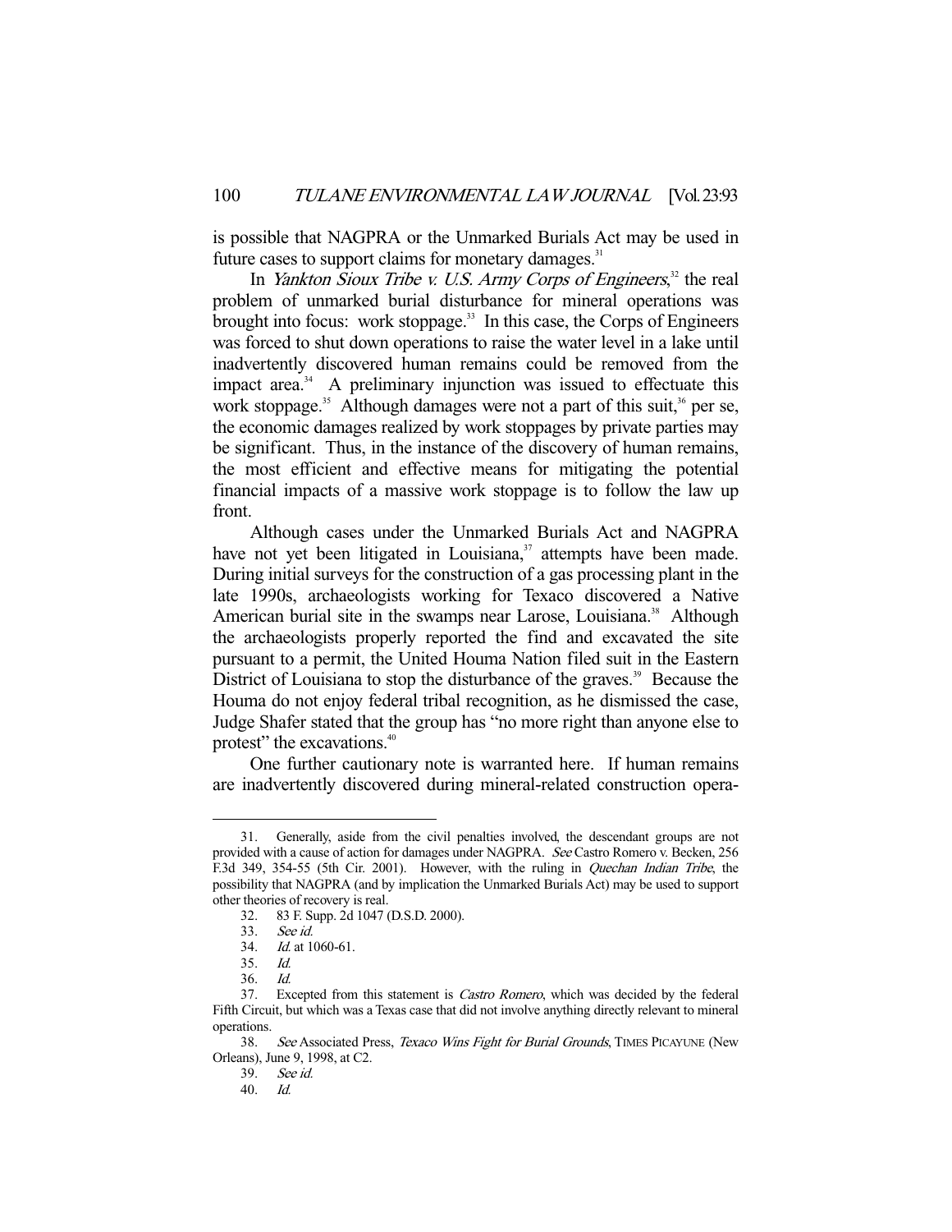is possible that NAGPRA or the Unmarked Burials Act may be used in future cases to support claims for monetary damages.[31]

In *Yankton Sioux Tribe v. U.S. Army Corps of Engineers*,[32] the real problem of unmarked burial disturbance for mineral operations was brought into focus: work stoppage.[33] In this case, the Corps of Engineers was forced to shut down operations to raise the water level in a lake until inadvertently discovered human remains could be removed from the impact area.[34] A preliminary injunction was issued to effectuate this work stoppage.[35] Although damages were not a part of this suit,[36] per se, the economic damages realized by work stoppages by private parties may be significant. Thus, in the instance of the discovery of human remains, the most efficient and effective means for mitigating the potential financial impacts of a massive work stoppage is to follow the law up front.

Although cases under the Unmarked Burials Act and NAGPRA have not yet been litigated in Louisiana,[37] attempts have been made. During initial surveys for the construction of a gas processing plant in the late 1990s, archaeologists working for Texaco discovered a Native American burial site in the swamps near Larose, Louisiana.[38] Although the archaeologists properly reported the find and excavated the site pursuant to a permit, the United Houma Nation filed suit in the Eastern District of Louisiana to stop the disturbance of the graves.[39] Because the Houma do not enjoy federal tribal recognition, as he dismissed the case, Judge Shafer stated that the group has "no more right than anyone else to protest" the excavations.[40]

One further cautionary note is warranted here. If human remains are inadvertently discovered during mineral-related construction opera-

---

31. Generally, aside from the civil penalties involved, the descendant groups are not provided with a cause of action for damages under NAGPRA. *See* Castro Romero v. Becken, 256 F.3d 349, 354-55 (5th Cir. 2001). However, with the ruling in *Quechan Indian Tribe*, the possibility that NAGPRA (and by implication the Unmarked Burials Act) may be used to support other theories of recovery is real.

32. 83 F. Supp. 2d 1047 (D.S.D. 2000).

33. *See id.*

34. *Id.* at 1060-61.

35. *Id.*

36. *Id.*

37. Excepted from this statement is *Castro Romero*, which was decided by the federal Fifth Circuit, but which was a Texas case that did not involve anything directly relevant to mineral operations.

38. *See* Associated Press, *Texaco Wins Fight for Burial Grounds*, TIMES PICAYUNE (New Orleans), June 9, 1998, at C2.

39. *See id.*

40. *Id.*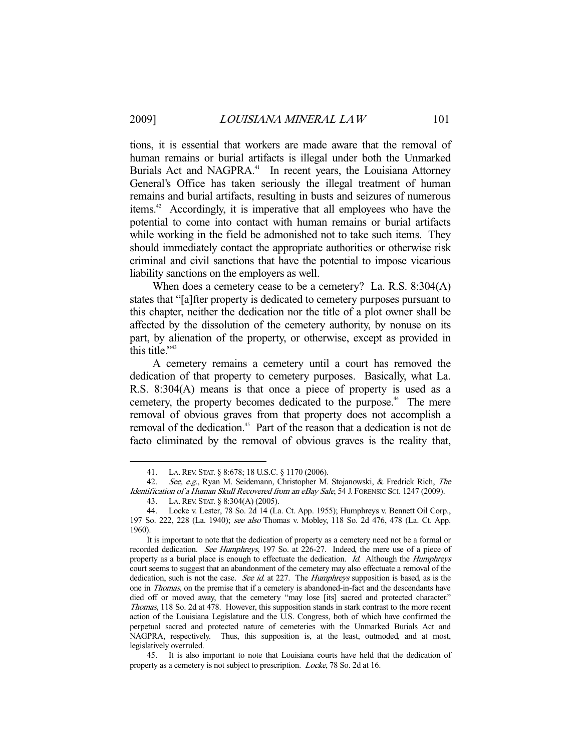tions, it is essential that workers are made aware that the removal of human remains or burial artifacts is illegal under both the Unmarked Burials Act and NAGPRA.[41] In recent years, the Louisiana Attorney General's Office has taken seriously the illegal treatment of human remains and burial artifacts, resulting in busts and seizures of numerous items.[42] Accordingly, it is imperative that all employees who have the potential to come into contact with human remains or burial artifacts while working in the field be admonished not to take such items. They should immediately contact the appropriate authorities or otherwise risk criminal and civil sanctions that have the potential to impose vicarious liability sanctions on the employers as well.

When does a cemetery cease to be a cemetery? La. R.S. 8:304(A) states that "[a]fter property is dedicated to cemetery purposes pursuant to this chapter, neither the dedication nor the title of a plot owner shall be affected by the dissolution of the cemetery authority, by nonuse on its part, by alienation of the property, or otherwise, except as provided in this title."[43]

A cemetery remains a cemetery until a court has removed the dedication of that property to cemetery purposes. Basically, what La. R.S. 8:304(A) means is that once a piece of property is used as a cemetery, the property becomes dedicated to the purpose.[44] The mere removal of obvious graves from that property does not accomplish a removal of the dedication.[45] Part of the reason that a dedication is not de facto eliminated by the removal of obvious graves is the reality that,

---

41. LA. REV. STAT. § 8:678; 18 U.S.C. § 1170 (2006).

42. *See, e.g.*, Ryan M. Seidemann, Christopher M. Stojanowski, & Fredrick Rich, *The Identification of a Human Skull Recovered from an eBay Sale*, 54 J. FORENSIC SCI. 1247 (2009).

43. LA. REV. STAT. § 8:304(A) (2005).

44. Locke v. Lester, 78 So. 2d 14 (La. Ct. App. 1955); Humphreys v. Bennett Oil Corp., 197 So. 222, 228 (La. 1940); *see also* Thomas v. Mobley, 118 So. 2d 476, 478 (La. Ct. App. 1960).

It is important to note that the dedication of property as a cemetery need not be a formal or recorded dedication. *See Humphreys*, 197 So. at 226-27. Indeed, the mere use of a piece of property as a burial place is enough to effectuate the dedication. *Id.* Although the *Humphreys* court seems to suggest that an abandonment of the cemetery may also effectuate a removal of the dedication, such is not the case. *See id.* at 227. The *Humphreys* supposition is based, as is the one in *Thomas*, on the premise that if a cemetery is abandoned-in-fact and the descendants have died off or moved away, that the cemetery "may lose [its] sacred and protected character." *Thomas*, 118 So. 2d at 478. However, this supposition stands in stark contrast to the more recent action of the Louisiana Legislature and the U.S. Congress, both of which have confirmed the perpetual sacred and protected nature of cemeteries with the Unmarked Burials Act and NAGPRA, respectively. Thus, this supposition is, at the least, outmoded, and at most, legislatively overruled.

45. It is also important to note that Louisiana courts have held that the dedication of property as a cemetery is not subject to prescription. *Locke*, 78 So. 2d at 16.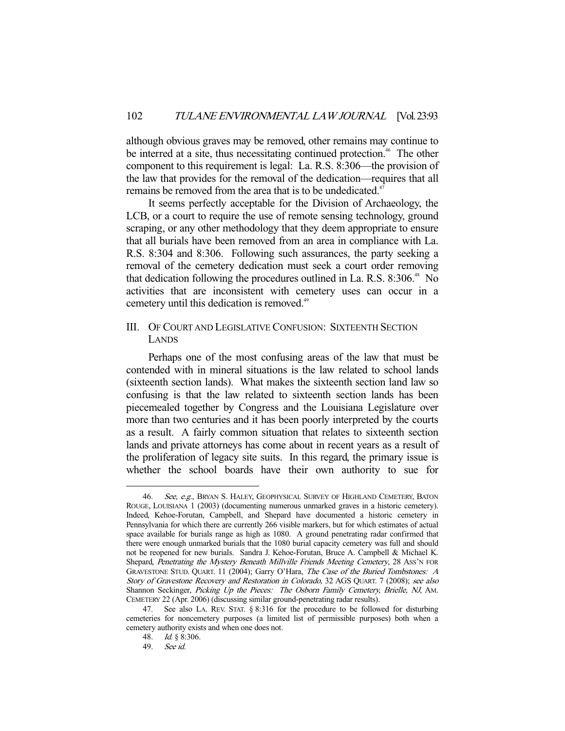although obvious graves may be removed, other remains may continue to be interred at a site, thus necessitating continued protection.[46] The other component to this requirement is legal: La. R.S. 8:306—the provision of the law that provides for the removal of the dedication—requires that all remains be removed from the area that is to be undedicated.[47]

It seems perfectly acceptable for the Division of Archaeology, the LCB, or a court to require the use of remote sensing technology, ground scraping, or any other methodology that they deem appropriate to ensure that all burials have been removed from an area in compliance with La. R.S. 8:304 and 8:306. Following such assurances, the party seeking a removal of the cemetery dedication must seek a court order removing that dedication following the procedures outlined in La. R.S. 8:306.[48] No activities that are inconsistent with cemetery uses can occur in a cemetery until this dedication is removed.[49]

## III. Of Court and Legislative Confusion: Sixteenth Section Lands

Perhaps one of the most confusing areas of the law that must be contended with in mineral situations is the law related to school lands (sixteenth section lands). What makes the sixteenth section land law so confusing is that the law related to sixteenth section lands has been piecemealed together by Congress and the Louisiana Legislature over more than two centuries and it has been poorly interpreted by the courts as a result. A fairly common situation that relates to sixteenth section lands and private attorneys has come about in recent years as a result of the proliferation of legacy site suits. In this regard, the primary issue is whether the school boards have their own authority to sue for

---

46. *See, e.g.*, Bryan S. Haley, Geophysical Survey of Highland Cemetery, Baton Rouge, Louisiana 1 (2003) (documenting numerous unmarked graves in a historic cemetery). Indeed, Kehoe-Forutan, Campbell, and Shepard have documented a historic cemetery in Pennsylvania for which there are currently 266 visible markers, but for which estimates of actual space available for burials range as high as 1080. A ground penetrating radar confirmed that there were enough unmarked burials that the 1080 burial capacity cemetery was full and should not be reopened for new burials. Sandra J. Kehoe-Forutan, Bruce A. Campbell & Michael K. Shepard, *Penetrating the Mystery Beneath Millville Friends Meeting Cemetery*, 28 Ass'n for Gravestone Stud. Quart. 11 (2004); Garry O'Hara, *The Case of the Buried Tombstones: A Story of Gravestone Recovery and Restoration in Colorado*, 32 AGS Quart. 7 (2008); *see also* Shannon Seckinger, *Picking Up the Pieces: The Osborn Family Cemetery, Brielle, NJ*, Am. Cemetery 22 (Apr. 2006) (discussing similar ground-penetrating radar results).

47. See also La. Rev. Stat. § 8:316 for the procedure to be followed for disturbing cemeteries for noncemetery purposes (a limited list of permissible purposes) both when a cemetery authority exists and when one does not.

48. *Id.* § 8:306.

49. *See id.*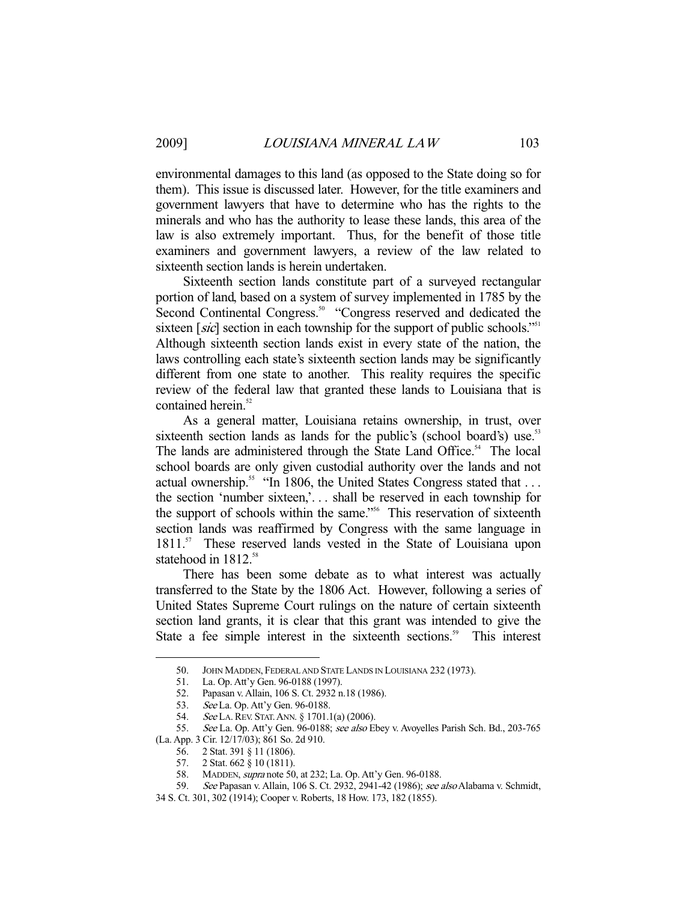environmental damages to this land (as opposed to the State doing so for them). This issue is discussed later. However, for the title examiners and government lawyers that have to determine who has the rights to the minerals and who has the authority to lease these lands, this area of the law is also extremely important. Thus, for the benefit of those title examiners and government lawyers, a review of the law related to sixteenth section lands is herein undertaken.

Sixteenth section lands constitute part of a surveyed rectangular portion of land, based on a system of survey implemented in 1785 by the Second Continental Congress.[50] "Congress reserved and dedicated the sixteen [*sic*] section in each township for the support of public schools."[51] Although sixteenth section lands exist in every state of the nation, the laws controlling each state's sixteenth section lands may be significantly different from one state to another. This reality requires the specific review of the federal law that granted these lands to Louisiana that is contained herein.[52]

As a general matter, Louisiana retains ownership, in trust, over sixteenth section lands as lands for the public's (school board's) use.[53] The lands are administered through the State Land Office.[54] The local school boards are only given custodial authority over the lands and not actual ownership.[55] "In 1806, the United States Congress stated that . . . the section 'number sixteen,'. . . shall be reserved in each township for the support of schools within the same."[56] This reservation of sixteenth section lands was reaffirmed by Congress with the same language in 1811.[57] These reserved lands vested in the State of Louisiana upon statehood in 1812.[58]

There has been some debate as to what interest was actually transferred to the State by the 1806 Act. However, following a series of United States Supreme Court rulings on the nature of certain sixteenth section land grants, it is clear that this grant was intended to give the State a fee simple interest in the sixteenth sections.[59] This interest

---

50. JOHN MADDEN, FEDERAL AND STATE LANDS IN LOUISIANA 232 (1973).

51. La. Op. Att'y Gen. 96-0188 (1997).

52. Papasan v. Allain, 106 S. Ct. 2932 n.18 (1986).

53. *See* La. Op. Att'y Gen. 96-0188.

54. *See* LA. REV. STAT. ANN. § 1701.1(a) (2006).

55. *See* La. Op. Att'y Gen. 96-0188; *see also* Ebey v. Avoyelles Parish Sch. Bd., 203-765 (La. App. 3 Cir. 12/17/03); 861 So. 2d 910.

56. 2 Stat. 391 § 11 (1806).

57. 2 Stat. 662 § 10 (1811).

58. MADDEN, *supra* note 50, at 232; La. Op. Att'y Gen. 96-0188.

59. *See* Papasan v. Allain, 106 S. Ct. 2932, 2941-42 (1986); *see also* Alabama v. Schmidt, 34 S. Ct. 301, 302 (1914); Cooper v. Roberts, 18 How. 173, 182 (1855).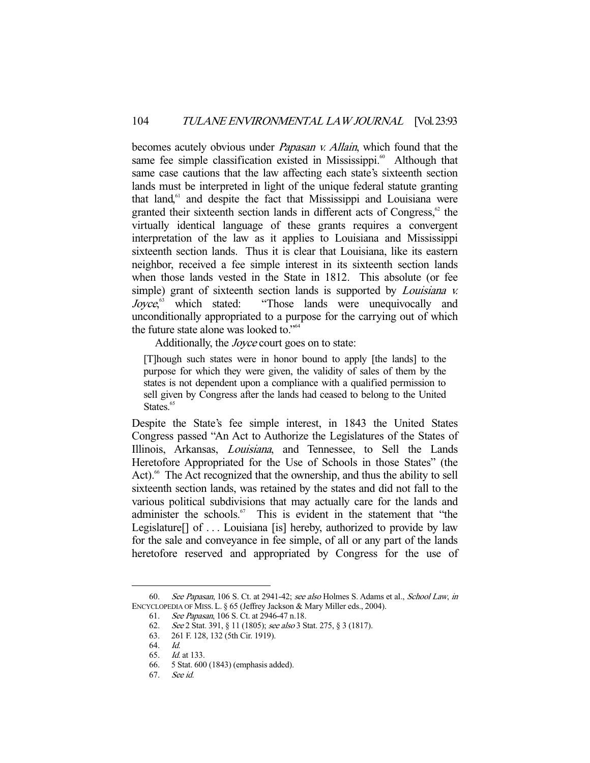becomes acutely obvious under *Papasan v. Allain*, which found that the same fee simple classification existed in Mississippi.[60] Although that same case cautions that the law affecting each state's sixteenth section lands must be interpreted in light of the unique federal statute granting that land,[61] and despite the fact that Mississippi and Louisiana were granted their sixteenth section lands in different acts of Congress,[62] the virtually identical language of these grants requires a convergent interpretation of the law as it applies to Louisiana and Mississippi sixteenth section lands. Thus it is clear that Louisiana, like its eastern neighbor, received a fee simple interest in its sixteenth section lands when those lands vested in the State in 1812. This absolute (or fee simple) grant of sixteenth section lands is supported by *Louisiana v. Joyce*,[63] which stated: "Those lands were unequivocally and unconditionally appropriated to a purpose for the carrying out of which the future state alone was looked to."[64]

Additionally, the *Joyce* court goes on to state:

> [T]hough such states were in honor bound to apply [the lands] to the purpose for which they were given, the validity of sales of them by the states is not dependent upon a compliance with a qualified permission to sell given by Congress after the lands had ceased to belong to the United States.[65]

Despite the State's fee simple interest, in 1843 the United States Congress passed "An Act to Authorize the Legislatures of the States of Illinois, Arkansas, *Louisiana*, and Tennessee, to Sell the Lands Heretofore Appropriated for the Use of Schools in those States" (the Act).[66] The Act recognized that the ownership, and thus the ability to sell sixteenth section lands, was retained by the states and did not fall to the various political subdivisions that may actually care for the lands and administer the schools.[67] This is evident in the statement that "the Legislature[] of . . . Louisiana [is] hereby, authorized to provide by law for the sale and conveyance in fee simple, of all or any part of the lands heretofore reserved and appropriated by Congress for the use of

---

60. *See Papasan*, 106 S. Ct. at 2941-42; *see also* Holmes S. Adams et al., *School Law*, *in* ENCYCLOPEDIA OF MISS. L. § 65 (Jeffrey Jackson & Mary Miller eds., 2004).

61. *See Papasan*, 106 S. Ct. at 2946-47 n.18.

62. *See* 2 Stat. 391, § 11 (1805); *see also* 3 Stat. 275, § 3 (1817).

63. 261 F. 128, 132 (5th Cir. 1919).

64. *Id.*

65. *Id.* at 133.

66. 5 Stat. 600 (1843) (emphasis added).

67. *See id.*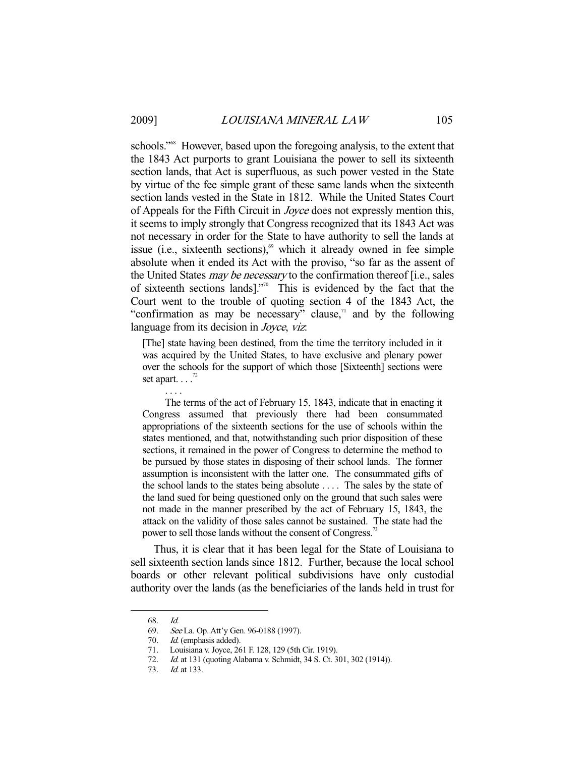schools."[68] However, based upon the foregoing analysis, to the extent that the 1843 Act purports to grant Louisiana the power to sell its sixteenth section lands, that Act is superfluous, as such power vested in the State by virtue of the fee simple grant of these same lands when the sixteenth section lands vested in the State in 1812. While the United States Court of Appeals for the Fifth Circuit in *Joyce* does not expressly mention this, it seems to imply strongly that Congress recognized that its 1843 Act was not necessary in order for the State to have authority to sell the lands at issue (i.e., sixteenth sections),[69] which it already owned in fee simple absolute when it ended its Act with the proviso, "so far as the assent of the United States *may be necessary* to the confirmation thereof [i.e., sales of sixteenth sections lands]."[70] This is evidenced by the fact that the Court went to the trouble of quoting section 4 of the 1843 Act, the "confirmation as may be necessary" clause,[71] and by the following language from its decision in *Joyce*, *viz*:

> [The] state having been destined, from the time the territory included in it was acquired by the United States, to have exclusive and plenary power over the schools for the support of which those [Sixteenth] sections were set apart. . . .[72]
>
> . . . .
>
> The terms of the act of February 15, 1843, indicate that in enacting it Congress assumed that previously there had been consummated appropriations of the sixteenth sections for the use of schools within the states mentioned, and that, notwithstanding such prior disposition of these sections, it remained in the power of Congress to determine the method to be pursued by those states in disposing of their school lands. The former assumption is inconsistent with the latter one. The consummated gifts of the school lands to the states being absolute . . . . The sales by the state of the land sued for being questioned only on the ground that such sales were not made in the manner prescribed by the act of February 15, 1843, the attack on the validity of those sales cannot be sustained. The state had the power to sell those lands without the consent of Congress.[73]

Thus, it is clear that it has been legal for the State of Louisiana to sell sixteenth section lands since 1812. Further, because the local school boards or other relevant political subdivisions have only custodial authority over the lands (as the beneficiaries of the lands held in trust for

---

68. *Id.*
69. *See* La. Op. Att'y Gen. 96-0188 (1997).
70. *Id.* (emphasis added).
71. Louisiana v. Joyce, 261 F. 128, 129 (5th Cir. 1919).
72. *Id.* at 131 (quoting Alabama v. Schmidt, 34 S. Ct. 301, 302 (1914)).
73. *Id.* at 133.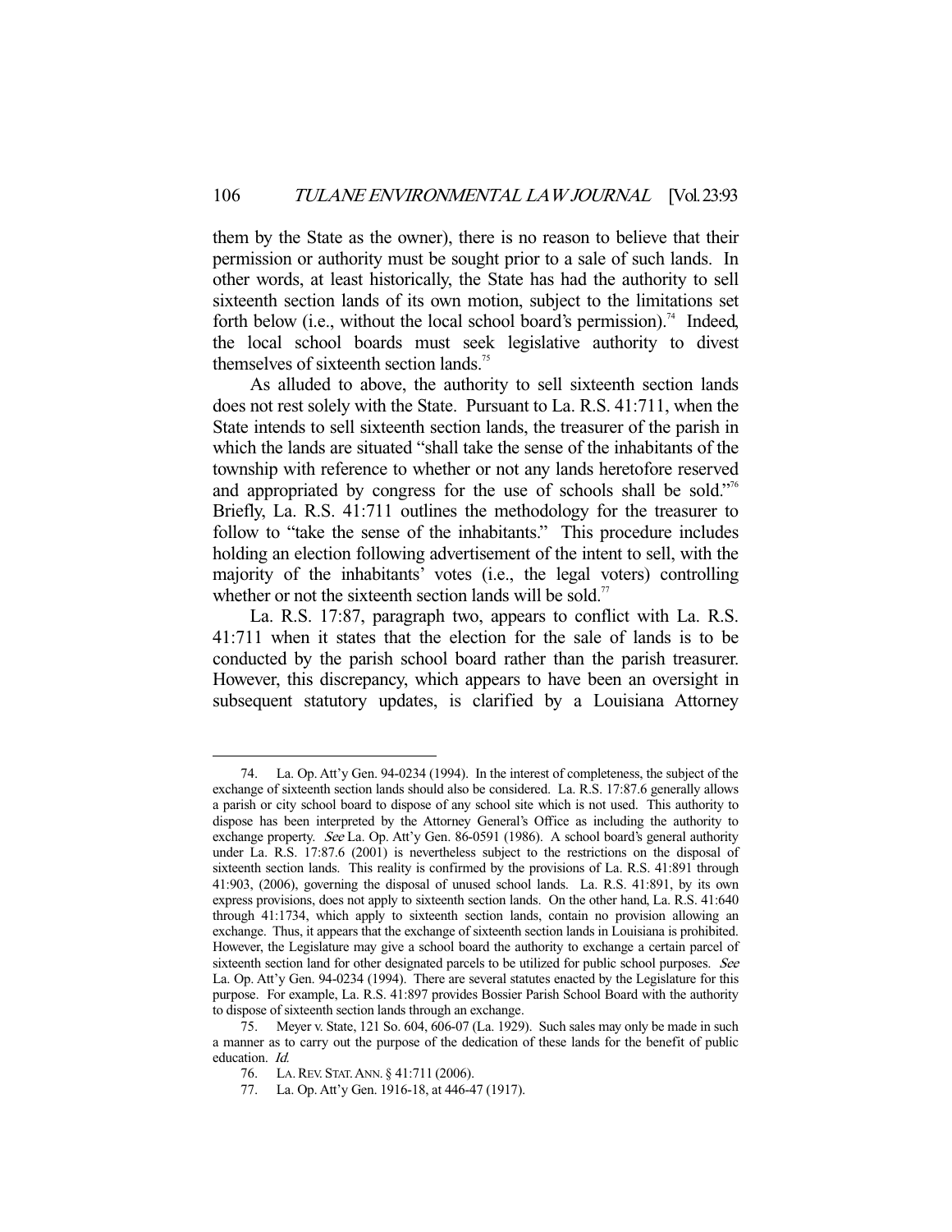them by the State as the owner), there is no reason to believe that their permission or authority must be sought prior to a sale of such lands. In other words, at least historically, the State has had the authority to sell sixteenth section lands of its own motion, subject to the limitations set forth below (i.e., without the local school board's permission).[74] Indeed, the local school boards must seek legislative authority to divest themselves of sixteenth section lands.[75]

As alluded to above, the authority to sell sixteenth section lands does not rest solely with the State. Pursuant to La. R.S. 41:711, when the State intends to sell sixteenth section lands, the treasurer of the parish in which the lands are situated "shall take the sense of the inhabitants of the township with reference to whether or not any lands heretofore reserved and appropriated by congress for the use of schools shall be sold."[76] Briefly, La. R.S. 41:711 outlines the methodology for the treasurer to follow to "take the sense of the inhabitants." This procedure includes holding an election following advertisement of the intent to sell, with the majority of the inhabitants' votes (i.e., the legal voters) controlling whether or not the sixteenth section lands will be sold.[77]

La. R.S. 17:87, paragraph two, appears to conflict with La. R.S. 41:711 when it states that the election for the sale of lands is to be conducted by the parish school board rather than the parish treasurer. However, this discrepancy, which appears to have been an oversight in subsequent statutory updates, is clarified by a Louisiana Attorney

---

74. La. Op. Att'y Gen. 94-0234 (1994). In the interest of completeness, the subject of the exchange of sixteenth section lands should also be considered. La. R.S. 17:87.6 generally allows a parish or city school board to dispose of any school site which is not used. This authority to dispose has been interpreted by the Attorney General's Office as including the authority to exchange property. *See* La. Op. Att'y Gen. 86-0591 (1986). A school board's general authority under La. R.S. 17:87.6 (2001) is nevertheless subject to the restrictions on the disposal of sixteenth section lands. This reality is confirmed by the provisions of La. R.S. 41:891 through 41:903, (2006), governing the disposal of unused school lands. La. R.S. 41:891, by its own express provisions, does not apply to sixteenth section lands. On the other hand, La. R.S. 41:640 through 41:1734, which apply to sixteenth section lands, contain no provision allowing an exchange. Thus, it appears that the exchange of sixteenth section lands in Louisiana is prohibited. However, the Legislature may give a school board the authority to exchange a certain parcel of sixteenth section land for other designated parcels to be utilized for public school purposes. *See* La. Op. Att'y Gen. 94-0234 (1994). There are several statutes enacted by the Legislature for this purpose. For example, La. R.S. 41:897 provides Bossier Parish School Board with the authority to dispose of sixteenth section lands through an exchange.

75. Meyer v. State, 121 So. 604, 606-07 (La. 1929). Such sales may only be made in such a manner as to carry out the purpose of the dedication of these lands for the benefit of public education. *Id.*

76. LA. REV. STAT. ANN. § 41:711 (2006).

77. La. Op. Att'y Gen. 1916-18, at 446-47 (1917).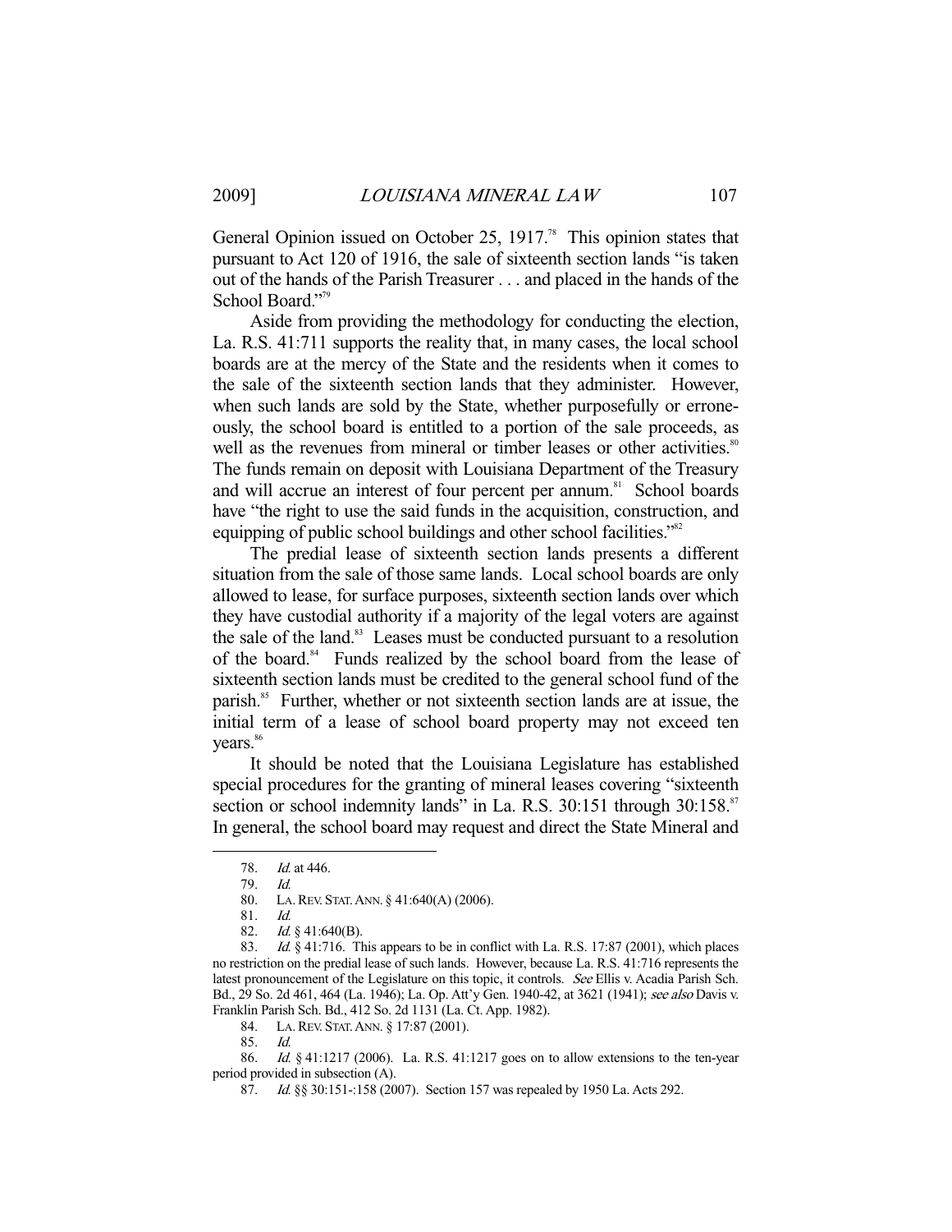General Opinion issued on October 25, 1917.[78] This opinion states that pursuant to Act 120 of 1916, the sale of sixteenth section lands "is taken out of the hands of the Parish Treasurer . . . and placed in the hands of the School Board."[79]

Aside from providing the methodology for conducting the election, La. R.S. 41:711 supports the reality that, in many cases, the local school boards are at the mercy of the State and the residents when it comes to the sale of the sixteenth section lands that they administer. However, when such lands are sold by the State, whether purposefully or erroneously, the school board is entitled to a portion of the sale proceeds, as well as the revenues from mineral or timber leases or other activities.[80] The funds remain on deposit with Louisiana Department of the Treasury and will accrue an interest of four percent per annum.[81] School boards have "the right to use the said funds in the acquisition, construction, and equipping of public school buildings and other school facilities."[82]

The predial lease of sixteenth section lands presents a different situation from the sale of those same lands. Local school boards are only allowed to lease, for surface purposes, sixteenth section lands over which they have custodial authority if a majority of the legal voters are against the sale of the land.[83] Leases must be conducted pursuant to a resolution of the board.[84] Funds realized by the school board from the lease of sixteenth section lands must be credited to the general school fund of the parish.[85] Further, whether or not sixteenth section lands are at issue, the initial term of a lease of school board property may not exceed ten years.[86]

It should be noted that the Louisiana Legislature has established special procedures for the granting of mineral leases covering "sixteenth section or school indemnity lands" in La. R.S. 30:151 through 30:158.[87] In general, the school board may request and direct the State Mineral and

---

78. *Id.* at 446.

79. *Id.*

80. LA. REV. STAT. ANN. § 41:640(A) (2006).

81. *Id.*

82. *Id.* § 41:640(B).

83. *Id.* § 41:716. This appears to be in conflict with La. R.S. 17:87 (2001), which places no restriction on the predial lease of such lands. However, because La. R.S. 41:716 represents the latest pronouncement of the Legislature on this topic, it controls. *See* Ellis v. Acadia Parish Sch. Bd., 29 So. 2d 461, 464 (La. 1946); La. Op. Att'y Gen. 1940-42, at 3621 (1941); *see also* Davis v. Franklin Parish Sch. Bd., 412 So. 2d 1131 (La. Ct. App. 1982).

84. LA. REV. STAT. ANN. § 17:87 (2001).

85. *Id.*

86. *Id.* § 41:1217 (2006). La. R.S. 41:1217 goes on to allow extensions to the ten-year period provided in subsection (A).

87. *Id.* §§ 30:151-:158 (2007). Section 157 was repealed by 1950 La. Acts 292.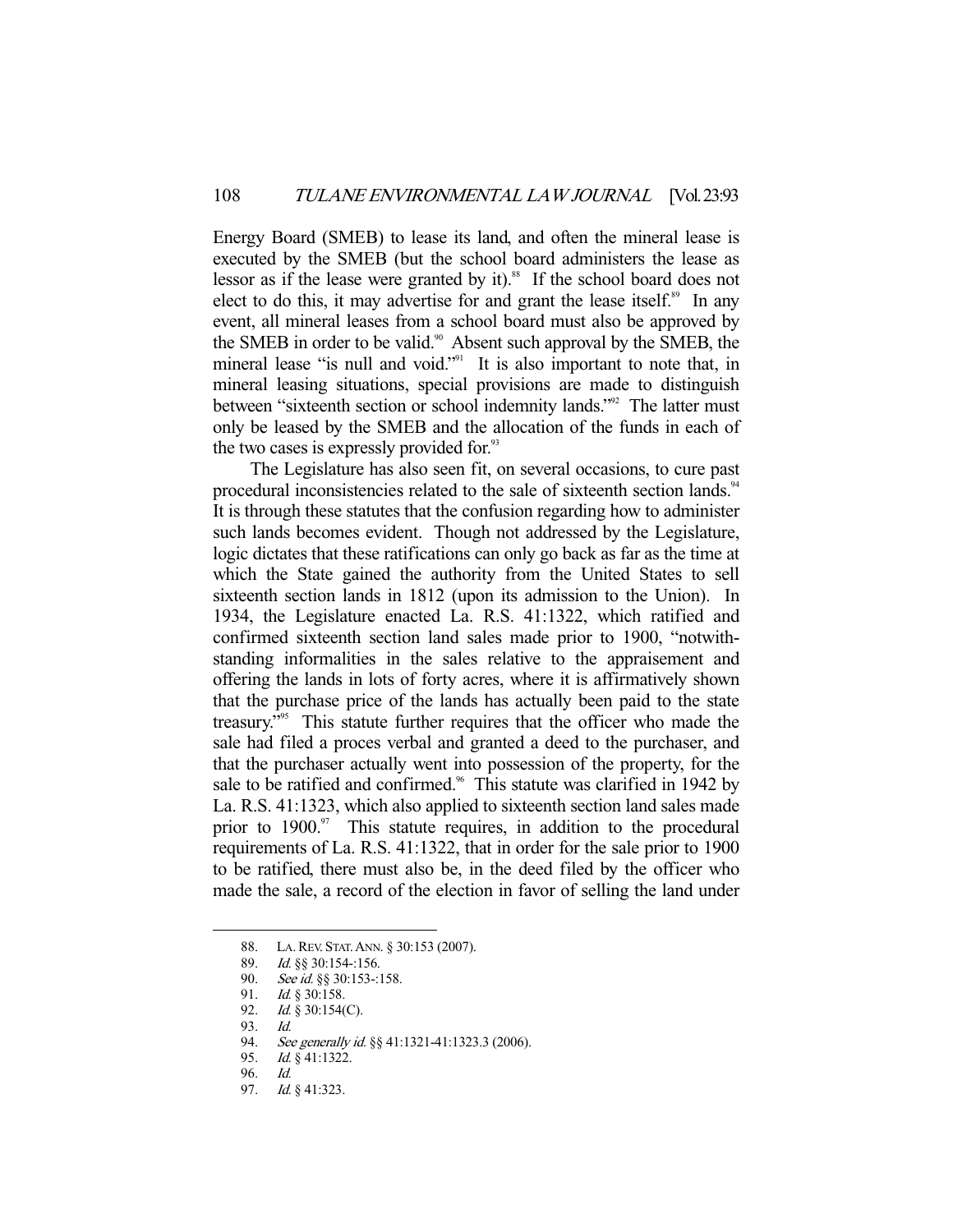Energy Board (SMEB) to lease its land, and often the mineral lease is executed by the SMEB (but the school board administers the lease as lessor as if the lease were granted by it).[88] If the school board does not elect to do this, it may advertise for and grant the lease itself.[89] In any event, all mineral leases from a school board must also be approved by the SMEB in order to be valid.[90] Absent such approval by the SMEB, the mineral lease "is null and void."[91] It is also important to note that, in mineral leasing situations, special provisions are made to distinguish between "sixteenth section or school indemnity lands."[92] The latter must only be leased by the SMEB and the allocation of the funds in each of the two cases is expressly provided for.[93]

The Legislature has also seen fit, on several occasions, to cure past procedural inconsistencies related to the sale of sixteenth section lands.[94] It is through these statutes that the confusion regarding how to administer such lands becomes evident. Though not addressed by the Legislature, logic dictates that these ratifications can only go back as far as the time at which the State gained the authority from the United States to sell sixteenth section lands in 1812 (upon its admission to the Union). In 1934, the Legislature enacted La. R.S. 41:1322, which ratified and confirmed sixteenth section land sales made prior to 1900, "notwithstanding informalities in the sales relative to the appraisement and offering the lands in lots of forty acres, where it is affirmatively shown that the purchase price of the lands has actually been paid to the state treasury."[95] This statute further requires that the officer who made the sale had filed a proces verbal and granted a deed to the purchaser, and that the purchaser actually went into possession of the property, for the sale to be ratified and confirmed.[96] This statute was clarified in 1942 by La. R.S. 41:1323, which also applied to sixteenth section land sales made prior to 1900.[97] This statute requires, in addition to the procedural requirements of La. R.S. 41:1322, that in order for the sale prior to 1900 to be ratified, there must also be, in the deed filed by the officer who made the sale, a record of the election in favor of selling the land under

---

88. LA. REV. STAT. ANN. § 30:153 (2007).
89. *Id.* §§ 30:154-:156.
90. *See id.* §§ 30:153-:158.
91. *Id.* § 30:158.
92. *Id.* § 30:154(C).
93. *Id.*
94. *See generally id.* §§ 41:1321-41:1323.3 (2006).
95. *Id.* § 41:1322.
96. *Id.*
97. *Id.* § 41:323.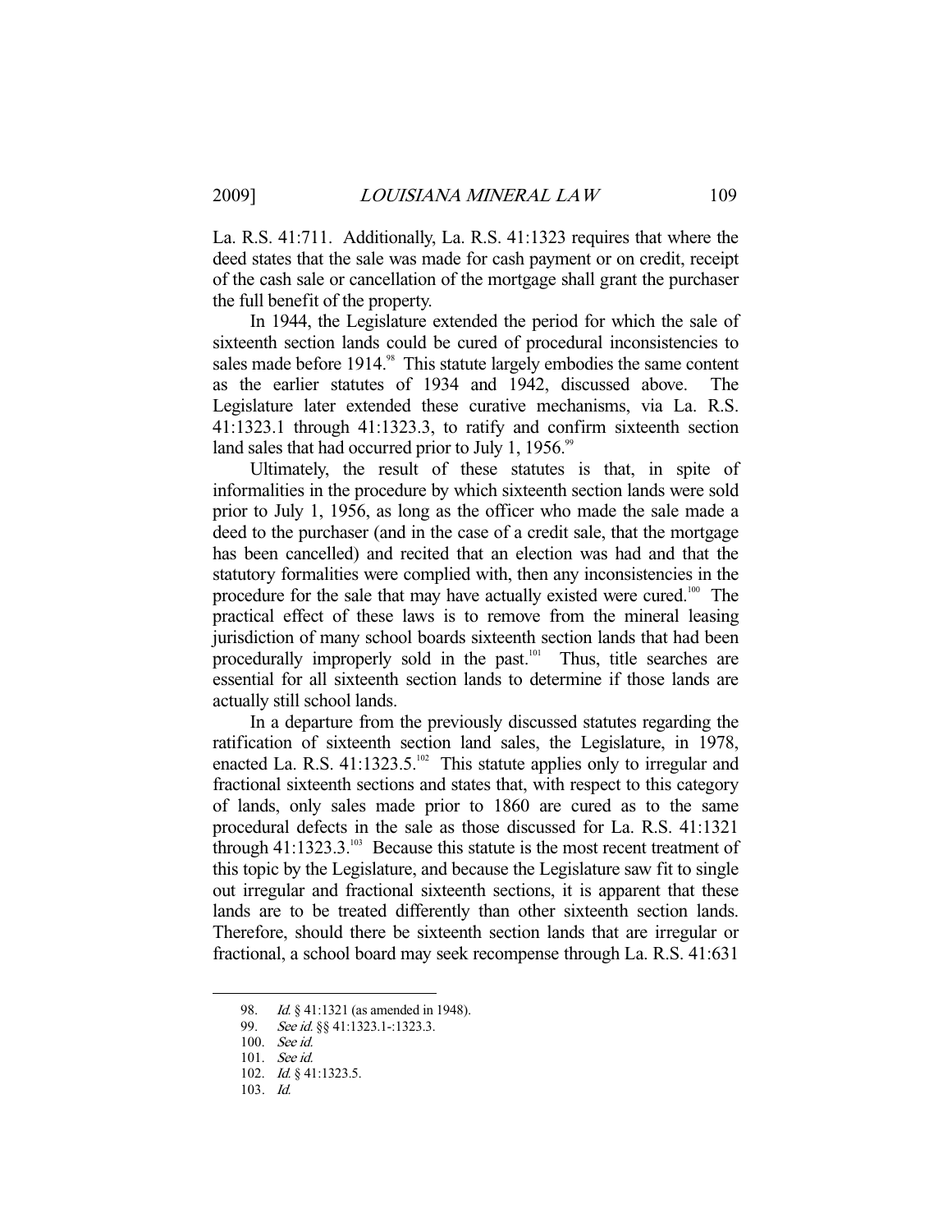La. R.S. 41:711. Additionally, La. R.S. 41:1323 requires that where the deed states that the sale was made for cash payment or on credit, receipt of the cash sale or cancellation of the mortgage shall grant the purchaser the full benefit of the property.

In 1944, the Legislature extended the period for which the sale of sixteenth section lands could be cured of procedural inconsistencies to sales made before 1914.[98] This statute largely embodies the same content as the earlier statutes of 1934 and 1942, discussed above. The Legislature later extended these curative mechanisms, via La. R.S. 41:1323.1 through 41:1323.3, to ratify and confirm sixteenth section land sales that had occurred prior to July 1, 1956.[99]

Ultimately, the result of these statutes is that, in spite of informalities in the procedure by which sixteenth section lands were sold prior to July 1, 1956, as long as the officer who made the sale made a deed to the purchaser (and in the case of a credit sale, that the mortgage has been cancelled) and recited that an election was had and that the statutory formalities were complied with, then any inconsistencies in the procedure for the sale that may have actually existed were cured.[100] The practical effect of these laws is to remove from the mineral leasing jurisdiction of many school boards sixteenth section lands that had been procedurally improperly sold in the past.[101] Thus, title searches are essential for all sixteenth section lands to determine if those lands are actually still school lands.

In a departure from the previously discussed statutes regarding the ratification of sixteenth section land sales, the Legislature, in 1978, enacted La. R.S. 41:1323.5.[102] This statute applies only to irregular and fractional sixteenth sections and states that, with respect to this category of lands, only sales made prior to 1860 are cured as to the same procedural defects in the sale as those discussed for La. R.S. 41:1321 through 41:1323.3.[103] Because this statute is the most recent treatment of this topic by the Legislature, and because the Legislature saw fit to single out irregular and fractional sixteenth sections, it is apparent that these lands are to be treated differently than other sixteenth section lands. Therefore, should there be sixteenth section lands that are irregular or fractional, a school board may seek recompense through La. R.S. 41:631

---

98. *Id.* § 41:1321 (as amended in 1948).

99. *See id.* §§ 41:1323.1-:1323.3.

100. *See id.*

101. *See id.*

102. *Id.* § 41:1323.5.

103. *Id.*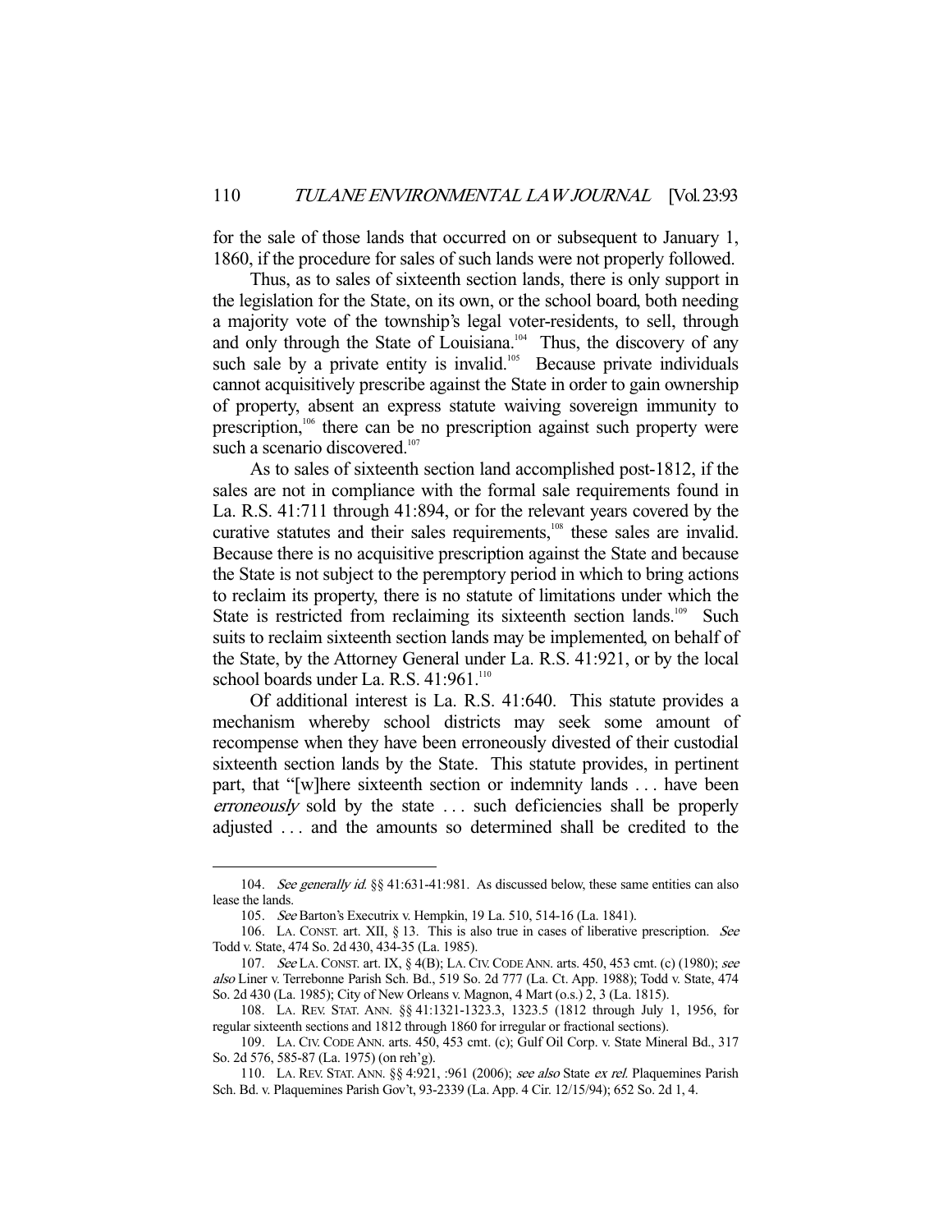for the sale of those lands that occurred on or subsequent to January 1, 1860, if the procedure for sales of such lands were not properly followed.

Thus, as to sales of sixteenth section lands, there is only support in the legislation for the State, on its own, or the school board, both needing a majority vote of the township's legal voter-residents, to sell, through and only through the State of Louisiana.[104] Thus, the discovery of any such sale by a private entity is invalid.[105] Because private individuals cannot acquisitively prescribe against the State in order to gain ownership of property, absent an express statute waiving sovereign immunity to prescription,[106] there can be no prescription against such property were such a scenario discovered.[107]

As to sales of sixteenth section land accomplished post-1812, if the sales are not in compliance with the formal sale requirements found in La. R.S. 41:711 through 41:894, or for the relevant years covered by the curative statutes and their sales requirements,[108] these sales are invalid. Because there is no acquisitive prescription against the State and because the State is not subject to the peremptory period in which to bring actions to reclaim its property, there is no statute of limitations under which the State is restricted from reclaiming its sixteenth section lands.[109] Such suits to reclaim sixteenth section lands may be implemented, on behalf of the State, by the Attorney General under La. R.S. 41:921, or by the local school boards under La. R.S. 41:961.[110]

Of additional interest is La. R.S. 41:640. This statute provides a mechanism whereby school districts may seek some amount of recompense when they have been erroneously divested of their custodial sixteenth section lands by the State. This statute provides, in pertinent part, that "[w]here sixteenth section or indemnity lands . . . have been *erroneously* sold by the state . . . such deficiencies shall be properly adjusted . . . and the amounts so determined shall be credited to the

---

104. *See generally id.* §§ 41:631-41:981. As discussed below, these same entities can also lease the lands.

105. *See* Barton's Executrix v. Hempkin, 19 La. 510, 514-16 (La. 1841).

106. LA. CONST. art. XII, § 13. This is also true in cases of liberative prescription. *See* Todd v. State, 474 So. 2d 430, 434-35 (La. 1985).

107. *See* LA. CONST. art. IX, § 4(B); LA. CIV. CODE ANN. arts. 450, 453 cmt. (c) (1980); *see also* Liner v. Terrebonne Parish Sch. Bd., 519 So. 2d 777 (La. Ct. App. 1988); Todd v. State, 474 So. 2d 430 (La. 1985); City of New Orleans v. Magnon, 4 Mart (o.s.) 2, 3 (La. 1815).

108. LA. REV. STAT. ANN. §§ 41:1321-1323.3, 1323.5 (1812 through July 1, 1956, for regular sixteenth sections and 1812 through 1860 for irregular or fractional sections).

109. LA. CIV. CODE ANN. arts. 450, 453 cmt. (c); Gulf Oil Corp. v. State Mineral Bd., 317 So. 2d 576, 585-87 (La. 1975) (on reh'g).

110. LA. REV. STAT. ANN. §§ 4:921, :961 (2006); *see also* State *ex rel.* Plaquemines Parish Sch. Bd. v. Plaquemines Parish Gov't, 93-2339 (La. App. 4 Cir. 12/15/94); 652 So. 2d 1, 4.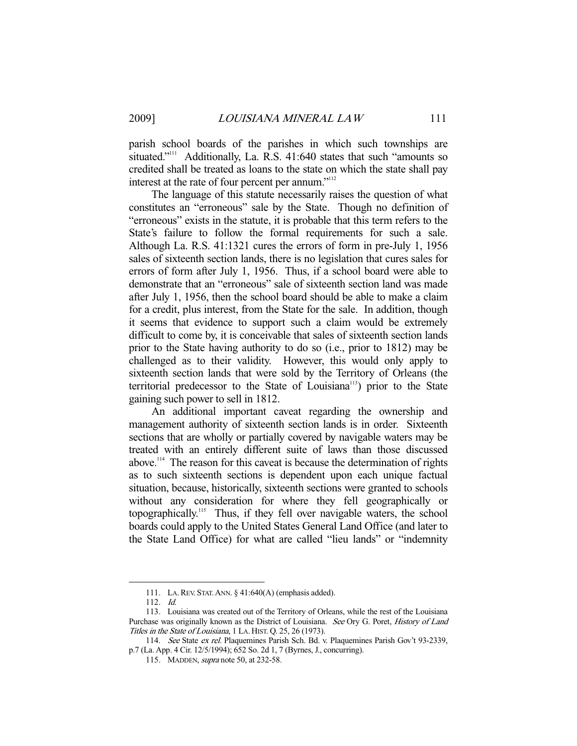parish school boards of the parishes in which such townships are situated."[111] Additionally, La. R.S. 41:640 states that such "amounts so credited shall be treated as loans to the state on which the state shall pay interest at the rate of four percent per annum."[112]

The language of this statute necessarily raises the question of what constitutes an "erroneous" sale by the State. Though no definition of "erroneous" exists in the statute, it is probable that this term refers to the State's failure to follow the formal requirements for such a sale. Although La. R.S. 41:1321 cures the errors of form in pre-July 1, 1956 sales of sixteenth section lands, there is no legislation that cures sales for errors of form after July 1, 1956. Thus, if a school board were able to demonstrate that an "erroneous" sale of sixteenth section land was made after July 1, 1956, then the school board should be able to make a claim for a credit, plus interest, from the State for the sale. In addition, though it seems that evidence to support such a claim would be extremely difficult to come by, it is conceivable that sales of sixteenth section lands prior to the State having authority to do so (i.e., prior to 1812) may be challenged as to their validity. However, this would only apply to sixteenth section lands that were sold by the Territory of Orleans (the territorial predecessor to the State of Louisiana[113]) prior to the State gaining such power to sell in 1812.

An additional important caveat regarding the ownership and management authority of sixteenth section lands is in order. Sixteenth sections that are wholly or partially covered by navigable waters may be treated with an entirely different suite of laws than those discussed above.[114] The reason for this caveat is because the determination of rights as to such sixteenth sections is dependent upon each unique factual situation, because, historically, sixteenth sections were granted to schools without any consideration for where they fell geographically or topographically.[115] Thus, if they fell over navigable waters, the school boards could apply to the United States General Land Office (and later to the State Land Office) for what are called "lieu lands" or "indemnity

---

111. LA. REV. STAT. ANN. § 41:640(A) (emphasis added).

112. *Id.*

113. Louisiana was created out of the Territory of Orleans, while the rest of the Louisiana Purchase was originally known as the District of Louisiana. *See* Ory G. Poret, *History of Land Titles in the State of Louisiana*, 1 LA. HIST. Q. 25, 26 (1973).

114. *See* State *ex rel.* Plaquemines Parish Sch. Bd. v. Plaquemines Parish Gov't 93-2339, p.7 (La. App. 4 Cir. 12/5/1994); 652 So. 2d 1, 7 (Byrnes, J., concurring).

115. MADDEN, *supra* note 50, at 232-58.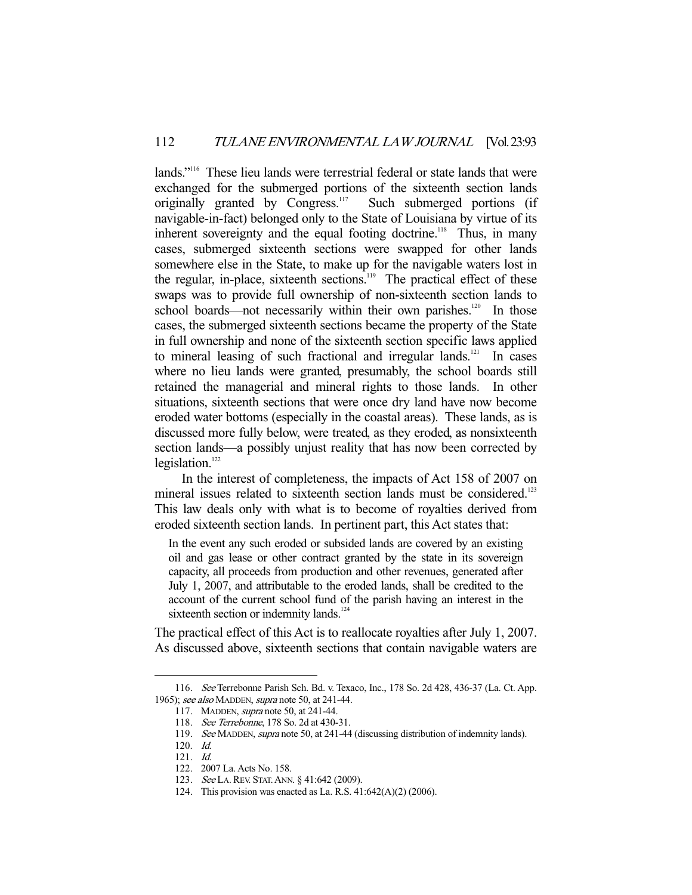lands."[116] These lieu lands were terrestrial federal or state lands that were exchanged for the submerged portions of the sixteenth section lands originally granted by Congress.[117] Such submerged portions (if navigable-in-fact) belonged only to the State of Louisiana by virtue of its inherent sovereignty and the equal footing doctrine.[118] Thus, in many cases, submerged sixteenth sections were swapped for other lands somewhere else in the State, to make up for the navigable waters lost in the regular, in-place, sixteenth sections.[119] The practical effect of these swaps was to provide full ownership of non-sixteenth section lands to school boards—not necessarily within their own parishes.[120] In those cases, the submerged sixteenth sections became the property of the State in full ownership and none of the sixteenth section specific laws applied to mineral leasing of such fractional and irregular lands.[121] In cases where no lieu lands were granted, presumably, the school boards still retained the managerial and mineral rights to those lands. In other situations, sixteenth sections that were once dry land have now become eroded water bottoms (especially in the coastal areas). These lands, as is discussed more fully below, were treated, as they eroded, as nonsixteenth section lands—a possibly unjust reality that has now been corrected by legislation.[122]

In the interest of completeness, the impacts of Act 158 of 2007 on mineral issues related to sixteenth section lands must be considered.[123] This law deals only with what is to become of royalties derived from eroded sixteenth section lands. In pertinent part, this Act states that:

> In the event any such eroded or subsided lands are covered by an existing oil and gas lease or other contract granted by the state in its sovereign capacity, all proceeds from production and other revenues, generated after July 1, 2007, and attributable to the eroded lands, shall be credited to the account of the current school fund of the parish having an interest in the sixteenth section or indemnity lands.[124]

The practical effect of this Act is to reallocate royalties after July 1, 2007. As discussed above, sixteenth sections that contain navigable waters are

---

116. *See* Terrebonne Parish Sch. Bd. v. Texaco, Inc., 178 So. 2d 428, 436-37 (La. Ct. App. 1965); *see also* MADDEN, *supra* note 50, at 241-44.

117. MADDEN, *supra* note 50, at 241-44.

118. *See Terrebonne*, 178 So. 2d at 430-31.

119. *See* MADDEN, *supra* note 50, at 241-44 (discussing distribution of indemnity lands).

120. *Id.*

121. *Id.*

122. 2007 La. Acts No. 158.

123. *See* LA. REV. STAT. ANN. § 41:642 (2009).

124. This provision was enacted as La. R.S. 41:642(A)(2) (2006).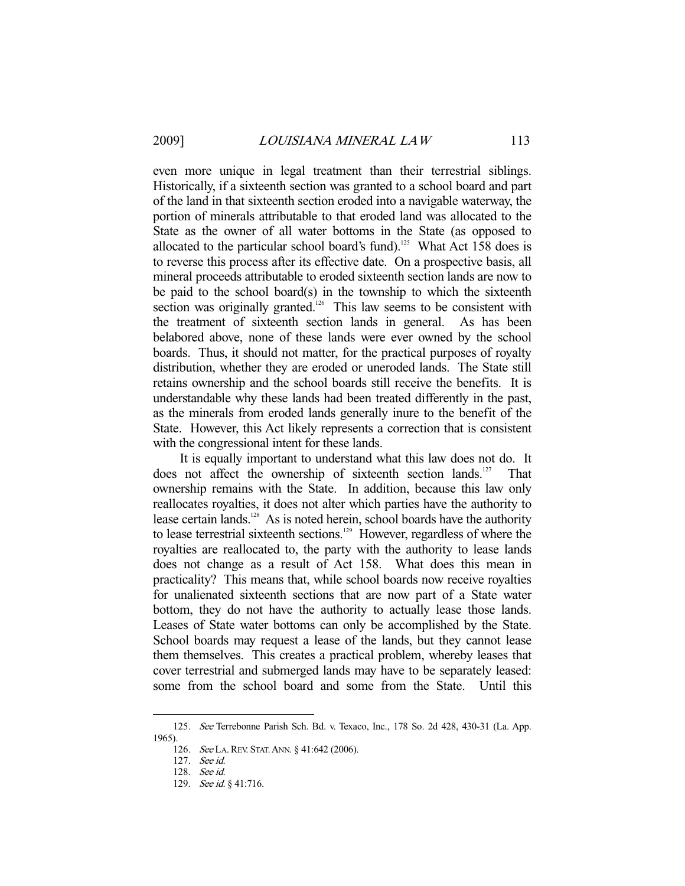even more unique in legal treatment than their terrestrial siblings. Historically, if a sixteenth section was granted to a school board and part of the land in that sixteenth section eroded into a navigable waterway, the portion of minerals attributable to that eroded land was allocated to the State as the owner of all water bottoms in the State (as opposed to allocated to the particular school board's fund).[125] What Act 158 does is to reverse this process after its effective date. On a prospective basis, all mineral proceeds attributable to eroded sixteenth section lands are now to be paid to the school board(s) in the township to which the sixteenth section was originally granted.[126] This law seems to be consistent with the treatment of sixteenth section lands in general. As has been belabored above, none of these lands were ever owned by the school boards. Thus, it should not matter, for the practical purposes of royalty distribution, whether they are eroded or uneroded lands. The State still retains ownership and the school boards still receive the benefits. It is understandable why these lands had been treated differently in the past, as the minerals from eroded lands generally inure to the benefit of the State. However, this Act likely represents a correction that is consistent with the congressional intent for these lands.

It is equally important to understand what this law does not do. It does not affect the ownership of sixteenth section lands.[127] That ownership remains with the State. In addition, because this law only reallocates royalties, it does not alter which parties have the authority to lease certain lands.[128] As is noted herein, school boards have the authority to lease terrestrial sixteenth sections.[129] However, regardless of where the royalties are reallocated to, the party with the authority to lease lands does not change as a result of Act 158. What does this mean in practicality? This means that, while school boards now receive royalties for unalienated sixteenth sections that are now part of a State water bottom, they do not have the authority to actually lease those lands. Leases of State water bottoms can only be accomplished by the State. School boards may request a lease of the lands, but they cannot lease them themselves. This creates a practical problem, whereby leases that cover terrestrial and submerged lands may have to be separately leased: some from the school board and some from the State. Until this

---

125. *See* Terrebonne Parish Sch. Bd. v. Texaco, Inc., 178 So. 2d 428, 430-31 (La. App. 1965).

126. *See* LA. REV. STAT. ANN. § 41:642 (2006).

127. *See id.*

128. *See id.*

129. *See id.* § 41:716.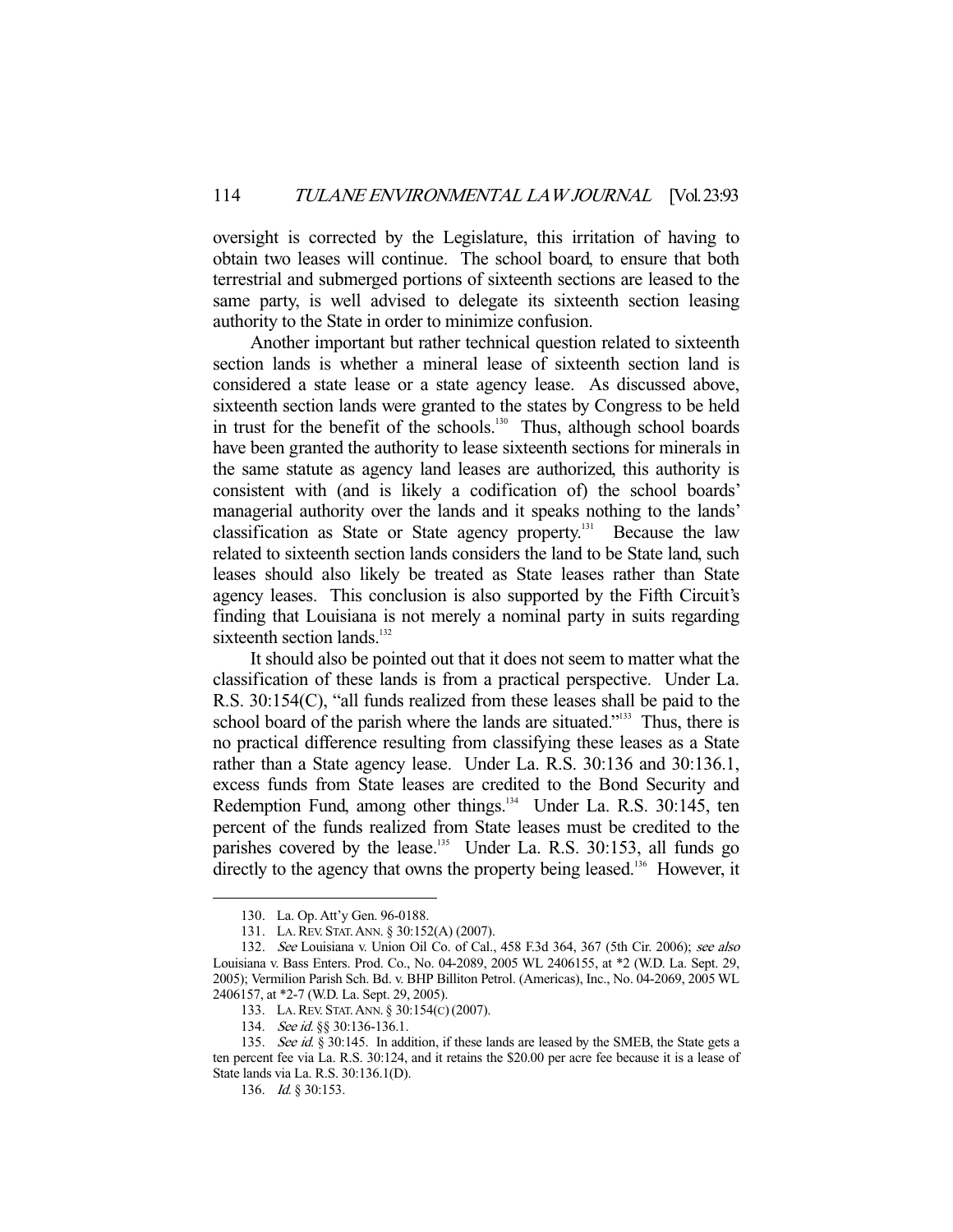oversight is corrected by the Legislature, this irritation of having to obtain two leases will continue. The school board, to ensure that both terrestrial and submerged portions of sixteenth sections are leased to the same party, is well advised to delegate its sixteenth section leasing authority to the State in order to minimize confusion.

Another important but rather technical question related to sixteenth section lands is whether a mineral lease of sixteenth section land is considered a state lease or a state agency lease. As discussed above, sixteenth section lands were granted to the states by Congress to be held in trust for the benefit of the schools.[130] Thus, although school boards have been granted the authority to lease sixteenth sections for minerals in the same statute as agency land leases are authorized, this authority is consistent with (and is likely a codification of) the school boards' managerial authority over the lands and it speaks nothing to the lands' classification as State or State agency property.[131] Because the law related to sixteenth section lands considers the land to be State land, such leases should also likely be treated as State leases rather than State agency leases. This conclusion is also supported by the Fifth Circuit's finding that Louisiana is not merely a nominal party in suits regarding sixteenth section lands.[132]

It should also be pointed out that it does not seem to matter what the classification of these lands is from a practical perspective. Under La. R.S. 30:154(C), "all funds realized from these leases shall be paid to the school board of the parish where the lands are situated."[133] Thus, there is no practical difference resulting from classifying these leases as a State rather than a State agency lease. Under La. R.S. 30:136 and 30:136.1, excess funds from State leases are credited to the Bond Security and Redemption Fund, among other things.[134] Under La. R.S. 30:145, ten percent of the funds realized from State leases must be credited to the parishes covered by the lease.[135] Under La. R.S. 30:153, all funds go directly to the agency that owns the property being leased.[136] However, it

---

130. La. Op. Att'y Gen. 96-0188.

131. LA. REV. STAT. ANN. § 30:152(A) (2007).

132. *See* Louisiana v. Union Oil Co. of Cal., 458 F.3d 364, 367 (5th Cir. 2006); *see also* Louisiana v. Bass Enters. Prod. Co., No. 04-2089, 2005 WL 2406155, at *2 (W.D. La. Sept. 29, 2005); Vermilion Parish Sch. Bd. v. BHP Billiton Petrol. (Americas), Inc., No. 04-2069, 2005 WL 2406157, at *2-7 (W.D. La. Sept. 29, 2005).

133. LA. REV. STAT. ANN. § 30:154(C) (2007).

134. *See id.* §§ 30:136-136.1.

135. *See id.* § 30:145. In addition, if these lands are leased by the SMEB, the State gets a ten percent fee via La. R.S. 30:124, and it retains the $20.00 per acre fee because it is a lease of State lands via La. R.S. 30:136.1(D).

136. *Id.* § 30:153.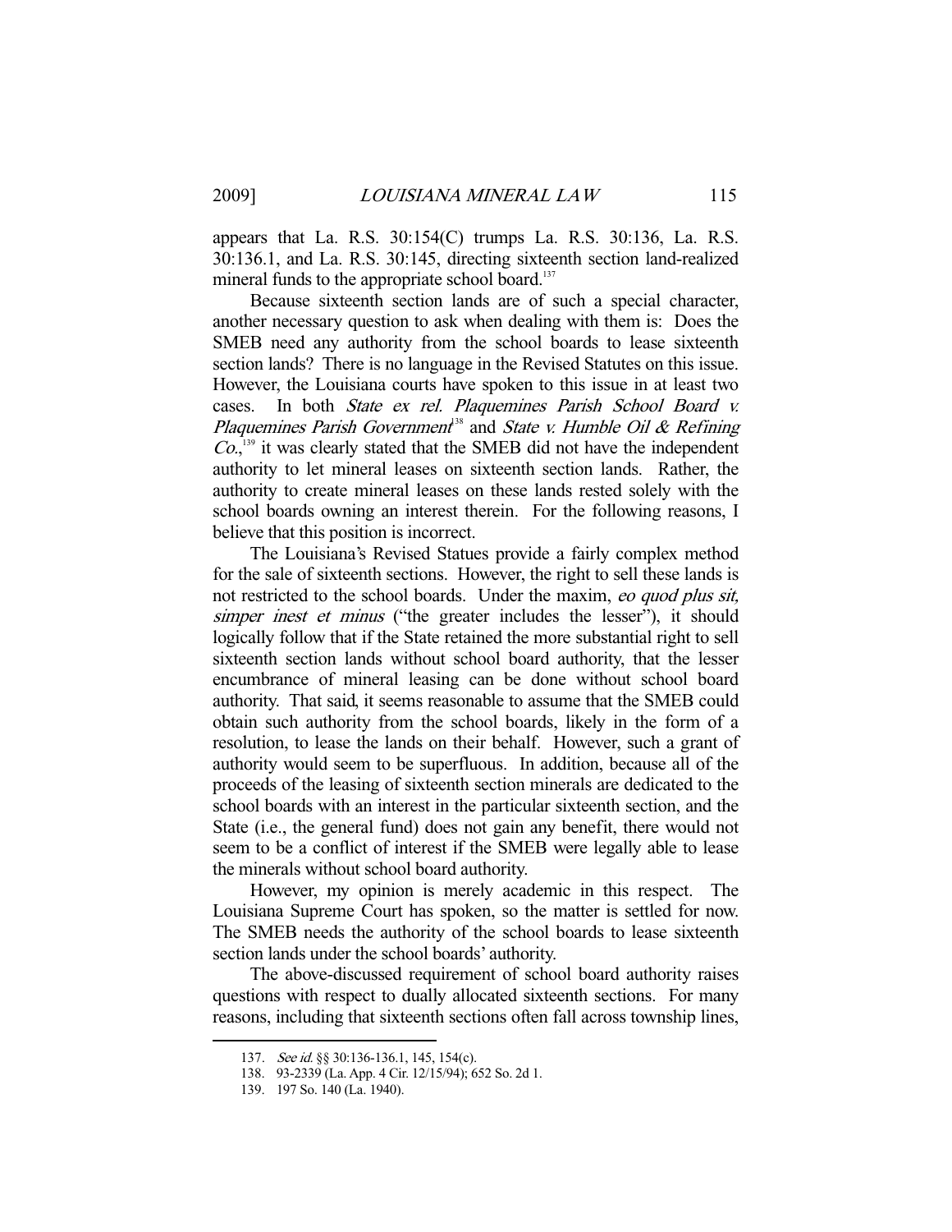appears that La. R.S. 30:154(C) trumps La. R.S. 30:136, La. R.S. 30:136.1, and La. R.S. 30:145, directing sixteenth section land-realized mineral funds to the appropriate school board.[137]

Because sixteenth section lands are of such a special character, another necessary question to ask when dealing with them is: Does the SMEB need any authority from the school boards to lease sixteenth section lands? There is no language in the Revised Statutes on this issue. However, the Louisiana courts have spoken to this issue in at least two cases. In both *State ex rel. Plaquemines Parish School Board v. Plaquemines Parish Government*[138] and *State v. Humble Oil & Refining Co.*,[139] it was clearly stated that the SMEB did not have the independent authority to let mineral leases on sixteenth section lands. Rather, the authority to create mineral leases on these lands rested solely with the school boards owning an interest therein. For the following reasons, I believe that this position is incorrect.

The Louisiana's Revised Statues provide a fairly complex method for the sale of sixteenth sections. However, the right to sell these lands is not restricted to the school boards. Under the maxim, *eo quod plus sit, simper inest et minus* ("the greater includes the lesser"), it should logically follow that if the State retained the more substantial right to sell sixteenth section lands without school board authority, that the lesser encumbrance of mineral leasing can be done without school board authority. That said, it seems reasonable to assume that the SMEB could obtain such authority from the school boards, likely in the form of a resolution, to lease the lands on their behalf. However, such a grant of authority would seem to be superfluous. In addition, because all of the proceeds of the leasing of sixteenth section minerals are dedicated to the school boards with an interest in the particular sixteenth section, and the State (i.e., the general fund) does not gain any benefit, there would not seem to be a conflict of interest if the SMEB were legally able to lease the minerals without school board authority.

However, my opinion is merely academic in this respect. The Louisiana Supreme Court has spoken, so the matter is settled for now. The SMEB needs the authority of the school boards to lease sixteenth section lands under the school boards' authority.

The above-discussed requirement of school board authority raises questions with respect to dually allocated sixteenth sections. For many reasons, including that sixteenth sections often fall across township lines,

---

137. *See id.* §§ 30:136-136.1, 145, 154(c).

138. 93-2339 (La. App. 4 Cir. 12/15/94); 652 So. 2d 1.

139. 197 So. 140 (La. 1940).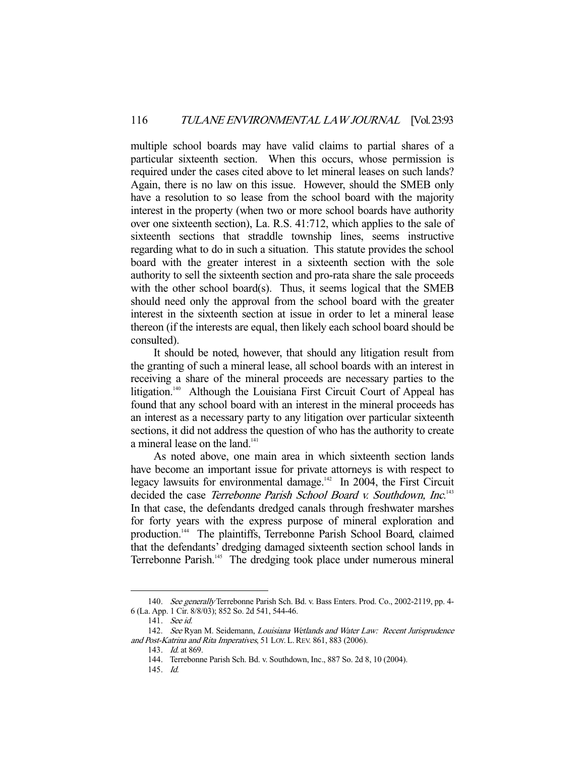multiple school boards may have valid claims to partial shares of a particular sixteenth section. When this occurs, whose permission is required under the cases cited above to let mineral leases on such lands? Again, there is no law on this issue. However, should the SMEB only have a resolution to so lease from the school board with the majority interest in the property (when two or more school boards have authority over one sixteenth section), La. R.S. 41:712, which applies to the sale of sixteenth sections that straddle township lines, seems instructive regarding what to do in such a situation. This statute provides the school board with the greater interest in a sixteenth section with the sole authority to sell the sixteenth section and pro-rata share the sale proceeds with the other school board(s). Thus, it seems logical that the SMEB should need only the approval from the school board with the greater interest in the sixteenth section at issue in order to let a mineral lease thereon (if the interests are equal, then likely each school board should be consulted).

It should be noted, however, that should any litigation result from the granting of such a mineral lease, all school boards with an interest in receiving a share of the mineral proceeds are necessary parties to the litigation.[140] Although the Louisiana First Circuit Court of Appeal has found that any school board with an interest in the mineral proceeds has an interest as a necessary party to any litigation over particular sixteenth sections, it did not address the question of who has the authority to create a mineral lease on the land.[141]

As noted above, one main area in which sixteenth section lands have become an important issue for private attorneys is with respect to legacy lawsuits for environmental damage.[142] In 2004, the First Circuit decided the case *Terrebonne Parish School Board v. Southdown, Inc.*[143] In that case, the defendants dredged canals through freshwater marshes for forty years with the express purpose of mineral exploration and production.[144] The plaintiffs, Terrebonne Parish School Board, claimed that the defendants' dredging damaged sixteenth section school lands in Terrebonne Parish.[145] The dredging took place under numerous mineral

---

140. *See generally* Terrebonne Parish Sch. Bd. v. Bass Enters. Prod. Co., 2002-2119, pp. 4-6 (La. App. 1 Cir. 8/8/03); 852 So. 2d 541, 544-46.

141. *See id.*

142. *See* Ryan M. Seidemann, *Louisiana Wetlands and Water Law: Recent Jurisprudence and Post-Katrina and Rita Imperatives*, 51 LOY. L. REV. 861, 883 (2006).

143. *Id.* at 869.

144. Terrebonne Parish Sch. Bd. v. Southdown, Inc., 887 So. 2d 8, 10 (2004).

145. *Id.*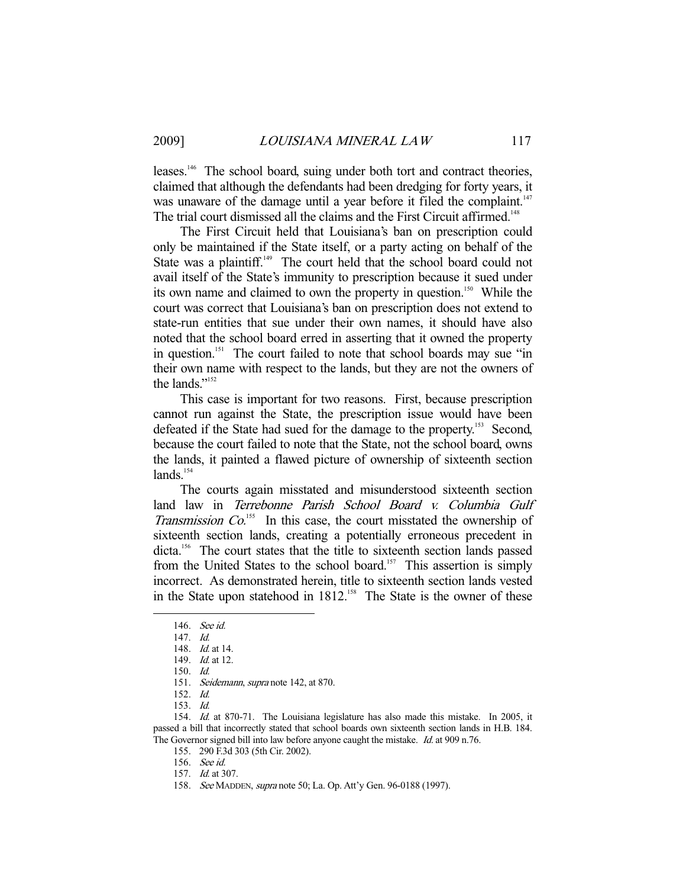leases.[146] The school board, suing under both tort and contract theories, claimed that although the defendants had been dredging for forty years, it was unaware of the damage until a year before it filed the complaint.[147] The trial court dismissed all the claims and the First Circuit affirmed.[148]

The First Circuit held that Louisiana's ban on prescription could only be maintained if the State itself, or a party acting on behalf of the State was a plaintiff.[149] The court held that the school board could not avail itself of the State's immunity to prescription because it sued under its own name and claimed to own the property in question.[150] While the court was correct that Louisiana's ban on prescription does not extend to state-run entities that sue under their own names, it should have also noted that the school board erred in asserting that it owned the property in question.[151] The court failed to note that school boards may sue "in their own name with respect to the lands, but they are not the owners of the lands."[152]

This case is important for two reasons. First, because prescription cannot run against the State, the prescription issue would have been defeated if the State had sued for the damage to the property.[153] Second, because the court failed to note that the State, not the school board, owns the lands, it painted a flawed picture of ownership of sixteenth section lands.[154]

The courts again misstated and misunderstood sixteenth section land law in *Terrebonne Parish School Board v. Columbia Gulf Transmission Co.*[155] In this case, the court misstated the ownership of sixteenth section lands, creating a potentially erroneous precedent in dicta.[156] The court states that the title to sixteenth section lands passed from the United States to the school board.[157] This assertion is simply incorrect. As demonstrated herein, title to sixteenth section lands vested in the State upon statehood in 1812.[158] The State is the owner of these

---

146. *See id.*

147. *Id.*

148. *Id.* at 14.

149. *Id.* at 12.

150. *Id.*

151. *Seidemann*, *supra* note 142, at 870.

152. *Id.*

153. *Id.*

154. *Id.* at 870-71. The Louisiana legislature has also made this mistake. In 2005, it passed a bill that incorrectly stated that school boards own sixteenth section lands in H.B. 184. The Governor signed bill into law before anyone caught the mistake. *Id.* at 909 n.76.

155. 290 F.3d 303 (5th Cir. 2002).

156. *See id.*

157. *Id.* at 307.

158. *See* MADDEN, *supra* note 50; La. Op. Att'y Gen. 96-0188 (1997).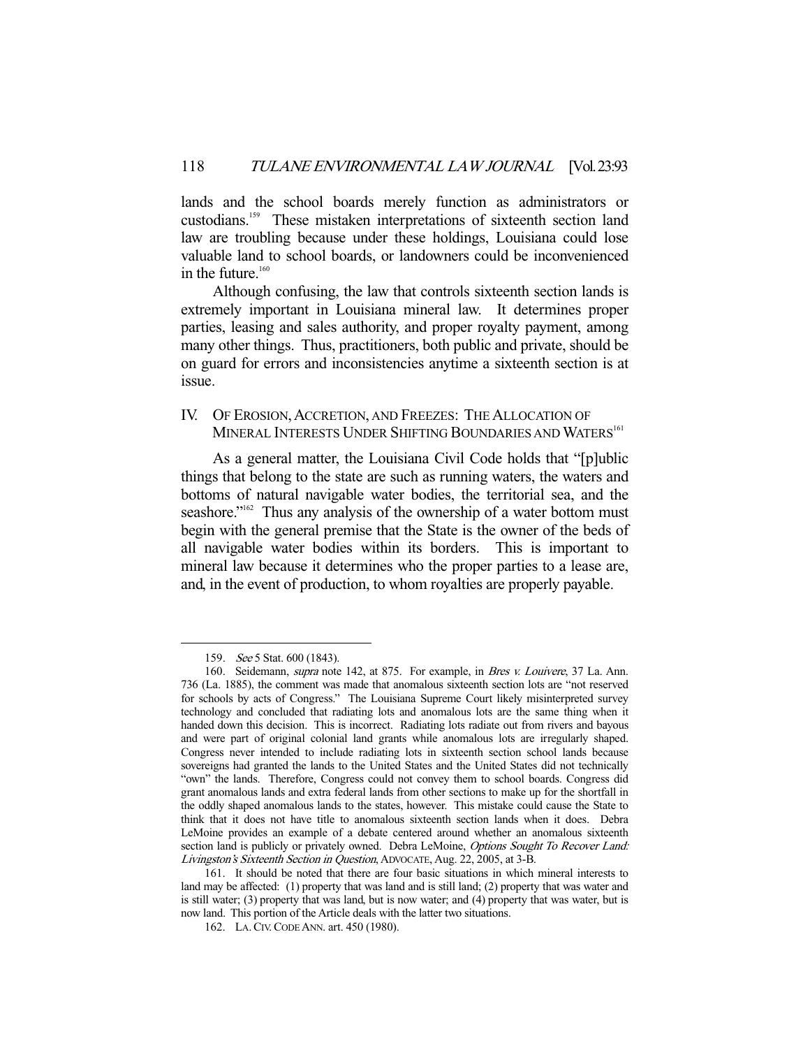lands and the school boards merely function as administrators or custodians.[159] These mistaken interpretations of sixteenth section land law are troubling because under these holdings, Louisiana could lose valuable land to school boards, or landowners could be inconvenienced in the future.[160]

Although confusing, the law that controls sixteenth section lands is extremely important in Louisiana mineral law. It determines proper parties, leasing and sales authority, and proper royalty payment, among many other things. Thus, practitioners, both public and private, should be on guard for errors and inconsistencies anytime a sixteenth section is at issue.

## IV. OF EROSION, ACCRETION, AND FREEZES: THE ALLOCATION OF MINERAL INTERESTS UNDER SHIFTING BOUNDARIES AND WATERS[161]

As a general matter, the Louisiana Civil Code holds that "[p]ublic things that belong to the state are such as running waters, the waters and bottoms of natural navigable water bodies, the territorial sea, and the seashore."[162] Thus any analysis of the ownership of a water bottom must begin with the general premise that the State is the owner of the beds of all navigable water bodies within its borders. This is important to mineral law because it determines who the proper parties to a lease are, and, in the event of production, to whom royalties are properly payable.

---

159. *See* 5 Stat. 600 (1843).

160. Seidemann, *supra* note 142, at 875. For example, in *Bres v. Louivere*, 37 La. Ann. 736 (La. 1885), the comment was made that anomalous sixteenth section lots are "not reserved for schools by acts of Congress." The Louisiana Supreme Court likely misinterpreted survey technology and concluded that radiating lots and anomalous lots are the same thing when it handed down this decision. This is incorrect. Radiating lots radiate out from rivers and bayous and were part of original colonial land grants while anomalous lots are irregularly shaped. Congress never intended to include radiating lots in sixteenth section school lands because sovereigns had granted the lands to the United States and the United States did not technically "own" the lands. Therefore, Congress could not convey them to school boards. Congress did grant anomalous lands and extra federal lands from other sections to make up for the shortfall in the oddly shaped anomalous lands to the states, however. This mistake could cause the State to think that it does not have title to anomalous sixteenth section lands when it does. Debra LeMoine provides an example of a debate centered around whether an anomalous sixteenth section land is publicly or privately owned. Debra LeMoine, *Options Sought To Recover Land: Livingston's Sixteenth Section in Question*, ADVOCATE, Aug. 22, 2005, at 3-B.

161. It should be noted that there are four basic situations in which mineral interests to land may be affected: (1) property that was land and is still land; (2) property that was water and is still water; (3) property that was land, but is now water; and (4) property that was water, but is now land. This portion of the Article deals with the latter two situations.

162. LA. CIV. CODE ANN. art. 450 (1980).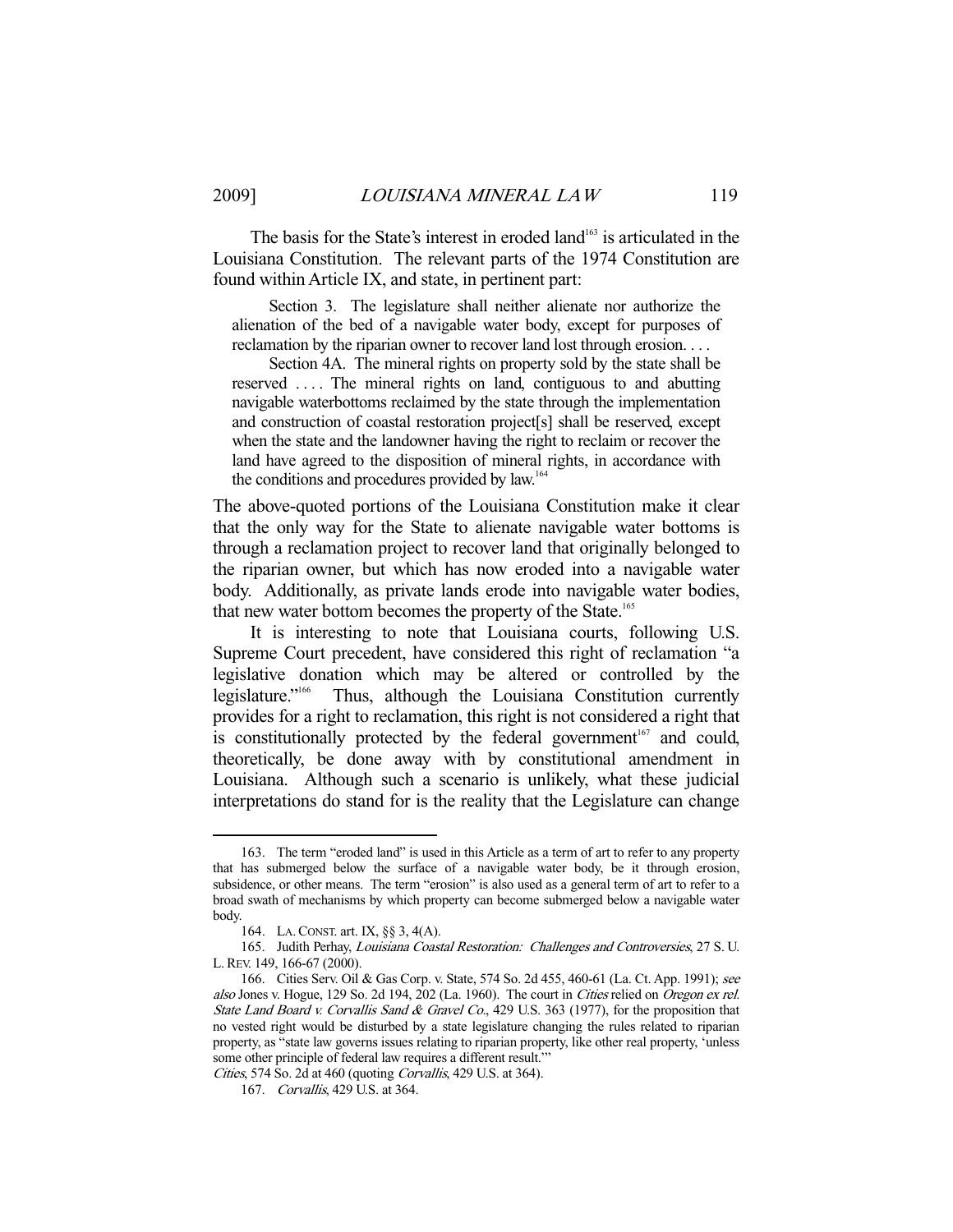The basis for the State's interest in eroded land[163] is articulated in the Louisiana Constitution. The relevant parts of the 1974 Constitution are found within Article IX, and state, in pertinent part:

> Section 3. The legislature shall neither alienate nor authorize the alienation of the bed of a navigable water body, except for purposes of reclamation by the riparian owner to recover land lost through erosion. . . .
>
> Section 4A. The mineral rights on property sold by the state shall be reserved . . . . The mineral rights on land, contiguous to and abutting navigable waterbottoms reclaimed by the state through the implementation and construction of coastal restoration project[s] shall be reserved, except when the state and the landowner having the right to reclaim or recover the land have agreed to the disposition of mineral rights, in accordance with the conditions and procedures provided by law.[164]

The above-quoted portions of the Louisiana Constitution make it clear that the only way for the State to alienate navigable water bottoms is through a reclamation project to recover land that originally belonged to the riparian owner, but which has now eroded into a navigable water body. Additionally, as private lands erode into navigable water bodies, that new water bottom becomes the property of the State.[165]

It is interesting to note that Louisiana courts, following U.S. Supreme Court precedent, have considered this right of reclamation "a legislative donation which may be altered or controlled by the legislature."[166] Thus, although the Louisiana Constitution currently provides for a right to reclamation, this right is not considered a right that is constitutionally protected by the federal government[167] and could, theoretically, be done away with by constitutional amendment in Louisiana. Although such a scenario is unlikely, what these judicial interpretations do stand for is the reality that the Legislature can change

---

163. The term "eroded land" is used in this Article as a term of art to refer to any property that has submerged below the surface of a navigable water body, be it through erosion, subsidence, or other means. The term "erosion" is also used as a general term of art to refer to a broad swath of mechanisms by which property can become submerged below a navigable water body.

164. LA. CONST. art. IX, §§ 3, 4(A).

165. Judith Perhay, *Louisiana Coastal Restoration: Challenges and Controversies*, 27 S. U. L. REV. 149, 166-67 (2000).

166. Cities Serv. Oil & Gas Corp. v. State, 574 So. 2d 455, 460-61 (La. Ct. App. 1991); *see also* Jones v. Hogue, 129 So. 2d 194, 202 (La. 1960). The court in *Cities* relied on *Oregon ex rel. State Land Board v. Corvallis Sand & Gravel Co.*, 429 U.S. 363 (1977), for the proposition that no vested right would be disturbed by a state legislature changing the rules related to riparian property, as "state law governs issues relating to riparian property, like other real property, 'unless some other principle of federal law requires a different result.'" *Cities*, 574 So. 2d at 460 (quoting *Corvallis*, 429 U.S. at 364).

167. *Corvallis*, 429 U.S. at 364.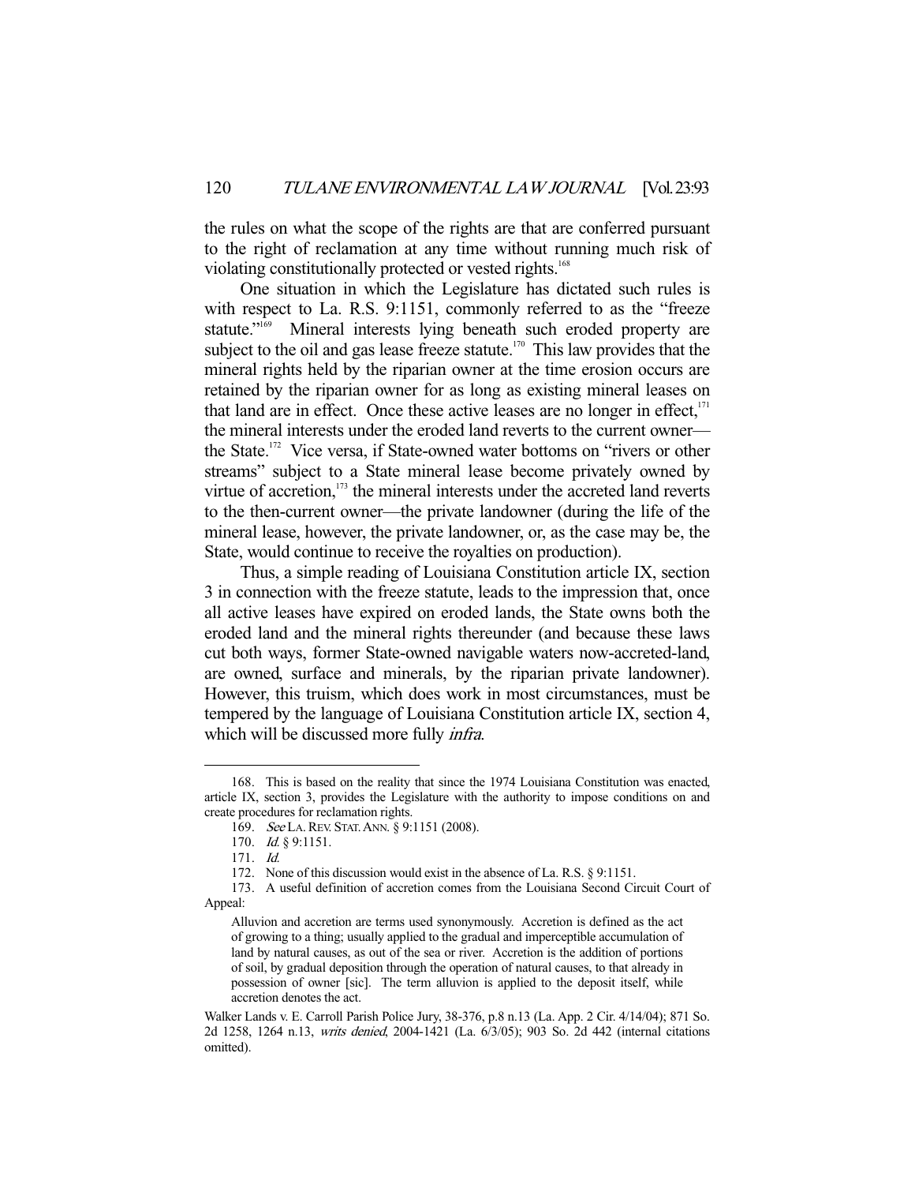the rules on what the scope of the rights are that are conferred pursuant to the right of reclamation at any time without running much risk of violating constitutionally protected or vested rights.[168]

One situation in which the Legislature has dictated such rules is with respect to La. R.S. 9:1151, commonly referred to as the "freeze statute."[169] Mineral interests lying beneath such eroded property are subject to the oil and gas lease freeze statute.[170] This law provides that the mineral rights held by the riparian owner at the time erosion occurs are retained by the riparian owner for as long as existing mineral leases on that land are in effect. Once these active leases are no longer in effect,[171] the mineral interests under the eroded land reverts to the current owner—the State.[172] Vice versa, if State-owned water bottoms on "rivers or other streams" subject to a State mineral lease become privately owned by virtue of accretion,[173] the mineral interests under the accreted land reverts to the then-current owner—the private landowner (during the life of the mineral lease, however, the private landowner, or, as the case may be, the State, would continue to receive the royalties on production).

Thus, a simple reading of Louisiana Constitution article IX, section 3 in connection with the freeze statute, leads to the impression that, once all active leases have expired on eroded lands, the State owns both the eroded land and the mineral rights thereunder (and because these laws cut both ways, former State-owned navigable waters now-accreted-land, are owned, surface and minerals, by the riparian private landowner). However, this truism, which does work in most circumstances, must be tempered by the language of Louisiana Constitution article IX, section 4, which will be discussed more fully *infra*.

---

168. This is based on the reality that since the 1974 Louisiana Constitution was enacted, article IX, section 3, provides the Legislature with the authority to impose conditions on and create procedures for reclamation rights.

169. *See* LA. REV. STAT. ANN. § 9:1151 (2008).

170. *Id.* § 9:1151.

171. *Id.*

172. None of this discussion would exist in the absence of La. R.S. § 9:1151.

173. A useful definition of accretion comes from the Louisiana Second Circuit Court of Appeal:

> Alluvion and accretion are terms used synonymously. Accretion is defined as the act of growing to a thing; usually applied to the gradual and imperceptible accumulation of land by natural causes, as out of the sea or river. Accretion is the addition of portions of soil, by gradual deposition through the operation of natural causes, to that already in possession of owner [sic]. The term alluvion is applied to the deposit itself, while accretion denotes the act.

Walker Lands v. E. Carroll Parish Police Jury, 38-376, p.8 n.13 (La. App. 2 Cir. 4/14/04); 871 So. 2d 1258, 1264 n.13, *writs denied*, 2004-1421 (La. 6/3/05); 903 So. 2d 442 (internal citations omitted).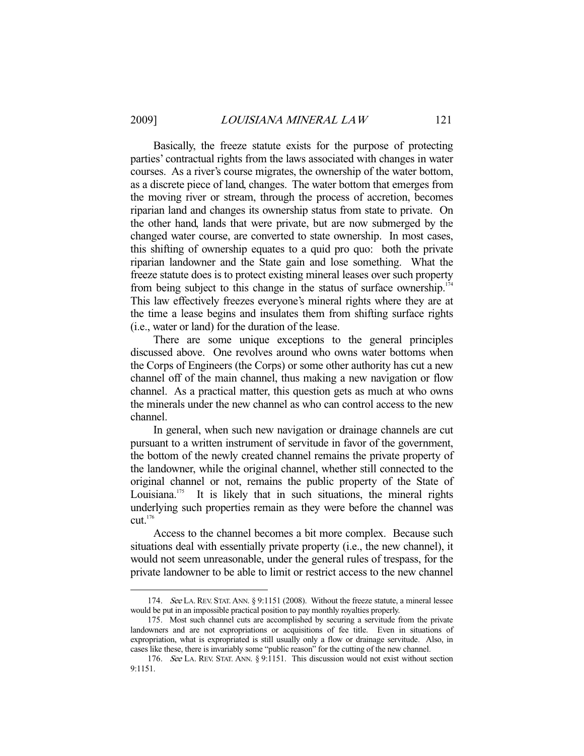Basically, the freeze statute exists for the purpose of protecting parties' contractual rights from the laws associated with changes in water courses. As a river's course migrates, the ownership of the water bottom, as a discrete piece of land, changes. The water bottom that emerges from the moving river or stream, through the process of accretion, becomes riparian land and changes its ownership status from state to private. On the other hand, lands that were private, but are now submerged by the changed water course, are converted to state ownership. In most cases, this shifting of ownership equates to a quid pro quo: both the private riparian landowner and the State gain and lose something. What the freeze statute does is to protect existing mineral leases over such property from being subject to this change in the status of surface ownership.[174] This law effectively freezes everyone's mineral rights where they are at the time a lease begins and insulates them from shifting surface rights (i.e., water or land) for the duration of the lease.

There are some unique exceptions to the general principles discussed above. One revolves around who owns water bottoms when the Corps of Engineers (the Corps) or some other authority has cut a new channel off of the main channel, thus making a new navigation or flow channel. As a practical matter, this question gets as much at who owns the minerals under the new channel as who can control access to the new channel.

In general, when such new navigation or drainage channels are cut pursuant to a written instrument of servitude in favor of the government, the bottom of the newly created channel remains the private property of the landowner, while the original channel, whether still connected to the original channel or not, remains the public property of the State of Louisiana.[175] It is likely that in such situations, the mineral rights underlying such properties remain as they were before the channel was cut.[176]

Access to the channel becomes a bit more complex. Because such situations deal with essentially private property (i.e., the new channel), it would not seem unreasonable, under the general rules of trespass, for the private landowner to be able to limit or restrict access to the new channel

---

174. *See* LA. REV. STAT. ANN. § 9:1151 (2008). Without the freeze statute, a mineral lessee would be put in an impossible practical position to pay monthly royalties properly.

175. Most such channel cuts are accomplished by securing a servitude from the private landowners and are not expropriations or acquisitions of fee title. Even in situations of expropriation, what is expropriated is still usually only a flow or drainage servitude. Also, in cases like these, there is invariably some "public reason" for the cutting of the new channel.

176. *See* LA. REV. STAT. ANN. § 9:1151. This discussion would not exist without section 9:1151.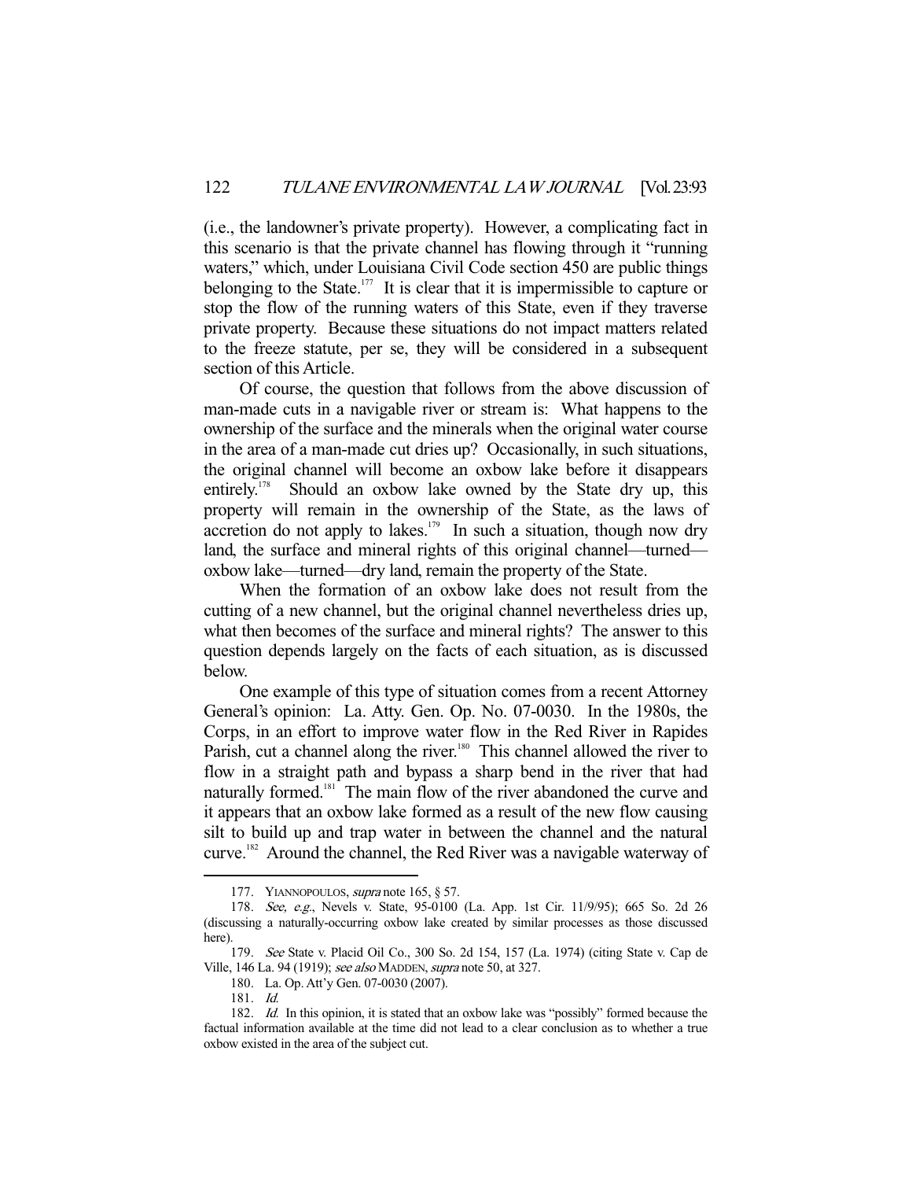(i.e., the landowner's private property). However, a complicating fact in this scenario is that the private channel has flowing through it "running waters," which, under Louisiana Civil Code section 450 are public things belonging to the State.[177] It is clear that it is impermissible to capture or stop the flow of the running waters of this State, even if they traverse private property. Because these situations do not impact matters related to the freeze statute, per se, they will be considered in a subsequent section of this Article.

Of course, the question that follows from the above discussion of man-made cuts in a navigable river or stream is: What happens to the ownership of the surface and the minerals when the original water course in the area of a man-made cut dries up? Occasionally, in such situations, the original channel will become an oxbow lake before it disappears entirely.[178] Should an oxbow lake owned by the State dry up, this property will remain in the ownership of the State, as the laws of accretion do not apply to lakes.[179] In such a situation, though now dry land, the surface and mineral rights of this original channel—turned—oxbow lake—turned—dry land, remain the property of the State.

When the formation of an oxbow lake does not result from the cutting of a new channel, but the original channel nevertheless dries up, what then becomes of the surface and mineral rights? The answer to this question depends largely on the facts of each situation, as is discussed below.

One example of this type of situation comes from a recent Attorney General's opinion: La. Atty. Gen. Op. No. 07-0030. In the 1980s, the Corps, in an effort to improve water flow in the Red River in Rapides Parish, cut a channel along the river.[180] This channel allowed the river to flow in a straight path and bypass a sharp bend in the river that had naturally formed.[181] The main flow of the river abandoned the curve and it appears that an oxbow lake formed as a result of the new flow causing silt to build up and trap water in between the channel and the natural curve.[182] Around the channel, the Red River was a navigable waterway of

---

177. YIANNOPOULOS, *supra* note 165, § 57.

178. *See, e.g.*, Nevels v. State, 95-0100 (La. App. 1st Cir. 11/9/95); 665 So. 2d 26 (discussing a naturally-occurring oxbow lake created by similar processes as those discussed here).

179. *See* State v. Placid Oil Co., 300 So. 2d 154, 157 (La. 1974) (citing State v. Cap de Ville, 146 La. 94 (1919); *see also* MADDEN, *supra* note 50, at 327.

180. La. Op. Att'y Gen. 07-0030 (2007).

181. *Id.*

182. *Id.* In this opinion, it is stated that an oxbow lake was "possibly" formed because the factual information available at the time did not lead to a clear conclusion as to whether a true oxbow existed in the area of the subject cut.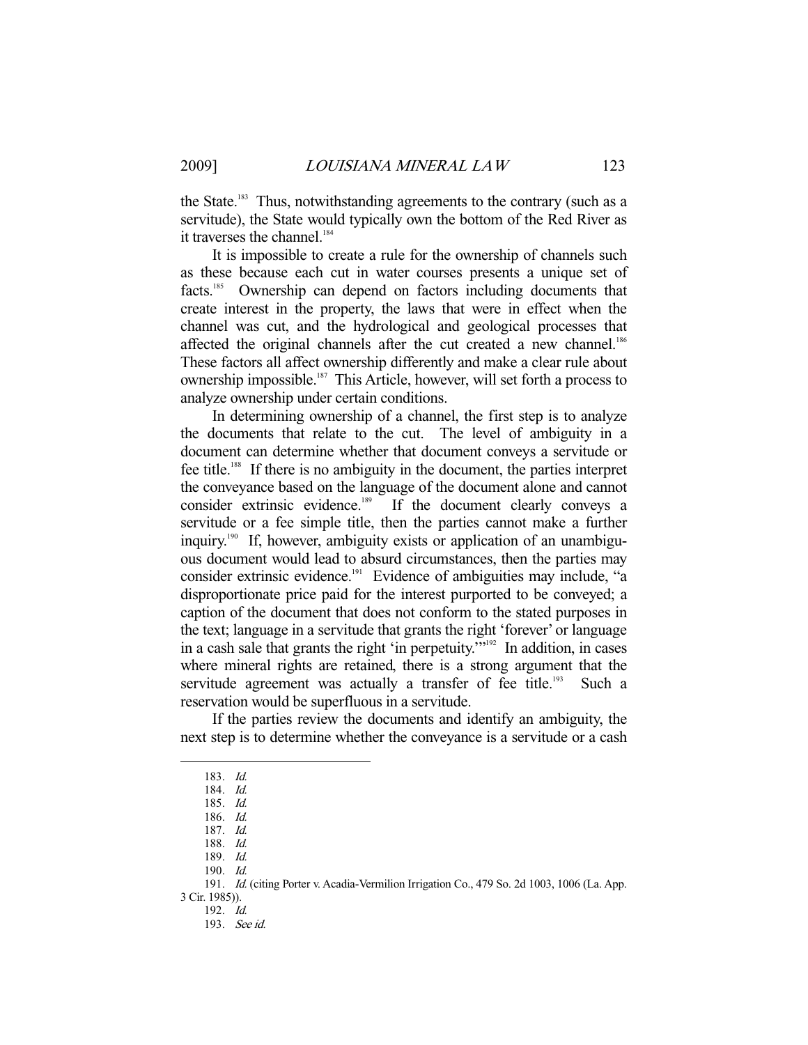the State.[183] Thus, notwithstanding agreements to the contrary (such as a servitude), the State would typically own the bottom of the Red River as it traverses the channel.[184]

It is impossible to create a rule for the ownership of channels such as these because each cut in water courses presents a unique set of facts.[185] Ownership can depend on factors including documents that create interest in the property, the laws that were in effect when the channel was cut, and the hydrological and geological processes that affected the original channels after the cut created a new channel.[186] These factors all affect ownership differently and make a clear rule about ownership impossible.[187] This Article, however, will set forth a process to analyze ownership under certain conditions.

In determining ownership of a channel, the first step is to analyze the documents that relate to the cut. The level of ambiguity in a document can determine whether that document conveys a servitude or fee title.[188] If there is no ambiguity in the document, the parties interpret the conveyance based on the language of the document alone and cannot consider extrinsic evidence.[189] If the document clearly conveys a servitude or a fee simple title, then the parties cannot make a further inquiry.[190] If, however, ambiguity exists or application of an unambiguous document would lead to absurd circumstances, then the parties may consider extrinsic evidence.[191] Evidence of ambiguities may include, "a disproportionate price paid for the interest purported to be conveyed; a caption of the document that does not conform to the stated purposes in the text; language in a servitude that grants the right 'forever' or language in a cash sale that grants the right 'in perpetuity.'"[192] In addition, in cases where mineral rights are retained, there is a strong argument that the servitude agreement was actually a transfer of fee title.[193] Such a reservation would be superfluous in a servitude.

If the parties review the documents and identify an ambiguity, the next step is to determine whether the conveyance is a servitude or a cash

---

183. *Id.*
184. *Id.*
185. *Id.*
186. *Id.*
187. *Id.*
188. *Id.*
189. *Id.*
190. *Id.*
191. *Id.* (citing Porter v. Acadia-Vermilion Irrigation Co., 479 So. 2d 1003, 1006 (La. App. 3 Cir. 1985)).
192. *Id.*
193. *See id.*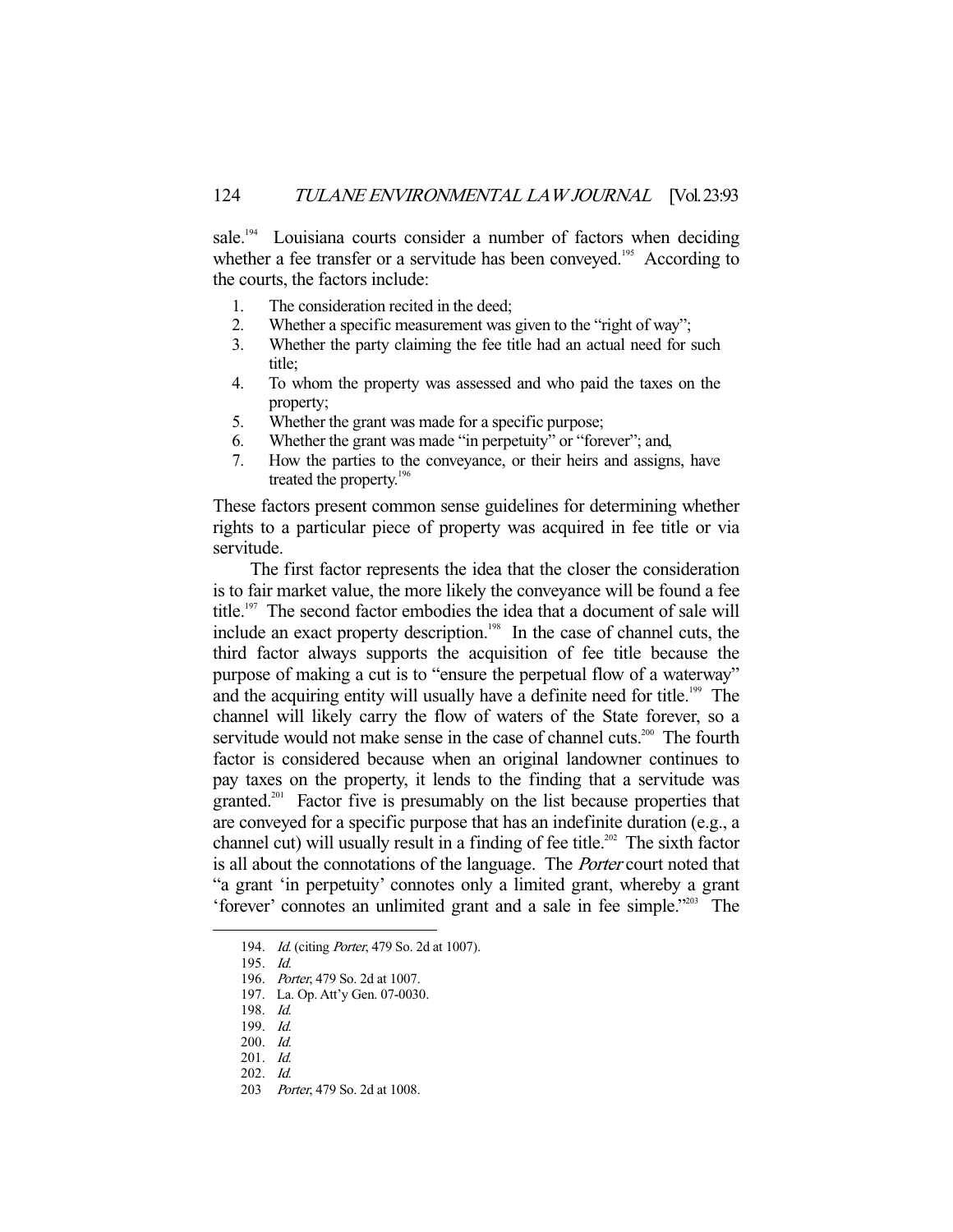sale.[194] Louisiana courts consider a number of factors when deciding whether a fee transfer or a servitude has been conveyed.[195] According to the courts, the factors include:

1. The consideration recited in the deed;
2. Whether a specific measurement was given to the "right of way";
3. Whether the party claiming the fee title had an actual need for such title;
4. To whom the property was assessed and who paid the taxes on the property;
5. Whether the grant was made for a specific purpose;
6. Whether the grant was made "in perpetuity" or "forever"; and,
7. How the parties to the conveyance, or their heirs and assigns, have treated the property.[196]

These factors present common sense guidelines for determining whether rights to a particular piece of property was acquired in fee title or via servitude.

The first factor represents the idea that the closer the consideration is to fair market value, the more likely the conveyance will be found a fee title.[197] The second factor embodies the idea that a document of sale will include an exact property description.[198] In the case of channel cuts, the third factor always supports the acquisition of fee title because the purpose of making a cut is to "ensure the perpetual flow of a waterway" and the acquiring entity will usually have a definite need for title.[199] The channel will likely carry the flow of waters of the State forever, so a servitude would not make sense in the case of channel cuts.[200] The fourth factor is considered because when an original landowner continues to pay taxes on the property, it lends to the finding that a servitude was granted.[201] Factor five is presumably on the list because properties that are conveyed for a specific purpose that has an indefinite duration (e.g., a channel cut) will usually result in a finding of fee title.[202] The sixth factor is all about the connotations of the language. The *Porter* court noted that "a grant 'in perpetuity' connotes only a limited grant, whereby a grant 'forever' connotes an unlimited grant and a sale in fee simple."[203] The

---

194. *Id.* (citing *Porter*, 479 So. 2d at 1007).
195. *Id.*
196. *Porter*, 479 So. 2d at 1007.
197. La. Op. Att'y Gen. 07-0030.
198. *Id.*
199. *Id.*
200. *Id.*
201. *Id.*
202. *Id.*
203 *Porter*, 479 So. 2d at 1008.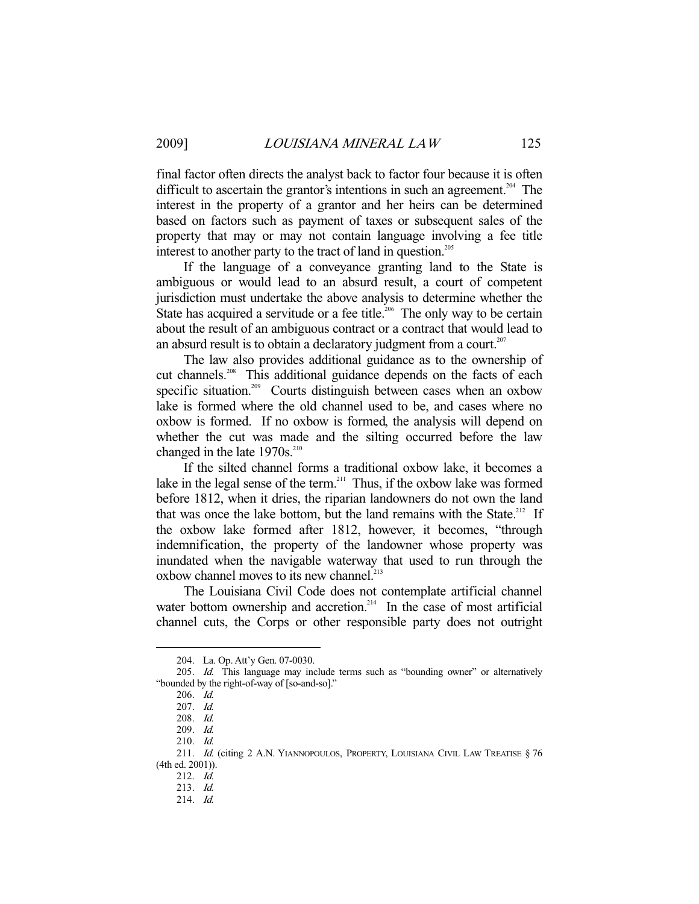final factor often directs the analyst back to factor four because it is often difficult to ascertain the grantor's intentions in such an agreement.[204] The interest in the property of a grantor and her heirs can be determined based on factors such as payment of taxes or subsequent sales of the property that may or may not contain language involving a fee title interest to another party to the tract of land in question.[205]

If the language of a conveyance granting land to the State is ambiguous or would lead to an absurd result, a court of competent jurisdiction must undertake the above analysis to determine whether the State has acquired a servitude or a fee title.[206] The only way to be certain about the result of an ambiguous contract or a contract that would lead to an absurd result is to obtain a declaratory judgment from a court.[207]

The law also provides additional guidance as to the ownership of cut channels.[208] This additional guidance depends on the facts of each specific situation.[209] Courts distinguish between cases when an oxbow lake is formed where the old channel used to be, and cases where no oxbow is formed. If no oxbow is formed, the analysis will depend on whether the cut was made and the silting occurred before the law changed in the late 1970s.[210]

If the silted channel forms a traditional oxbow lake, it becomes a lake in the legal sense of the term.[211] Thus, if the oxbow lake was formed before 1812, when it dries, the riparian landowners do not own the land that was once the lake bottom, but the land remains with the State.[212] If the oxbow lake formed after 1812, however, it becomes, "through indemnification, the property of the landowner whose property was inundated when the navigable waterway that used to run through the oxbow channel moves to its new channel.[213]

The Louisiana Civil Code does not contemplate artificial channel water bottom ownership and accretion.[214] In the case of most artificial channel cuts, the Corps or other responsible party does not outright

---

204. La. Op. Att'y Gen. 07-0030.

205. *Id.* This language may include terms such as "bounding owner" or alternatively "bounded by the right-of-way of [so-and-so]."

206. *Id.*

207. *Id.*

208. *Id.*

209. *Id.*

210. *Id.*

211. *Id.* (citing 2 A.N. YIANNOPOULOS, PROPERTY, LOUISIANA CIVIL LAW TREATISE § 76 (4th ed. 2001)).

212. *Id.*

213. *Id.*

214. *Id.*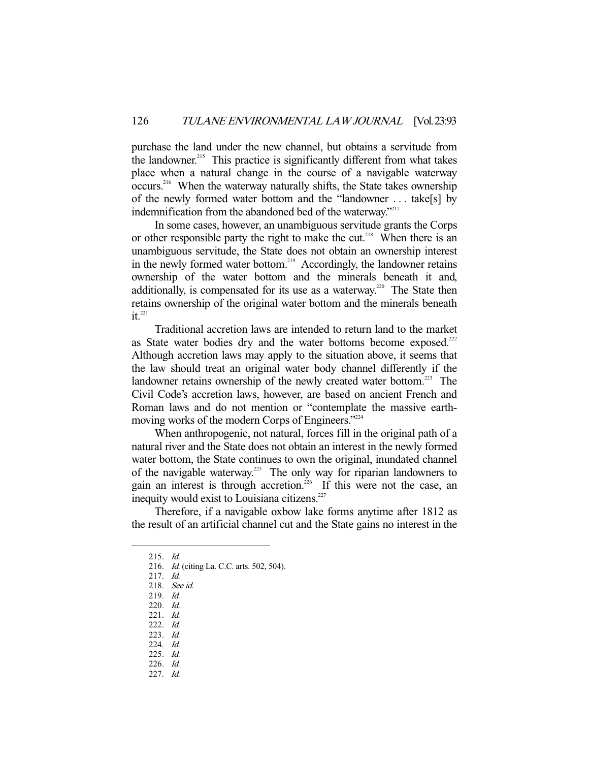purchase the land under the new channel, but obtains a servitude from the landowner.[215] This practice is significantly different from what takes place when a natural change in the course of a navigable waterway occurs.[216] When the waterway naturally shifts, the State takes ownership of the newly formed water bottom and the "landowner . . . take[s] by indemnification from the abandoned bed of the waterway."[217]

In some cases, however, an unambiguous servitude grants the Corps or other responsible party the right to make the cut.[218] When there is an unambiguous servitude, the State does not obtain an ownership interest in the newly formed water bottom.[219] Accordingly, the landowner retains ownership of the water bottom and the minerals beneath it and, additionally, is compensated for its use as a waterway.[220] The State then retains ownership of the original water bottom and the minerals beneath it.[221]

Traditional accretion laws are intended to return land to the market as State water bodies dry and the water bottoms become exposed.[222] Although accretion laws may apply to the situation above, it seems that the law should treat an original water body channel differently if the landowner retains ownership of the newly created water bottom.[223] The Civil Code's accretion laws, however, are based on ancient French and Roman laws and do not mention or "contemplate the massive earth-moving works of the modern Corps of Engineers."[224]

When anthropogenic, not natural, forces fill in the original path of a natural river and the State does not obtain an interest in the newly formed water bottom, the State continues to own the original, inundated channel of the navigable waterway.[225] The only way for riparian landowners to gain an interest is through accretion.[226] If this were not the case, an inequity would exist to Louisiana citizens.[227]

Therefore, if a navigable oxbow lake forms anytime after 1812 as the result of an artificial channel cut and the State gains no interest in the

---

215. *Id.*
216. *Id.* (citing La. C.C. arts. 502, 504).
217. *Id.*
218. *See id.*
219. *Id.*
220. *Id.*
221. *Id.*
222. *Id.*
223. *Id.*
224. *Id.*
225. *Id.*
226. *Id.*
227. *Id.*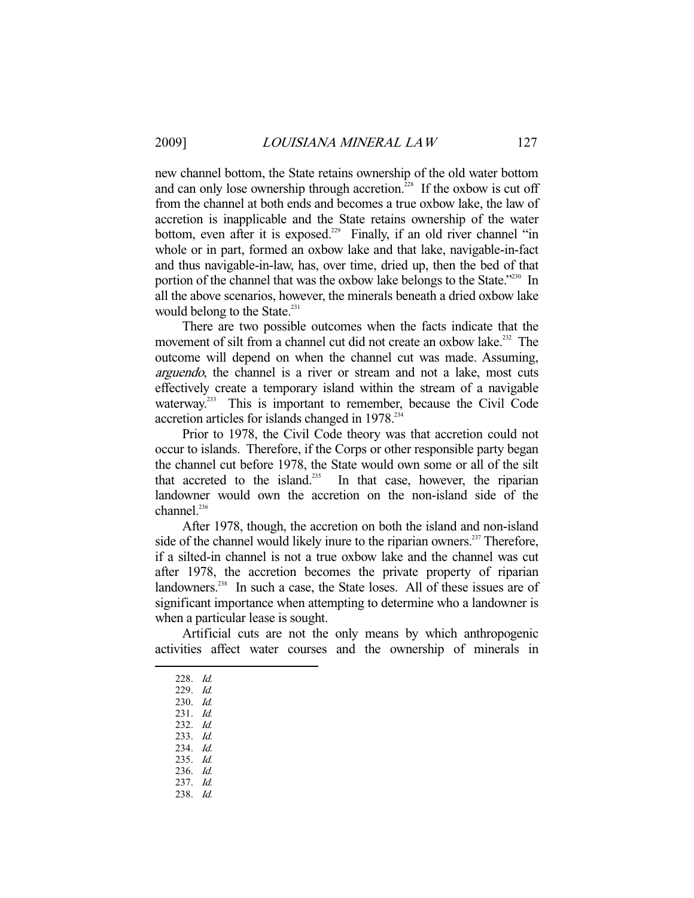new channel bottom, the State retains ownership of the old water bottom and can only lose ownership through accretion.[228] If the oxbow is cut off from the channel at both ends and becomes a true oxbow lake, the law of accretion is inapplicable and the State retains ownership of the water bottom, even after it is exposed.[229] Finally, if an old river channel "in whole or in part, formed an oxbow lake and that lake, navigable-in-fact and thus navigable-in-law, has, over time, dried up, then the bed of that portion of the channel that was the oxbow lake belongs to the State."[230] In all the above scenarios, however, the minerals beneath a dried oxbow lake would belong to the State.[231]

There are two possible outcomes when the facts indicate that the movement of silt from a channel cut did not create an oxbow lake.[232] The outcome will depend on when the channel cut was made. Assuming, *arguendo*, the channel is a river or stream and not a lake, most cuts effectively create a temporary island within the stream of a navigable waterway.[233] This is important to remember, because the Civil Code accretion articles for islands changed in 1978.[234]

Prior to 1978, the Civil Code theory was that accretion could not occur to islands. Therefore, if the Corps or other responsible party began the channel cut before 1978, the State would own some or all of the silt that accreted to the island.[235] In that case, however, the riparian landowner would own the accretion on the non-island side of the channel.[236]

After 1978, though, the accretion on both the island and non-island side of the channel would likely inure to the riparian owners.[237] Therefore, if a silted-in channel is not a true oxbow lake and the channel was cut after 1978, the accretion becomes the private property of riparian landowners.[238] In such a case, the State loses. All of these issues are of significant importance when attempting to determine who a landowner is when a particular lease is sought.

Artificial cuts are not the only means by which anthropogenic activities affect water courses and the ownership of minerals in

---

228. *Id.*
229. *Id.*
230. *Id.*
231. *Id.*
232. *Id.*
233. *Id.*
234. *Id.*
235. *Id.*
236. *Id.*
237. *Id.*
238. *Id.*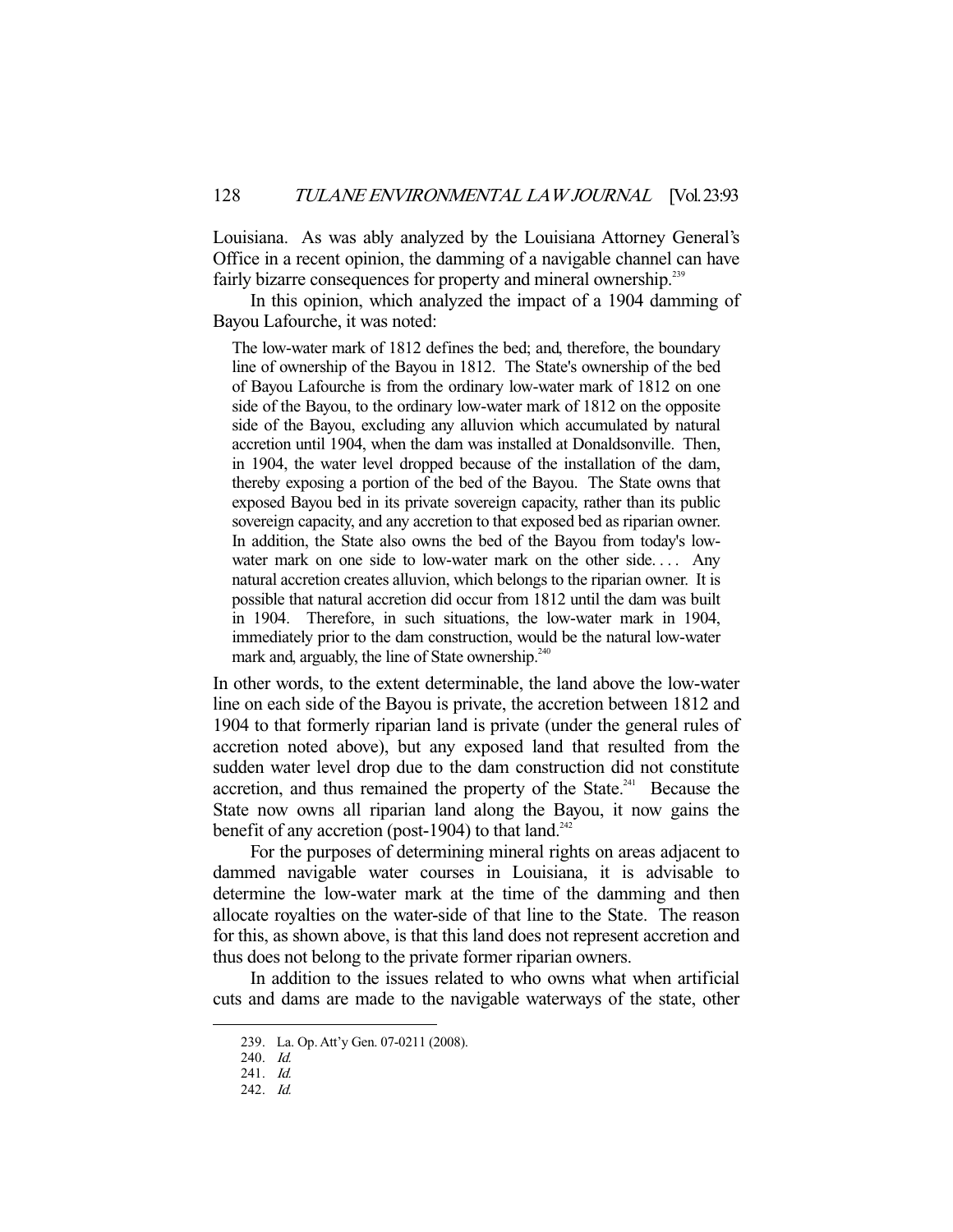Louisiana. As was ably analyzed by the Louisiana Attorney General's Office in a recent opinion, the damming of a navigable channel can have fairly bizarre consequences for property and mineral ownership.[239]

In this opinion, which analyzed the impact of a 1904 damming of Bayou Lafourche, it was noted:

> The low-water mark of 1812 defines the bed; and, therefore, the boundary line of ownership of the Bayou in 1812. The State's ownership of the bed of Bayou Lafourche is from the ordinary low-water mark of 1812 on one side of the Bayou, to the ordinary low-water mark of 1812 on the opposite side of the Bayou, excluding any alluvion which accumulated by natural accretion until 1904, when the dam was installed at Donaldsonville. Then, in 1904, the water level dropped because of the installation of the dam, thereby exposing a portion of the bed of the Bayou. The State owns that exposed Bayou bed in its private sovereign capacity, rather than its public sovereign capacity, and any accretion to that exposed bed as riparian owner. In addition, the State also owns the bed of the Bayou from today's low-water mark on one side to low-water mark on the other side. . . . Any natural accretion creates alluvion, which belongs to the riparian owner. It is possible that natural accretion did occur from 1812 until the dam was built in 1904. Therefore, in such situations, the low-water mark in 1904, immediately prior to the dam construction, would be the natural low-water mark and, arguably, the line of State ownership.[240]

In other words, to the extent determinable, the land above the low-water line on each side of the Bayou is private, the accretion between 1812 and 1904 to that formerly riparian land is private (under the general rules of accretion noted above), but any exposed land that resulted from the sudden water level drop due to the dam construction did not constitute accretion, and thus remained the property of the State.[241] Because the State now owns all riparian land along the Bayou, it now gains the benefit of any accretion (post-1904) to that land.[242]

For the purposes of determining mineral rights on areas adjacent to dammed navigable water courses in Louisiana, it is advisable to determine the low-water mark at the time of the damming and then allocate royalties on the water-side of that line to the State. The reason for this, as shown above, is that this land does not represent accretion and thus does not belong to the private former riparian owners.

In addition to the issues related to who owns what when artificial cuts and dams are made to the navigable waterways of the state, other

---

239. La. Op. Att'y Gen. 07-0211 (2008).

240. *Id.*

241. *Id.*

242. *Id.*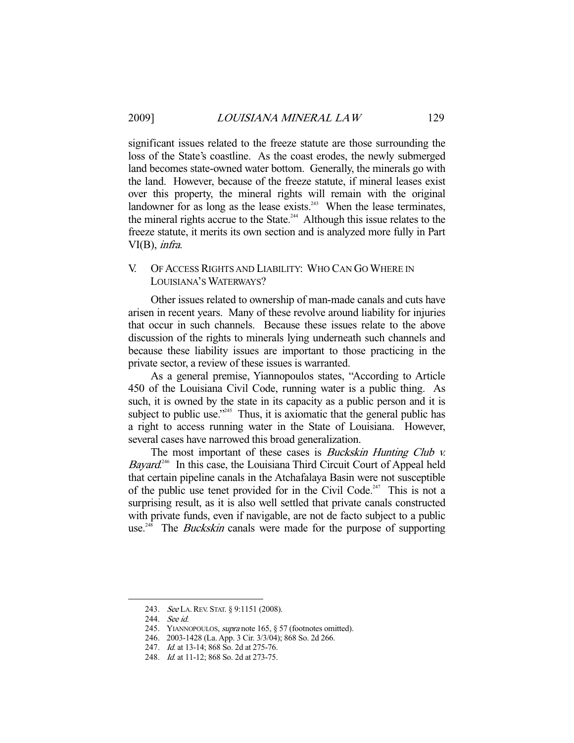significant issues related to the freeze statute are those surrounding the loss of the State's coastline. As the coast erodes, the newly submerged land becomes state-owned water bottom. Generally, the minerals go with the land. However, because of the freeze statute, if mineral leases exist over this property, the mineral rights will remain with the original landowner for as long as the lease exists.[243] When the lease terminates, the mineral rights accrue to the State.[244] Although this issue relates to the freeze statute, it merits its own section and is analyzed more fully in Part VI(B), *infra*.

## V. OF ACCESS RIGHTS AND LIABILITY: WHO CAN GO WHERE IN LOUISIANA'S WATERWAYS?

Other issues related to ownership of man-made canals and cuts have arisen in recent years. Many of these revolve around liability for injuries that occur in such channels. Because these issues relate to the above discussion of the rights to minerals lying underneath such channels and because these liability issues are important to those practicing in the private sector, a review of these issues is warranted.

As a general premise, Yiannopoulos states, "According to Article 450 of the Louisiana Civil Code, running water is a public thing. As such, it is owned by the state in its capacity as a public person and it is subject to public use."[245] Thus, it is axiomatic that the general public has a right to access running water in the State of Louisiana. However, several cases have narrowed this broad generalization.

The most important of these cases is *Buckskin Hunting Club v. Bayard*.[246] In this case, the Louisiana Third Circuit Court of Appeal held that certain pipeline canals in the Atchafalaya Basin were not susceptible of the public use tenet provided for in the Civil Code.[247] This is not a surprising result, as it is also well settled that private canals constructed with private funds, even if navigable, are not de facto subject to a public use.[248] The *Buckskin* canals were made for the purpose of supporting

---

243. *See* LA. REV. STAT. § 9:1151 (2008).

244. *See id.*

245. YIANNOPOULOS, *supra* note 165, § 57 (footnotes omitted).

246. 2003-1428 (La. App. 3 Cir. 3/3/04); 868 So. 2d 266.

247. *Id.* at 13-14; 868 So. 2d at 275-76.

248. *Id.* at 11-12; 868 So. 2d at 273-75.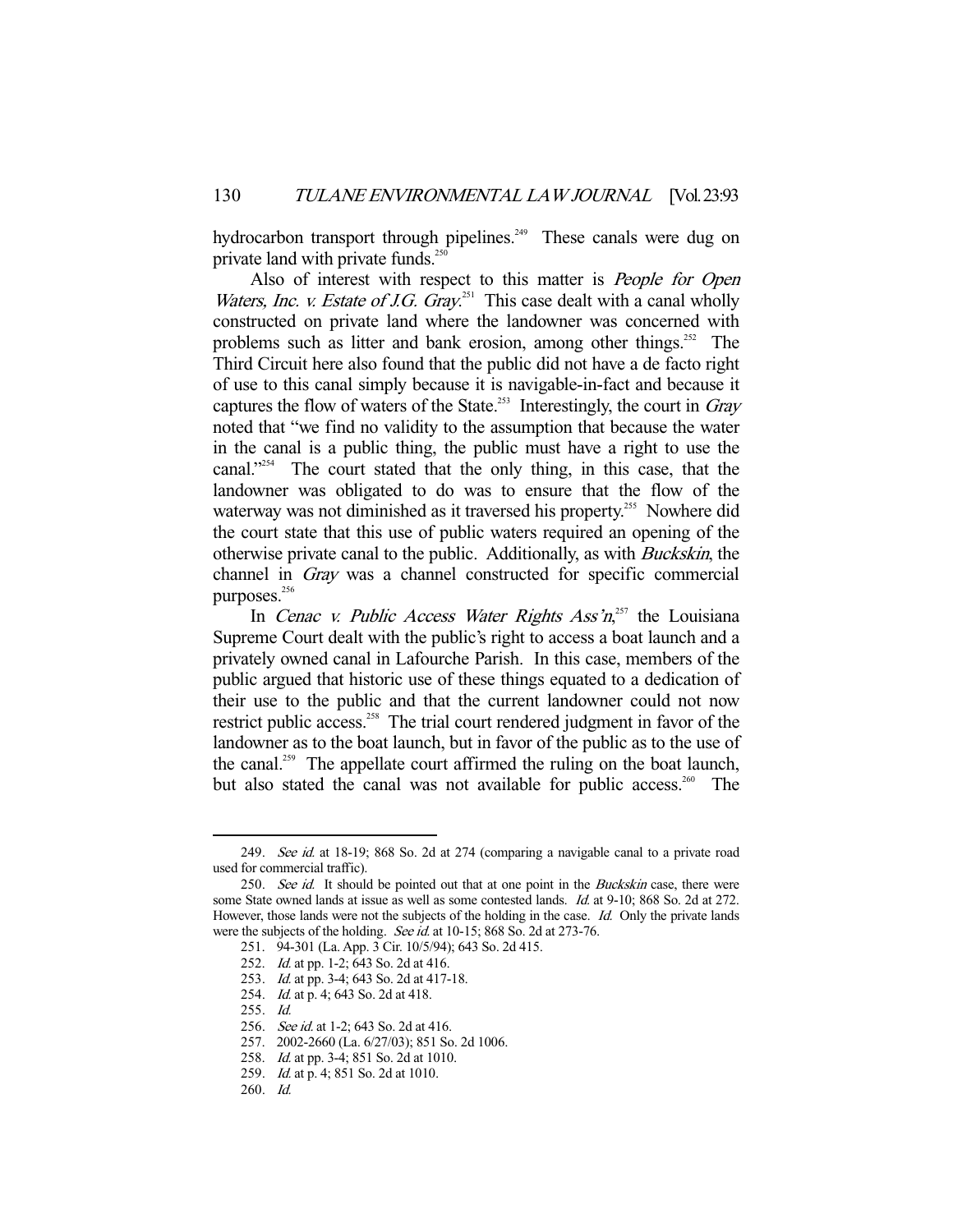hydrocarbon transport through pipelines.[249] These canals were dug on private land with private funds.[250]

Also of interest with respect to this matter is *People for Open Waters, Inc. v. Estate of J.G. Gray*.[251] This case dealt with a canal wholly constructed on private land where the landowner was concerned with problems such as litter and bank erosion, among other things.[252] The Third Circuit here also found that the public did not have a de facto right of use to this canal simply because it is navigable-in-fact and because it captures the flow of waters of the State.[253] Interestingly, the court in *Gray* noted that "we find no validity to the assumption that because the water in the canal is a public thing, the public must have a right to use the canal."[254] The court stated that the only thing, in this case, that the landowner was obligated to do was to ensure that the flow of the waterway was not diminished as it traversed his property.[255] Nowhere did the court state that this use of public waters required an opening of the otherwise private canal to the public. Additionally, as with *Buckskin*, the channel in *Gray* was a channel constructed for specific commercial purposes.[256]

In *Cenac v. Public Access Water Rights Ass'n*,[257] the Louisiana Supreme Court dealt with the public's right to access a boat launch and a privately owned canal in Lafourche Parish. In this case, members of the public argued that historic use of these things equated to a dedication of their use to the public and that the current landowner could not now restrict public access.[258] The trial court rendered judgment in favor of the landowner as to the boat launch, but in favor of the public as to the use of the canal.[259] The appellate court affirmed the ruling on the boat launch, but also stated the canal was not available for public access.[260] The

---

249. *See id.* at 18-19; 868 So. 2d at 274 (comparing a navigable canal to a private road used for commercial traffic).

250. *See id.* It should be pointed out that at one point in the *Buckskin* case, there were some State owned lands at issue as well as some contested lands. *Id.* at 9-10; 868 So. 2d at 272. However, those lands were not the subjects of the holding in the case. *Id.* Only the private lands were the subjects of the holding. *See id.* at 10-15; 868 So. 2d at 273-76.

251. 94-301 (La. App. 3 Cir. 10/5/94); 643 So. 2d 415.

252. *Id.* at pp. 1-2; 643 So. 2d at 416.

253. *Id.* at pp. 3-4; 643 So. 2d at 417-18.

254. *Id.* at p. 4; 643 So. 2d at 418.

255. *Id.*

256. *See id.* at 1-2; 643 So. 2d at 416.

257. 2002-2660 (La. 6/27/03); 851 So. 2d 1006.

258. *Id.* at pp. 3-4; 851 So. 2d at 1010.

259. *Id.* at p. 4; 851 So. 2d at 1010.

260. *Id.*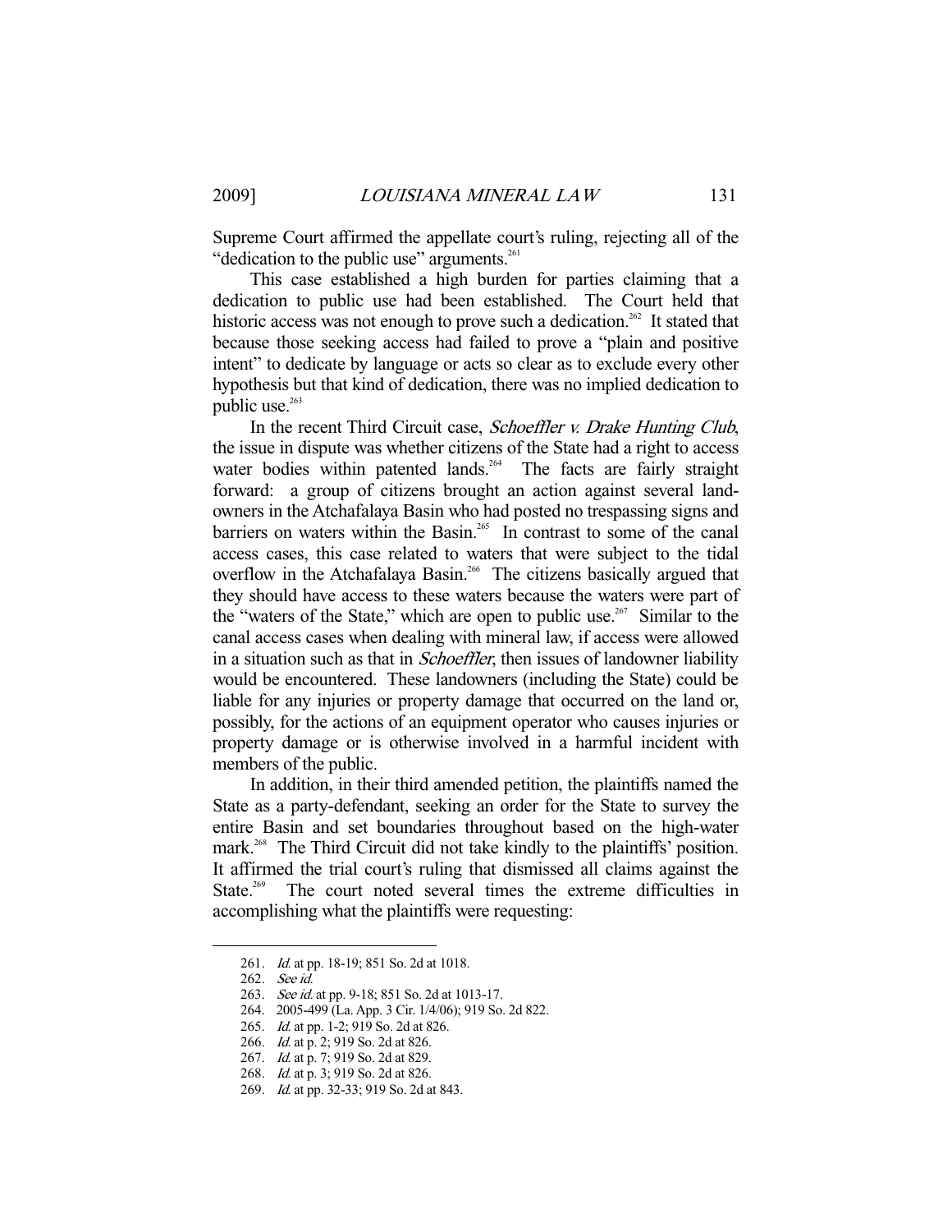Supreme Court affirmed the appellate court's ruling, rejecting all of the "dedication to the public use" arguments.[261]

This case established a high burden for parties claiming that a dedication to public use had been established. The Court held that historic access was not enough to prove such a dedication.[262] It stated that because those seeking access had failed to prove a "plain and positive intent" to dedicate by language or acts so clear as to exclude every other hypothesis but that kind of dedication, there was no implied dedication to public use.[263]

In the recent Third Circuit case, *Schoeffler v. Drake Hunting Club*, the issue in dispute was whether citizens of the State had a right to access water bodies within patented lands.[264] The facts are fairly straight forward: a group of citizens brought an action against several landowners in the Atchafalaya Basin who had posted no trespassing signs and barriers on waters within the Basin.[265] In contrast to some of the canal access cases, this case related to waters that were subject to the tidal overflow in the Atchafalaya Basin.[266] The citizens basically argued that they should have access to these waters because the waters were part of the "waters of the State," which are open to public use.[267] Similar to the canal access cases when dealing with mineral law, if access were allowed in a situation such as that in *Schoeffler*, then issues of landowner liability would be encountered. These landowners (including the State) could be liable for any injuries or property damage that occurred on the land or, possibly, for the actions of an equipment operator who causes injuries or property damage or is otherwise involved in a harmful incident with members of the public.

In addition, in their third amended petition, the plaintiffs named the State as a party-defendant, seeking an order for the State to survey the entire Basin and set boundaries throughout based on the high-water mark.[268] The Third Circuit did not take kindly to the plaintiffs' position. It affirmed the trial court's ruling that dismissed all claims against the State.[269] The court noted several times the extreme difficulties in accomplishing what the plaintiffs were requesting:

---

261. *Id.* at pp. 18-19; 851 So. 2d at 1018.
262. *See id.*
263. *See id.* at pp. 9-18; 851 So. 2d at 1013-17.
264. 2005-499 (La. App. 3 Cir. 1/4/06); 919 So. 2d 822.
265. *Id.* at pp. 1-2; 919 So. 2d at 826.
266. *Id.* at p. 2; 919 So. 2d at 826.
267. *Id.* at p. 7; 919 So. 2d at 829.
268. *Id.* at p. 3; 919 So. 2d at 826.
269. *Id.* at pp. 32-33; 919 So. 2d at 843.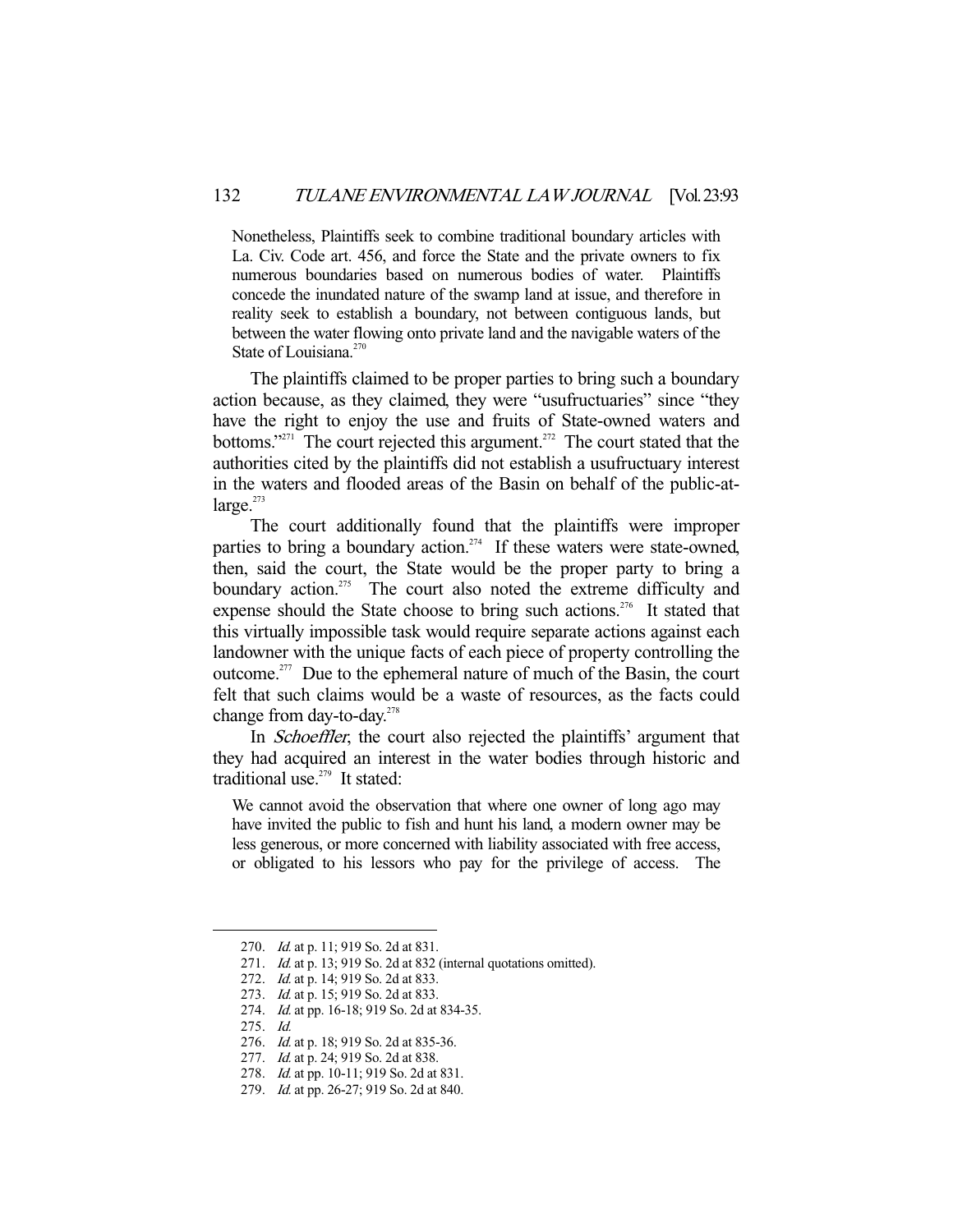> Nonetheless, Plaintiffs seek to combine traditional boundary articles with La. Civ. Code art. 456, and force the State and the private owners to fix numerous boundaries based on numerous bodies of water. Plaintiffs concede the inundated nature of the swamp land at issue, and therefore in reality seek to establish a boundary, not between contiguous lands, but between the water flowing onto private land and the navigable waters of the State of Louisiana.[270]

The plaintiffs claimed to be proper parties to bring such a boundary action because, as they claimed, they were "usufructuaries" since "they have the right to enjoy the use and fruits of State-owned waters and bottoms."[271] The court rejected this argument.[272] The court stated that the authorities cited by the plaintiffs did not establish a usufructuary interest in the waters and flooded areas of the Basin on behalf of the public-at-large.[273]

The court additionally found that the plaintiffs were improper parties to bring a boundary action.[274] If these waters were state-owned, then, said the court, the State would be the proper party to bring a boundary action.[275] The court also noted the extreme difficulty and expense should the State choose to bring such actions.[276] It stated that this virtually impossible task would require separate actions against each landowner with the unique facts of each piece of property controlling the outcome.[277] Due to the ephemeral nature of much of the Basin, the court felt that such claims would be a waste of resources, as the facts could change from day-to-day.[278]

In *Schoeffler*, the court also rejected the plaintiffs' argument that they had acquired an interest in the water bodies through historic and traditional use.[279] It stated:

> We cannot avoid the observation that where one owner of long ago may have invited the public to fish and hunt his land, a modern owner may be less generous, or more concerned with liability associated with free access, or obligated to his lessors who pay for the privilege of access. The

---

270. *Id.* at p. 11; 919 So. 2d at 831.
271. *Id.* at p. 13; 919 So. 2d at 832 (internal quotations omitted).
272. *Id.* at p. 14; 919 So. 2d at 833.
273. *Id.* at p. 15; 919 So. 2d at 833.
274. *Id.* at pp. 16-18; 919 So. 2d at 834-35.
275. *Id.*
276. *Id.* at p. 18; 919 So. 2d at 835-36.
277. *Id.* at p. 24; 919 So. 2d at 838.
278. *Id.* at pp. 10-11; 919 So. 2d at 831.
279. *Id.* at pp. 26-27; 919 So. 2d at 840.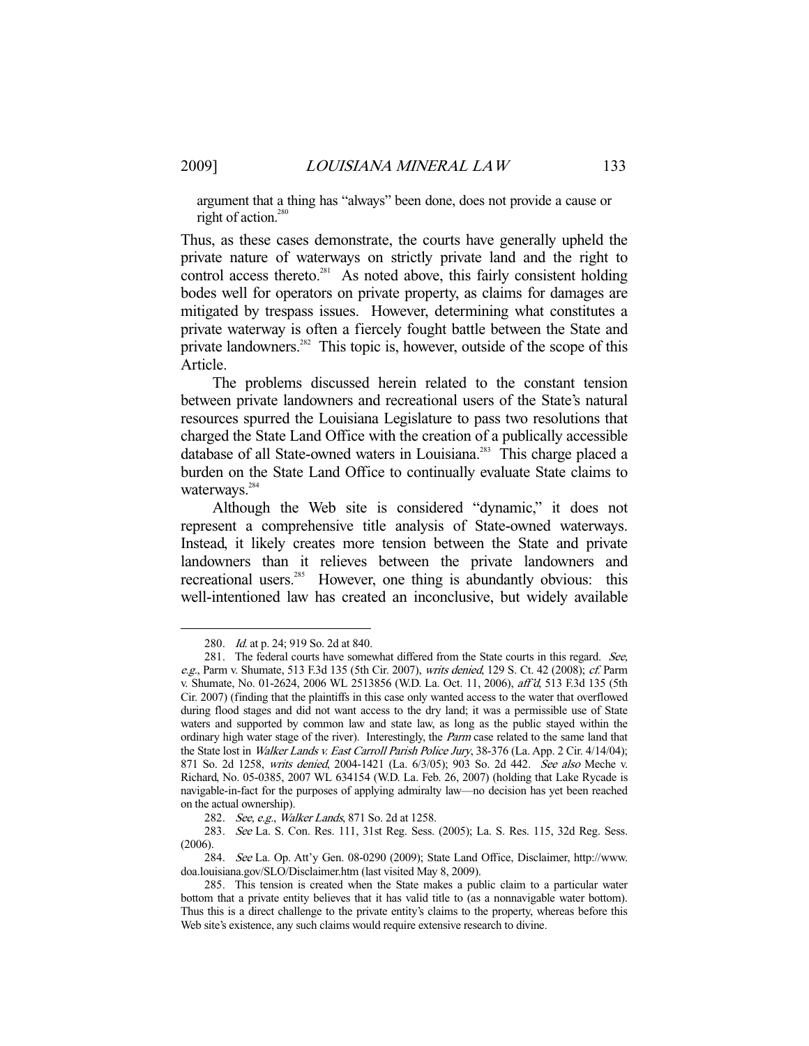argument that a thing has "always" been done, does not provide a cause or right of action.[280]

Thus, as these cases demonstrate, the courts have generally upheld the private nature of waterways on strictly private land and the right to control access thereto.[281] As noted above, this fairly consistent holding bodes well for operators on private property, as claims for damages are mitigated by trespass issues. However, determining what constitutes a private waterway is often a fiercely fought battle between the State and private landowners.[282] This topic is, however, outside of the scope of this Article.

The problems discussed herein related to the constant tension between private landowners and recreational users of the State's natural resources spurred the Louisiana Legislature to pass two resolutions that charged the State Land Office with the creation of a publically accessible database of all State-owned waters in Louisiana.[283] This charge placed a burden on the State Land Office to continually evaluate State claims to waterways.[284]

Although the Web site is considered "dynamic," it does not represent a comprehensive title analysis of State-owned waterways. Instead, it likely creates more tension between the State and private landowners than it relieves between the private landowners and recreational users.[285] However, one thing is abundantly obvious: this well-intentioned law has created an inconclusive, but widely available

---

280. *Id.* at p. 24; 919 So. 2d at 840.

281. The federal courts have somewhat differed from the State courts in this regard. *See, e.g.*, Parm v. Shumate, 513 F.3d 135 (5th Cir. 2007), *writs denied*, 129 S. Ct. 42 (2008); *cf.* Parm v. Shumate, No. 01-2624, 2006 WL 2513856 (W.D. La. Oct. 11, 2006), *aff'd*, 513 F.3d 135 (5th Cir. 2007) (finding that the plaintiffs in this case only wanted access to the water that overflowed during flood stages and did not want access to the dry land; it was a permissible use of State waters and supported by common law and state law, as long as the public stayed within the ordinary high water stage of the river). Interestingly, the *Parm* case related to the same land that the State lost in *Walker Lands v. East Carroll Parish Police Jury*, 38-376 (La. App. 2 Cir. 4/14/04); 871 So. 2d 1258, *writs denied*, 2004-1421 (La. 6/3/05); 903 So. 2d 442. *See also* Meche v. Richard, No. 05-0385, 2007 WL 634154 (W.D. La. Feb. 26, 2007) (holding that Lake Rycade is navigable-in-fact for the purposes of applying admiralty law—no decision has yet been reached on the actual ownership).

282. *See, e.g.*, *Walker Lands*, 871 So. 2d at 1258.

283. *See* La. S. Con. Res. 111, 31st Reg. Sess. (2005); La. S. Res. 115, 32d Reg. Sess. (2006).

284. *See* La. Op. Att'y Gen. 08-0290 (2009); State Land Office, Disclaimer, http://www.doa.louisiana.gov/SLO/Disclaimer.htm (last visited May 8, 2009).

285. This tension is created when the State makes a public claim to a particular water bottom that a private entity believes that it has valid title to (as a nonnavigable water bottom). Thus this is a direct challenge to the private entity's claims to the property, whereas before this Web site's existence, any such claims would require extensive research to divine.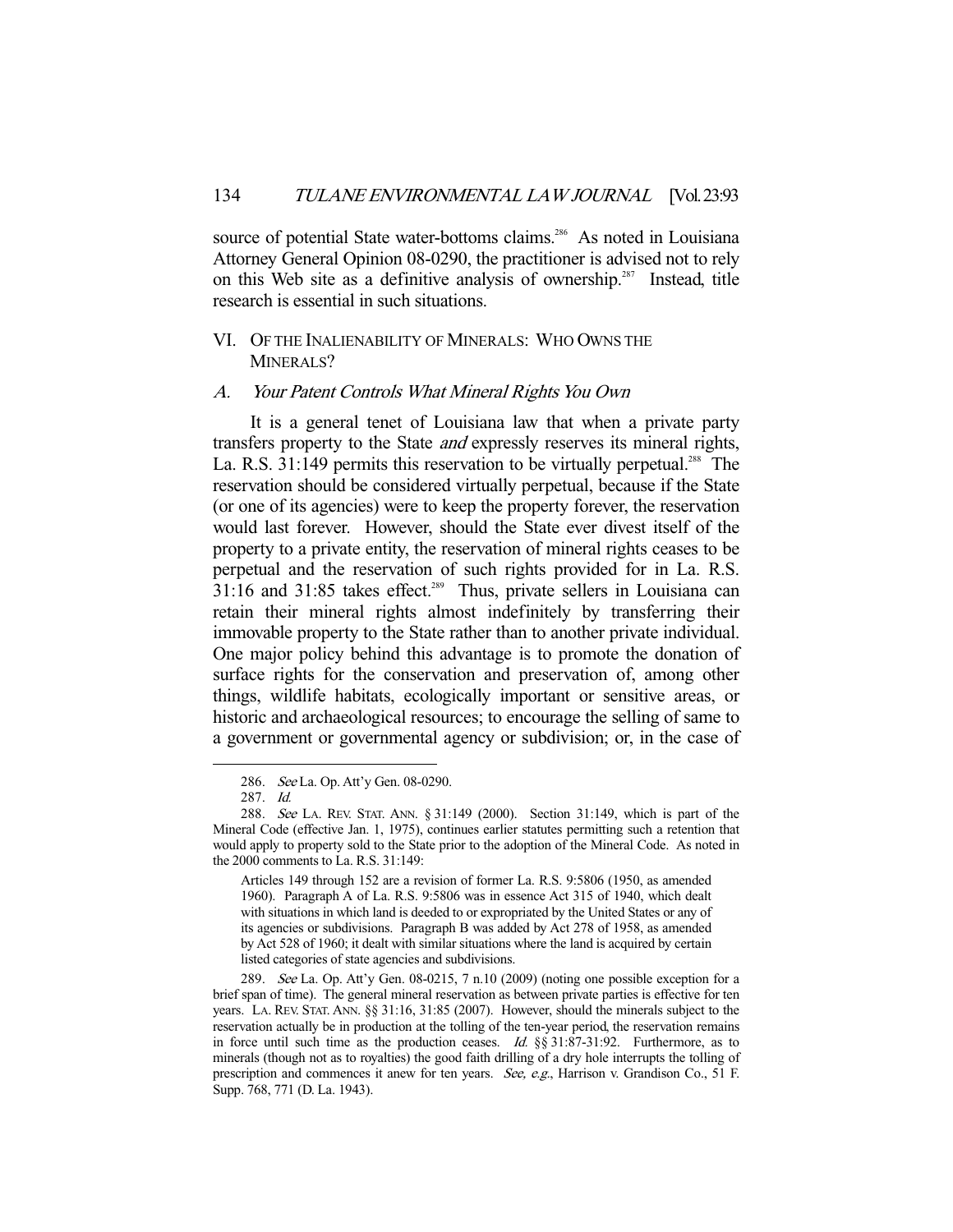source of potential State water-bottoms claims.[286] As noted in Louisiana Attorney General Opinion 08-0290, the practitioner is advised not to rely on this Web site as a definitive analysis of ownership.[287] Instead, title research is essential in such situations.

## VI. OF THE INALIENABILITY OF MINERALS: WHO OWNS THE MINERALS?

### A. *Your Patent Controls What Mineral Rights You Own*

It is a general tenet of Louisiana law that when a private party transfers property to the State *and* expressly reserves its mineral rights, La. R.S. 31:149 permits this reservation to be virtually perpetual.[288] The reservation should be considered virtually perpetual, because if the State (or one of its agencies) were to keep the property forever, the reservation would last forever. However, should the State ever divest itself of the property to a private entity, the reservation of mineral rights ceases to be perpetual and the reservation of such rights provided for in La. R.S. 31:16 and 31:85 takes effect.[289] Thus, private sellers in Louisiana can retain their mineral rights almost indefinitely by transferring their immovable property to the State rather than to another private individual. One major policy behind this advantage is to promote the donation of surface rights for the conservation and preservation of, among other things, wildlife habitats, ecologically important or sensitive areas, or historic and archaeological resources; to encourage the selling of same to a government or governmental agency or subdivision; or, in the case of

---

286. *See* La. Op. Att'y Gen. 08-0290.

287. *Id.*

288. *See* LA. REV. STAT. ANN. § 31:149 (2000). Section 31:149, which is part of the Mineral Code (effective Jan. 1, 1975), continues earlier statutes permitting such a retention that would apply to property sold to the State prior to the adoption of the Mineral Code. As noted in the 2000 comments to La. R.S. 31:149:

> Articles 149 through 152 are a revision of former La. R.S. 9:5806 (1950, as amended 1960). Paragraph A of La. R.S. 9:5806 was in essence Act 315 of 1940, which dealt with situations in which land is deeded to or expropriated by the United States or any of its agencies or subdivisions. Paragraph B was added by Act 278 of 1958, as amended by Act 528 of 1960; it dealt with similar situations where the land is acquired by certain listed categories of state agencies and subdivisions.

289. *See* La. Op. Att'y Gen. 08-0215, 7 n.10 (2009) (noting one possible exception for a brief span of time). The general mineral reservation as between private parties is effective for ten years. LA. REV. STAT. ANN. §§ 31:16, 31:85 (2007). However, should the minerals subject to the reservation actually be in production at the tolling of the ten-year period, the reservation remains in force until such time as the production ceases. *Id.* §§ 31:87-31:92. Furthermore, as to minerals (though not as to royalties) the good faith drilling of a dry hole interrupts the tolling of prescription and commences it anew for ten years. *See, e.g.*, Harrison v. Grandison Co., 51 F. Supp. 768, 771 (D. La. 1943).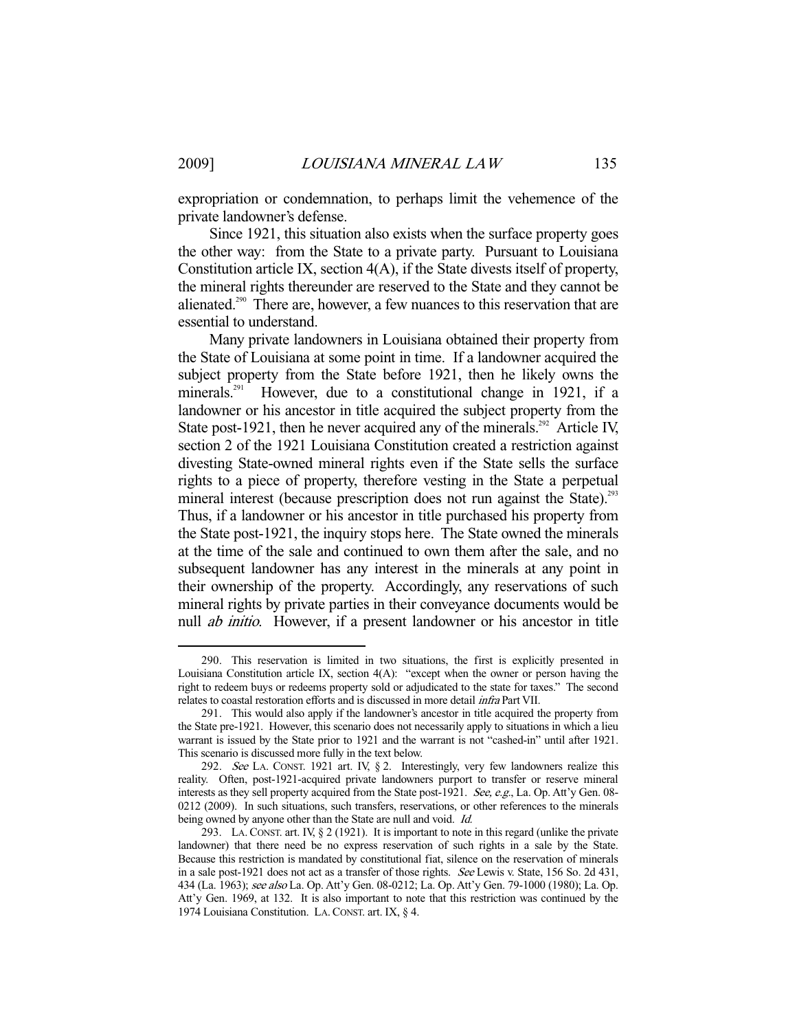expropriation or condemnation, to perhaps limit the vehemence of the private landowner's defense.

Since 1921, this situation also exists when the surface property goes the other way: from the State to a private party. Pursuant to Louisiana Constitution article IX, section 4(A), if the State divests itself of property, the mineral rights thereunder are reserved to the State and they cannot be alienated.[290] There are, however, a few nuances to this reservation that are essential to understand.

Many private landowners in Louisiana obtained their property from the State of Louisiana at some point in time. If a landowner acquired the subject property from the State before 1921, then he likely owns the minerals.[291] However, due to a constitutional change in 1921, if a landowner or his ancestor in title acquired the subject property from the State post-1921, then he never acquired any of the minerals.[292] Article IV, section 2 of the 1921 Louisiana Constitution created a restriction against divesting State-owned mineral rights even if the State sells the surface rights to a piece of property, therefore vesting in the State a perpetual mineral interest (because prescription does not run against the State).[293] Thus, if a landowner or his ancestor in title purchased his property from the State post-1921, the inquiry stops here. The State owned the minerals at the time of the sale and continued to own them after the sale, and no subsequent landowner has any interest in the minerals at any point in their ownership of the property. Accordingly, any reservations of such mineral rights by private parties in their conveyance documents would be null *ab initio*. However, if a present landowner or his ancestor in title

---

290. This reservation is limited in two situations, the first is explicitly presented in Louisiana Constitution article IX, section 4(A): "except when the owner or person having the right to redeem buys or redeems property sold or adjudicated to the state for taxes." The second relates to coastal restoration efforts and is discussed in more detail *infra* Part VII.

291. This would also apply if the landowner's ancestor in title acquired the property from the State pre-1921. However, this scenario does not necessarily apply to situations in which a lieu warrant is issued by the State prior to 1921 and the warrant is not "cashed-in" until after 1921. This scenario is discussed more fully in the text below.

292. *See* LA. CONST. 1921 art. IV, § 2. Interestingly, very few landowners realize this reality. Often, post-1921-acquired private landowners purport to transfer or reserve mineral interests as they sell property acquired from the State post-1921. *See, e.g.*, La. Op. Att'y Gen. 08-0212 (2009). In such situations, such transfers, reservations, or other references to the minerals being owned by anyone other than the State are null and void. *Id.*

293. LA. CONST. art. IV, § 2 (1921). It is important to note in this regard (unlike the private landowner) that there need be no express reservation of such rights in a sale by the State. Because this restriction is mandated by constitutional fiat, silence on the reservation of minerals in a sale post-1921 does not act as a transfer of those rights. *See* Lewis v. State, 156 So. 2d 431, 434 (La. 1963); *see also* La. Op. Att'y Gen. 08-0212; La. Op. Att'y Gen. 79-1000 (1980); La. Op. Att'y Gen. 1969, at 132. It is also important to note that this restriction was continued by the 1974 Louisiana Constitution. LA. CONST. art. IX, § 4.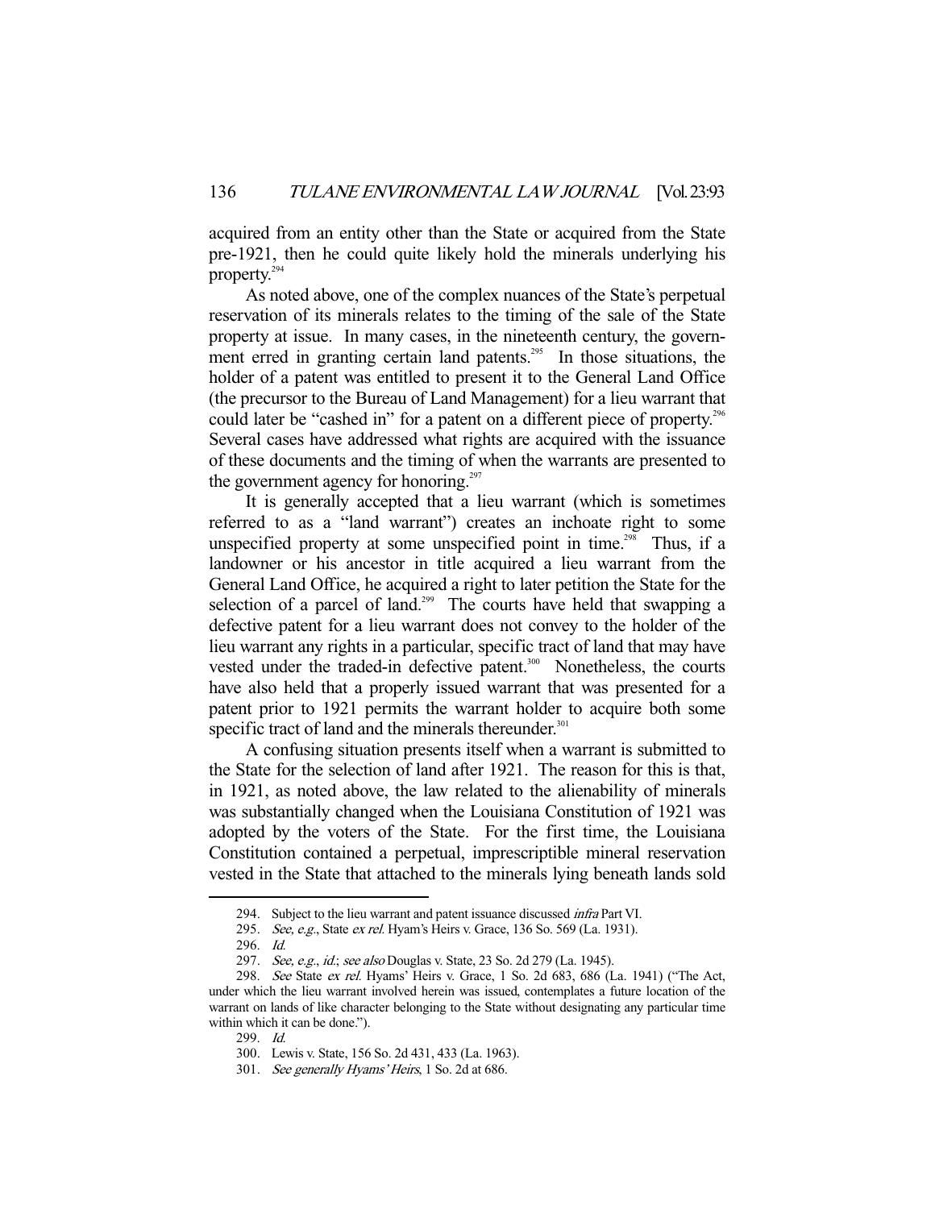acquired from an entity other than the State or acquired from the State pre-1921, then he could quite likely hold the minerals underlying his property.[294]

As noted above, one of the complex nuances of the State's perpetual reservation of its minerals relates to the timing of the sale of the State property at issue. In many cases, in the nineteenth century, the government erred in granting certain land patents.[295] In those situations, the holder of a patent was entitled to present it to the General Land Office (the precursor to the Bureau of Land Management) for a lieu warrant that could later be "cashed in" for a patent on a different piece of property.[296] Several cases have addressed what rights are acquired with the issuance of these documents and the timing of when the warrants are presented to the government agency for honoring.[297]

It is generally accepted that a lieu warrant (which is sometimes referred to as a "land warrant") creates an inchoate right to some unspecified property at some unspecified point in time.[298] Thus, if a landowner or his ancestor in title acquired a lieu warrant from the General Land Office, he acquired a right to later petition the State for the selection of a parcel of land.[299] The courts have held that swapping a defective patent for a lieu warrant does not convey to the holder of the lieu warrant any rights in a particular, specific tract of land that may have vested under the traded-in defective patent.[300] Nonetheless, the courts have also held that a properly issued warrant that was presented for a patent prior to 1921 permits the warrant holder to acquire both some specific tract of land and the minerals thereunder.[301]

A confusing situation presents itself when a warrant is submitted to the State for the selection of land after 1921. The reason for this is that, in 1921, as noted above, the law related to the alienability of minerals was substantially changed when the Louisiana Constitution of 1921 was adopted by the voters of the State. For the first time, the Louisiana Constitution contained a perpetual, imprescriptible mineral reservation vested in the State that attached to the minerals lying beneath lands sold

---

294. Subject to the lieu warrant and patent issuance discussed *infra* Part VI.

295. *See, e.g.*, State *ex rel.* Hyam's Heirs v. Grace, 136 So. 569 (La. 1931).

296. *Id.*

297. *See, e.g.*, *id.*; *see also* Douglas v. State, 23 So. 2d 279 (La. 1945).

298. *See* State *ex rel.* Hyams' Heirs v. Grace, 1 So. 2d 683, 686 (La. 1941) ("The Act, under which the lieu warrant involved herein was issued, contemplates a future location of the warrant on lands of like character belonging to the State without designating any particular time within which it can be done.").

299. *Id.*

300. Lewis v. State, 156 So. 2d 431, 433 (La. 1963).

301. *See generally Hyams' Heirs*, 1 So. 2d at 686.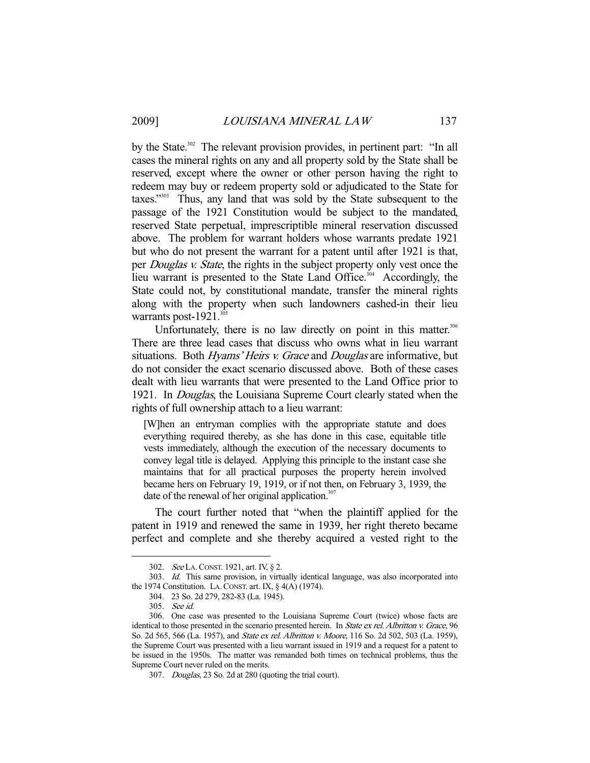by the State.[302] The relevant provision provides, in pertinent part: "In all cases the mineral rights on any and all property sold by the State shall be reserved, except where the owner or other person having the right to redeem may buy or redeem property sold or adjudicated to the State for taxes."[303] Thus, any land that was sold by the State subsequent to the passage of the 1921 Constitution would be subject to the mandated, reserved State perpetual, imprescriptible mineral reservation discussed above. The problem for warrant holders whose warrants predate 1921 but who do not present the warrant for a patent until after 1921 is that, per *Douglas v. State*, the rights in the subject property only vest once the lieu warrant is presented to the State Land Office.[304] Accordingly, the State could not, by constitutional mandate, transfer the mineral rights along with the property when such landowners cashed-in their lieu warrants post-1921.[305]

Unfortunately, there is no law directly on point in this matter.[306] There are three lead cases that discuss who owns what in lieu warrant situations. Both *Hyams' Heirs v. Grace* and *Douglas* are informative, but do not consider the exact scenario discussed above. Both of these cases dealt with lieu warrants that were presented to the Land Office prior to 1921. In *Douglas*, the Louisiana Supreme Court clearly stated when the rights of full ownership attach to a lieu warrant:

> [W]hen an entryman complies with the appropriate statute and does everything required thereby, as she has done in this case, equitable title vests immediately, although the execution of the necessary documents to convey legal title is delayed. Applying this principle to the instant case she maintains that for all practical purposes the property herein involved became hers on February 19, 1919, or if not then, on February 3, 1939, the date of the renewal of her original application.[307]

The court further noted that "when the plaintiff applied for the patent in 1919 and renewed the same in 1939, her right thereto became perfect and complete and she thereby acquired a vested right to the

---

302. *See* LA. CONST. 1921, art. IV, § 2.

303. *Id.* This same provision, in virtually identical language, was also incorporated into the 1974 Constitution. LA. CONST. art. IX, § 4(A) (1974).

304. 23 So. 2d 279, 282-83 (La. 1945).

305. *See id.*

306. One case was presented to the Louisiana Supreme Court (twice) whose facts are identical to those presented in the scenario presented herein. In *State ex rel. Albritton v. Grace*, 96 So. 2d 565, 566 (La. 1957), and *State ex rel. Albritton v. Moore*, 116 So. 2d 502, 503 (La. 1959), the Supreme Court was presented with a lieu warrant issued in 1919 and a request for a patent to be issued in the 1950s. The matter was remanded both times on technical problems, thus the Supreme Court never ruled on the merits.

307. *Douglas*, 23 So. 2d at 280 (quoting the trial court).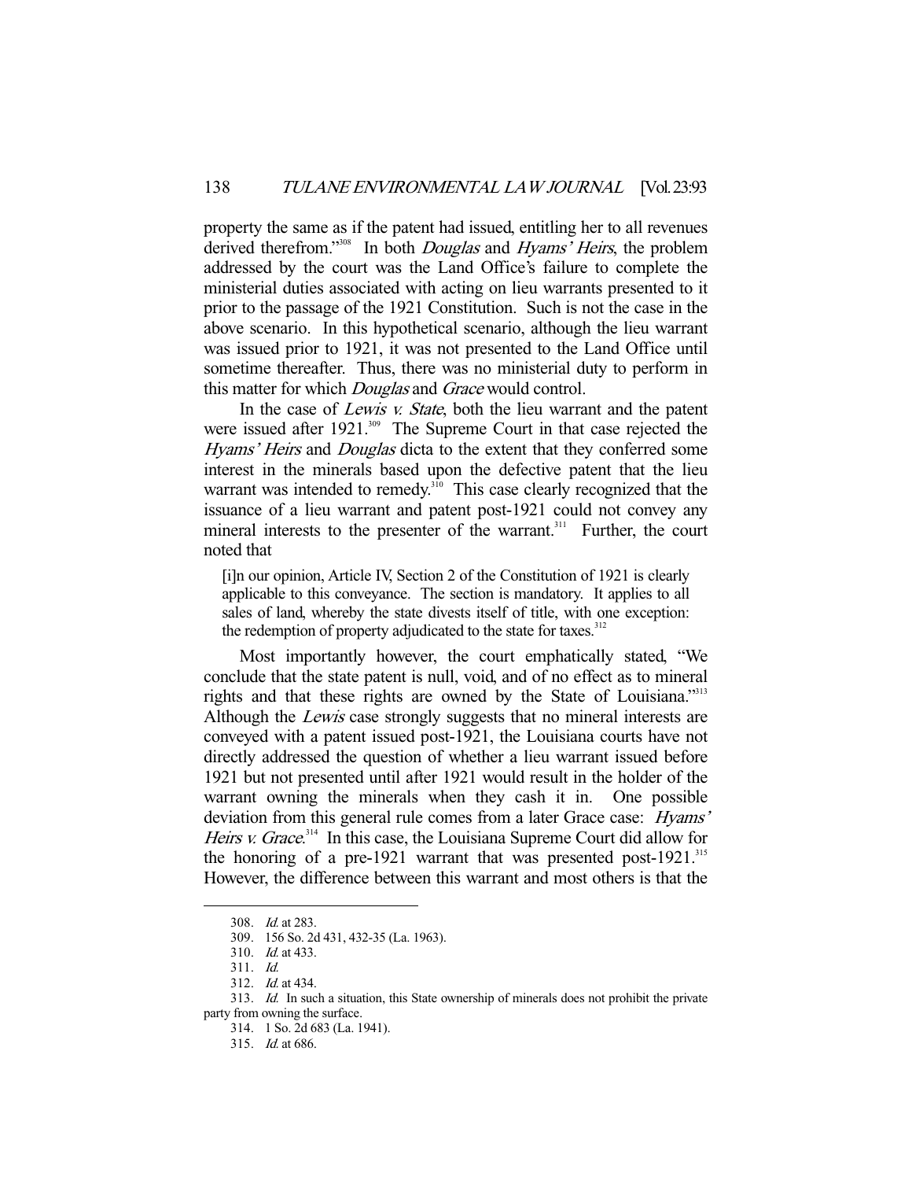property the same as if the patent had issued, entitling her to all revenues derived therefrom."[308] In both *Douglas* and *Hyams' Heirs*, the problem addressed by the court was the Land Office's failure to complete the ministerial duties associated with acting on lieu warrants presented to it prior to the passage of the 1921 Constitution. Such is not the case in the above scenario. In this hypothetical scenario, although the lieu warrant was issued prior to 1921, it was not presented to the Land Office until sometime thereafter. Thus, there was no ministerial duty to perform in this matter for which *Douglas* and *Grace* would control.

In the case of *Lewis v. State*, both the lieu warrant and the patent were issued after 1921.[309] The Supreme Court in that case rejected the *Hyams' Heirs* and *Douglas* dicta to the extent that they conferred some interest in the minerals based upon the defective patent that the lieu warrant was intended to remedy.[310] This case clearly recognized that the issuance of a lieu warrant and patent post-1921 could not convey any mineral interests to the presenter of the warrant.[311] Further, the court noted that

> [i]n our opinion, Article IV, Section 2 of the Constitution of 1921 is clearly applicable to this conveyance. The section is mandatory. It applies to all sales of land, whereby the state divests itself of title, with one exception: the redemption of property adjudicated to the state for taxes.[312]

Most importantly however, the court emphatically stated, "We conclude that the state patent is null, void, and of no effect as to mineral rights and that these rights are owned by the State of Louisiana."[313] Although the *Lewis* case strongly suggests that no mineral interests are conveyed with a patent issued post-1921, the Louisiana courts have not directly addressed the question of whether a lieu warrant issued before 1921 but not presented until after 1921 would result in the holder of the warrant owning the minerals when they cash it in. One possible deviation from this general rule comes from a later Grace case: *Hyams' Heirs v. Grace*.[314] In this case, the Louisiana Supreme Court did allow for the honoring of a pre-1921 warrant that was presented post-1921.[315] However, the difference between this warrant and most others is that the

---

308. *Id.* at 283.

309. 156 So. 2d 431, 432-35 (La. 1963).

310. *Id.* at 433.

311. *Id.*

312. *Id.* at 434.

313. *Id.* In such a situation, this State ownership of minerals does not prohibit the private party from owning the surface.

314. 1 So. 2d 683 (La. 1941).

315. *Id.* at 686.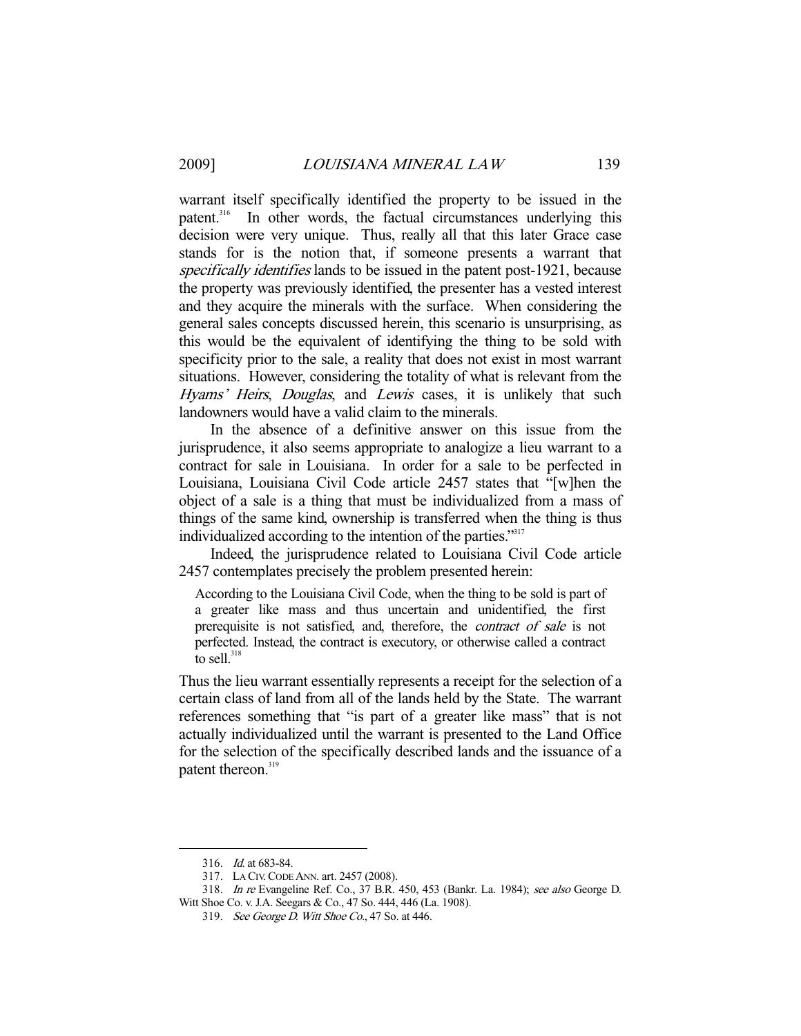warrant itself specifically identified the property to be issued in the patent.[316] In other words, the factual circumstances underlying this decision were very unique. Thus, really all that this later Grace case stands for is the notion that, if someone presents a warrant that *specifically identifies* lands to be issued in the patent post-1921, because the property was previously identified, the presenter has a vested interest and they acquire the minerals with the surface. When considering the general sales concepts discussed herein, this scenario is unsurprising, as this would be the equivalent of identifying the thing to be sold with specificity prior to the sale, a reality that does not exist in most warrant situations. However, considering the totality of what is relevant from the *Hyams' Heirs*, *Douglas*, and *Lewis* cases, it is unlikely that such landowners would have a valid claim to the minerals.

In the absence of a definitive answer on this issue from the jurisprudence, it also seems appropriate to analogize a lieu warrant to a contract for sale in Louisiana. In order for a sale to be perfected in Louisiana, Louisiana Civil Code article 2457 states that "[w]hen the object of a sale is a thing that must be individualized from a mass of things of the same kind, ownership is transferred when the thing is thus individualized according to the intention of the parties."[317]

Indeed, the jurisprudence related to Louisiana Civil Code article 2457 contemplates precisely the problem presented herein:

> According to the Louisiana Civil Code, when the thing to be sold is part of a greater like mass and thus uncertain and unidentified, the first prerequisite is not satisfied, and, therefore, the *contract of sale* is not perfected. Instead, the contract is executory, or otherwise called a contract to sell.[318]

Thus the lieu warrant essentially represents a receipt for the selection of a certain class of land from all of the lands held by the State. The warrant references something that "is part of a greater like mass" that is not actually individualized until the warrant is presented to the Land Office for the selection of the specifically described lands and the issuance of a patent thereon.[319]

---

316. *Id.* at 683-84.

317. LA CIV. CODE ANN. art. 2457 (2008).

318. *In re* Evangeline Ref. Co., 37 B.R. 450, 453 (Bankr. La. 1984); *see also* George D. Witt Shoe Co. v. J.A. Seegars & Co., 47 So. 444, 446 (La. 1908).

319. *See George D. Witt Shoe Co.*, 47 So. at 446.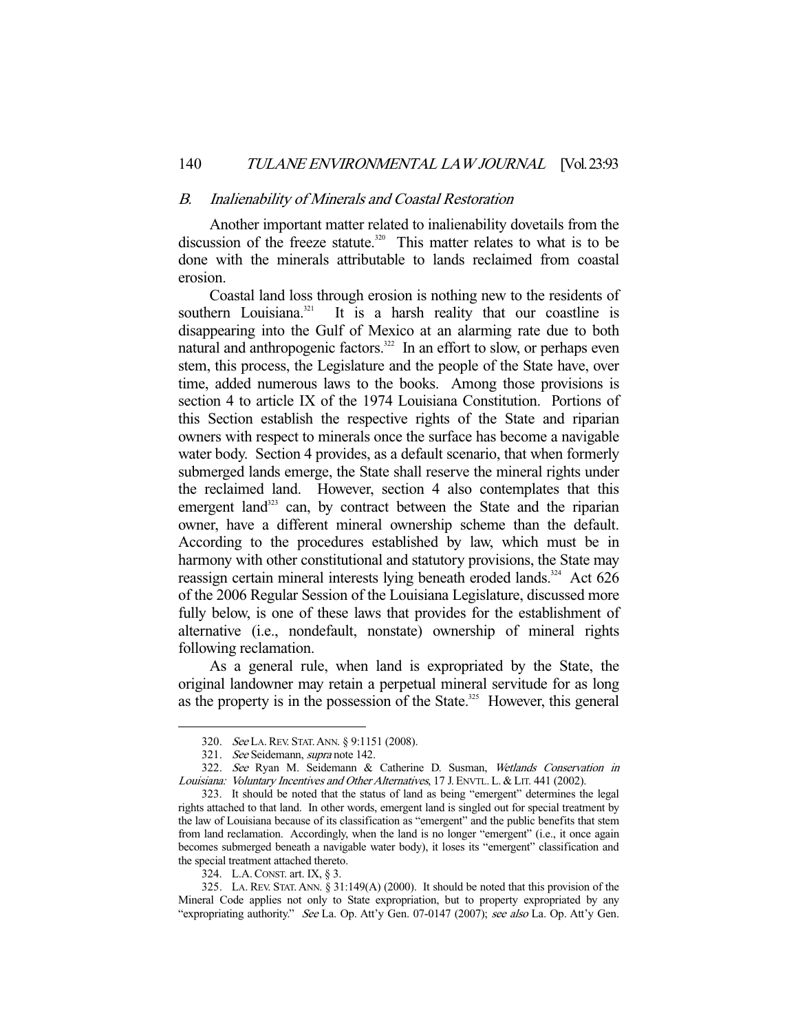### *B. Inalienability of Minerals and Coastal Restoration*

Another important matter related to inalienability dovetails from the discussion of the freeze statute.[320] This matter relates to what is to be done with the minerals attributable to lands reclaimed from coastal erosion.

Coastal land loss through erosion is nothing new to the residents of southern Louisiana.[321] It is a harsh reality that our coastline is disappearing into the Gulf of Mexico at an alarming rate due to both natural and anthropogenic factors.[322] In an effort to slow, or perhaps even stem, this process, the Legislature and the people of the State have, over time, added numerous laws to the books. Among those provisions is section 4 to article IX of the 1974 Louisiana Constitution. Portions of this Section establish the respective rights of the State and riparian owners with respect to minerals once the surface has become a navigable water body. Section 4 provides, as a default scenario, that when formerly submerged lands emerge, the State shall reserve the mineral rights under the reclaimed land. However, section 4 also contemplates that this emergent land[323] can, by contract between the State and the riparian owner, have a different mineral ownership scheme than the default. According to the procedures established by law, which must be in harmony with other constitutional and statutory provisions, the State may reassign certain mineral interests lying beneath eroded lands.[324] Act 626 of the 2006 Regular Session of the Louisiana Legislature, discussed more fully below, is one of these laws that provides for the establishment of alternative (i.e., nondefault, nonstate) ownership of mineral rights following reclamation.

As a general rule, when land is expropriated by the State, the original landowner may retain a perpetual mineral servitude for as long as the property is in the possession of the State.[325] However, this general

---

320. *See* LA. REV. STAT. ANN. § 9:1151 (2008).

321. *See* Seidemann, *supra* note 142.

322. *See* Ryan M. Seidemann & Catherine D. Susman, *Wetlands Conservation in Louisiana: Voluntary Incentives and Other Alternatives*, 17 J. ENVTL. L. & LIT. 441 (2002).

323. It should be noted that the status of land as being "emergent" determines the legal rights attached to that land. In other words, emergent land is singled out for special treatment by the law of Louisiana because of its classification as "emergent" and the public benefits that stem from land reclamation. Accordingly, when the land is no longer "emergent" (i.e., it once again becomes submerged beneath a navigable water body), it loses its "emergent" classification and the special treatment attached thereto.

324. L.A. CONST. art. IX, § 3.

325. LA. REV. STAT. ANN. § 31:149(A) (2000). It should be noted that this provision of the Mineral Code applies not only to State expropriation, but to property expropriated by any "expropriating authority." *See* La. Op. Att'y Gen. 07-0147 (2007); *see also* La. Op. Att'y Gen.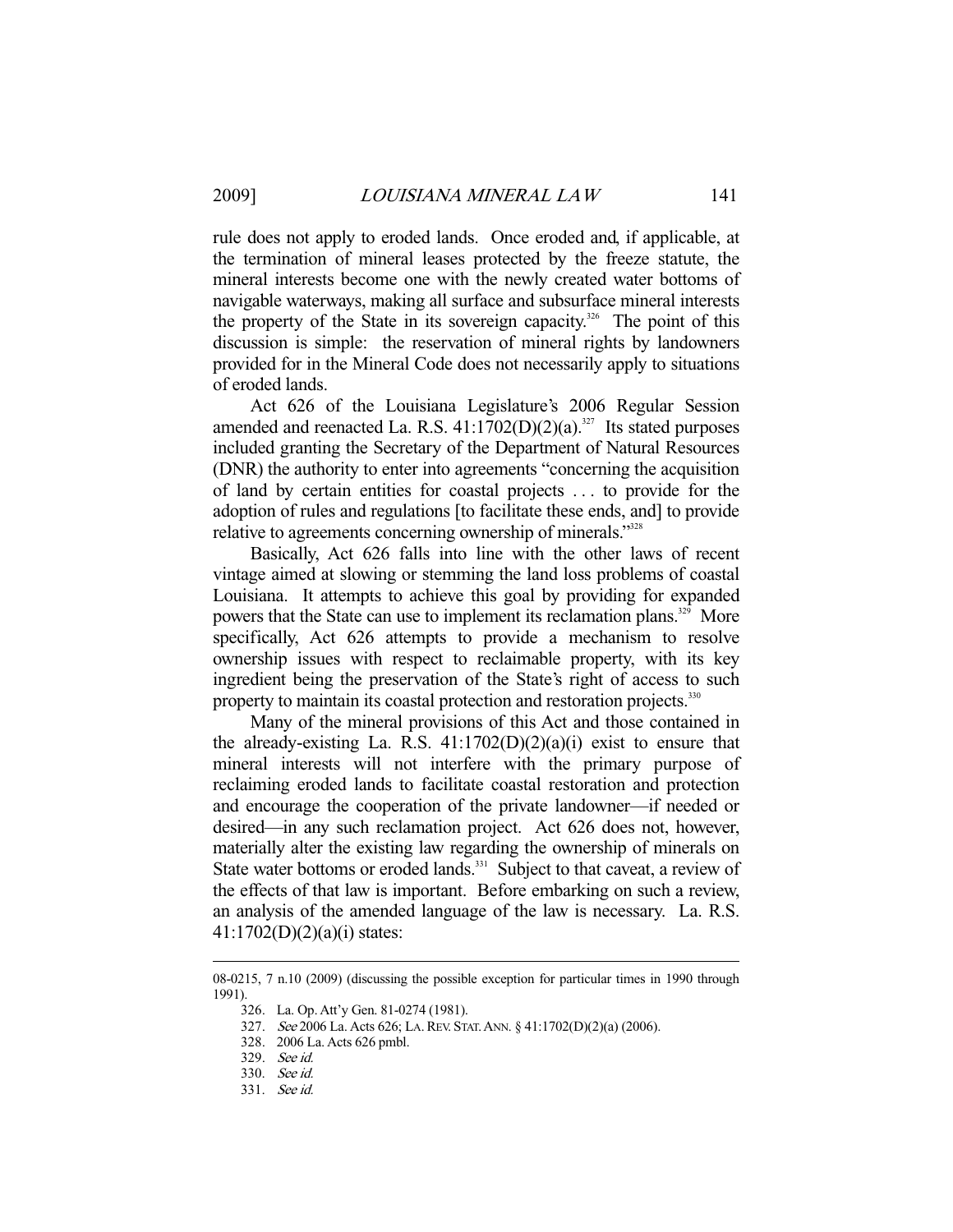rule does not apply to eroded lands. Once eroded and, if applicable, at the termination of mineral leases protected by the freeze statute, the mineral interests become one with the newly created water bottoms of navigable waterways, making all surface and subsurface mineral interests the property of the State in its sovereign capacity.[326] The point of this discussion is simple: the reservation of mineral rights by landowners provided for in the Mineral Code does not necessarily apply to situations of eroded lands.

Act 626 of the Louisiana Legislature's 2006 Regular Session amended and reenacted La. R.S. 41:1702(D)(2)(a).[327] Its stated purposes included granting the Secretary of the Department of Natural Resources (DNR) the authority to enter into agreements "concerning the acquisition of land by certain entities for coastal projects . . . to provide for the adoption of rules and regulations [to facilitate these ends, and] to provide relative to agreements concerning ownership of minerals."[328]

Basically, Act 626 falls into line with the other laws of recent vintage aimed at slowing or stemming the land loss problems of coastal Louisiana. It attempts to achieve this goal by providing for expanded powers that the State can use to implement its reclamation plans.[329] More specifically, Act 626 attempts to provide a mechanism to resolve ownership issues with respect to reclaimable property, with its key ingredient being the preservation of the State's right of access to such property to maintain its coastal protection and restoration projects.[330]

Many of the mineral provisions of this Act and those contained in the already-existing La. R.S. 41:1702(D)(2)(a)(i) exist to ensure that mineral interests will not interfere with the primary purpose of reclaiming eroded lands to facilitate coastal restoration and protection and encourage the cooperation of the private landowner—if needed or desired—in any such reclamation project. Act 626 does not, however, materially alter the existing law regarding the ownership of minerals on State water bottoms or eroded lands.[331] Subject to that caveat, a review of the effects of that law is important. Before embarking on such a review, an analysis of the amended language of the law is necessary. La. R.S. 41:1702(D)(2)(a)(i) states:

---

08-0215, 7 n.10 (2009) (discussing the possible exception for particular times in 1990 through 1991).

326. La. Op. Att'y Gen. 81-0274 (1981).

327. *See* 2006 La. Acts 626; LA. REV. STAT. ANN. § 41:1702(D)(2)(a) (2006).

328. 2006 La. Acts 626 pmbl.

329. *See id.*

330. *See id.*

331. *See id.*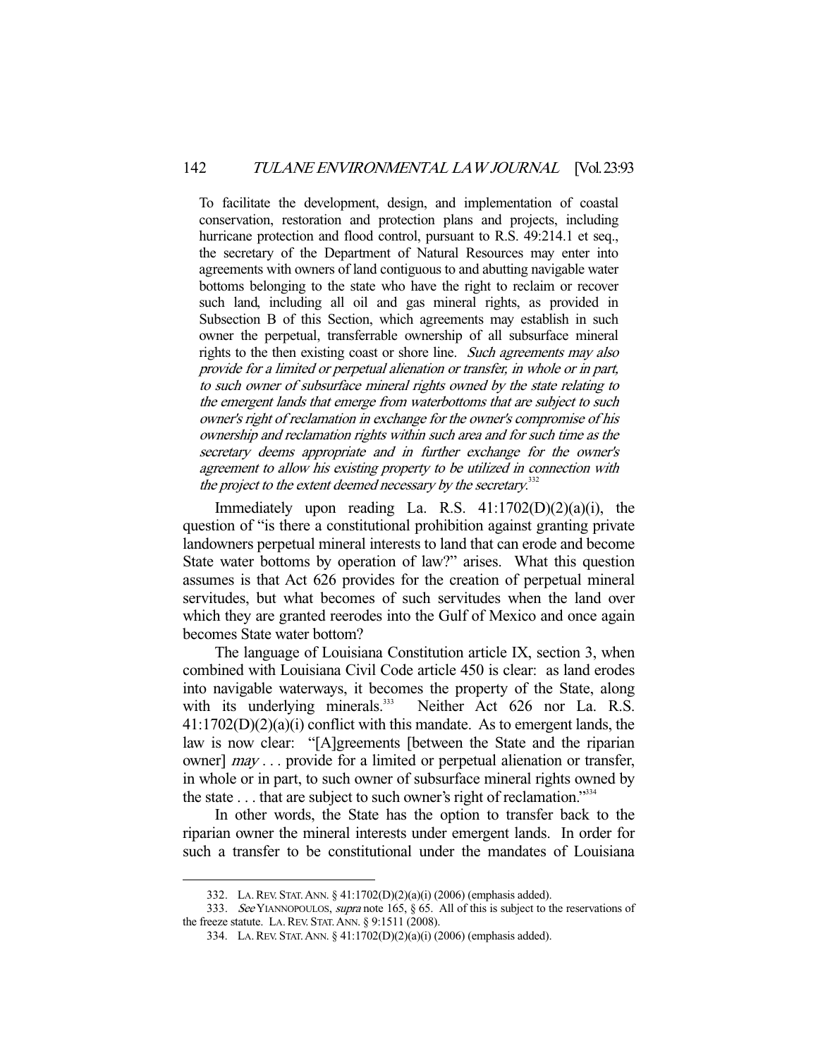> To facilitate the development, design, and implementation of coastal conservation, restoration and protection plans and projects, including hurricane protection and flood control, pursuant to R.S. 49:214.1 et seq., the secretary of the Department of Natural Resources may enter into agreements with owners of land contiguous to and abutting navigable water bottoms belonging to the state who have the right to reclaim or recover such land, including all oil and gas mineral rights, as provided in Subsection B of this Section, which agreements may establish in such owner the perpetual, transferrable ownership of all subsurface mineral rights to the then existing coast or shore line. *Such agreements may also provide for a limited or perpetual alienation or transfer, in whole or in part, to such owner of subsurface mineral rights owned by the state relating to the emergent lands that emerge from waterbottoms that are subject to such owner's right of reclamation in exchange for the owner's compromise of his ownership and reclamation rights within such area and for such time as the secretary deems appropriate and in further exchange for the owner's agreement to allow his existing property to be utilized in connection with the project to the extent deemed necessary by the secretary.*[332]

Immediately upon reading La. R.S. 41:1702(D)(2)(a)(i), the question of "is there a constitutional prohibition against granting private landowners perpetual mineral interests to land that can erode and become State water bottoms by operation of law?" arises. What this question assumes is that Act 626 provides for the creation of perpetual mineral servitudes, but what becomes of such servitudes when the land over which they are granted reerodes into the Gulf of Mexico and once again becomes State water bottom?

The language of Louisiana Constitution article IX, section 3, when combined with Louisiana Civil Code article 450 is clear: as land erodes into navigable waterways, it becomes the property of the State, along with its underlying minerals.[333] Neither Act 626 nor La. R.S. 41:1702(D)(2)(a)(i) conflict with this mandate. As to emergent lands, the law is now clear: "[A]greements [between the State and the riparian owner] *may* . . . provide for a limited or perpetual alienation or transfer, in whole or in part, to such owner of subsurface mineral rights owned by the state . . . that are subject to such owner's right of reclamation."[334]

In other words, the State has the option to transfer back to the riparian owner the mineral interests under emergent lands. In order for such a transfer to be constitutional under the mandates of Louisiana

---

332. LA. REV. STAT. ANN. § 41:1702(D)(2)(a)(i) (2006) (emphasis added).

333. *See* YIANNOPOULOS, *supra* note 165, § 65. All of this is subject to the reservations of the freeze statute. LA. REV. STAT. ANN. § 9:1511 (2008).

334. LA. REV. STAT. ANN. § 41:1702(D)(2)(a)(i) (2006) (emphasis added).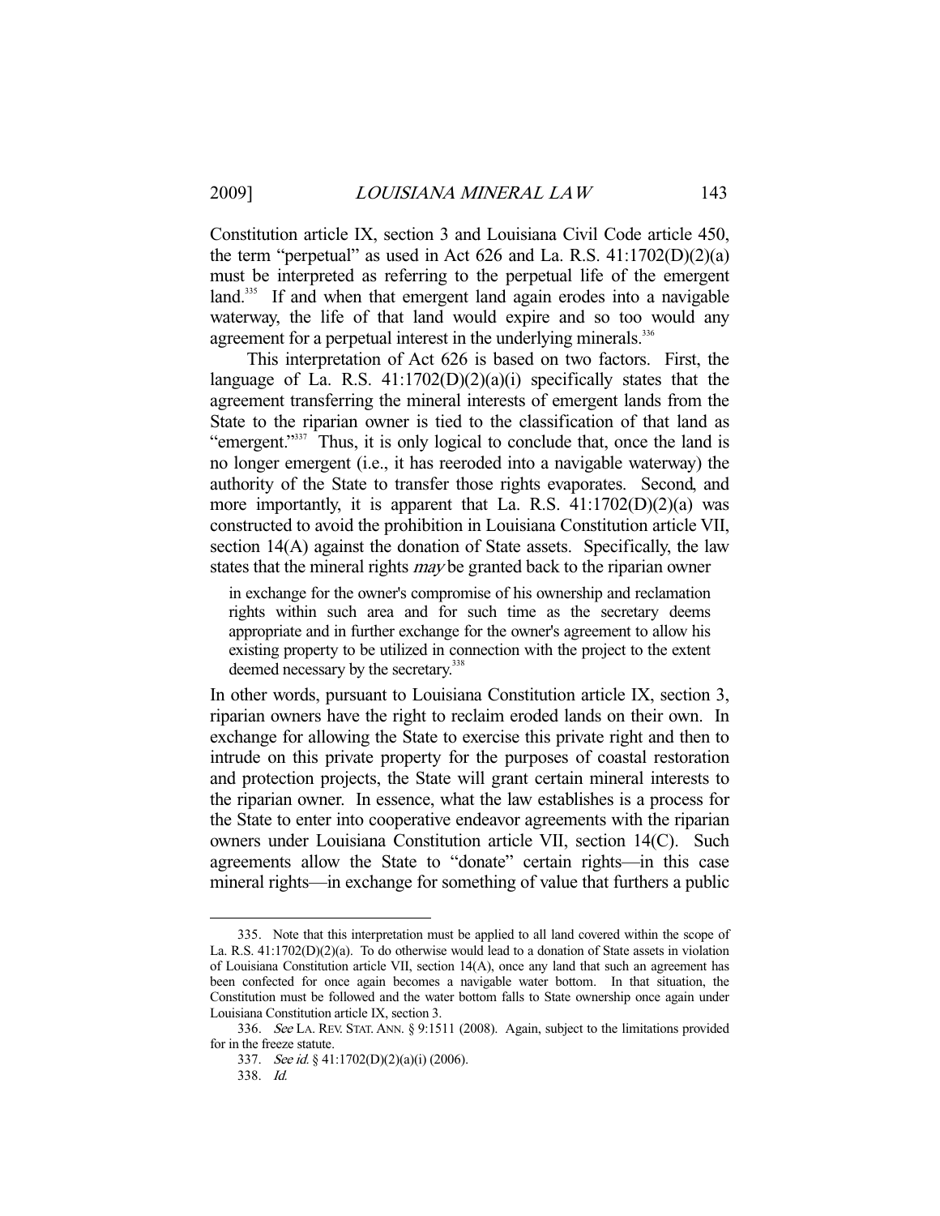Constitution article IX, section 3 and Louisiana Civil Code article 450, the term "perpetual" as used in Act 626 and La. R.S. 41:1702(D)(2)(a) must be interpreted as referring to the perpetual life of the emergent land.[335] If and when that emergent land again erodes into a navigable waterway, the life of that land would expire and so too would any agreement for a perpetual interest in the underlying minerals.[336]

This interpretation of Act 626 is based on two factors. First, the language of La. R.S. 41:1702(D)(2)(a)(i) specifically states that the agreement transferring the mineral interests of emergent lands from the State to the riparian owner is tied to the classification of that land as "emergent."[337] Thus, it is only logical to conclude that, once the land is no longer emergent (i.e., it has reeroded into a navigable waterway) the authority of the State to transfer those rights evaporates. Second, and more importantly, it is apparent that La. R.S. 41:1702(D)(2)(a) was constructed to avoid the prohibition in Louisiana Constitution article VII, section 14(A) against the donation of State assets. Specifically, the law states that the mineral rights *may* be granted back to the riparian owner

> in exchange for the owner's compromise of his ownership and reclamation rights within such area and for such time as the secretary deems appropriate and in further exchange for the owner's agreement to allow his existing property to be utilized in connection with the project to the extent deemed necessary by the secretary.[338]

In other words, pursuant to Louisiana Constitution article IX, section 3, riparian owners have the right to reclaim eroded lands on their own. In exchange for allowing the State to exercise this private right and then to intrude on this private property for the purposes of coastal restoration and protection projects, the State will grant certain mineral interests to the riparian owner. In essence, what the law establishes is a process for the State to enter into cooperative endeavor agreements with the riparian owners under Louisiana Constitution article VII, section 14(C). Such agreements allow the State to "donate" certain rights—in this case mineral rights—in exchange for something of value that furthers a public

---

335. Note that this interpretation must be applied to all land covered within the scope of La. R.S. 41:1702(D)(2)(a). To do otherwise would lead to a donation of State assets in violation of Louisiana Constitution article VII, section 14(A), once any land that such an agreement has been confected for once again becomes a navigable water bottom. In that situation, the Constitution must be followed and the water bottom falls to State ownership once again under Louisiana Constitution article IX, section 3.

336. *See* LA. REV. STAT. ANN. § 9:1511 (2008). Again, subject to the limitations provided for in the freeze statute.

337. *See id.* § 41:1702(D)(2)(a)(i) (2006).

338. *Id.*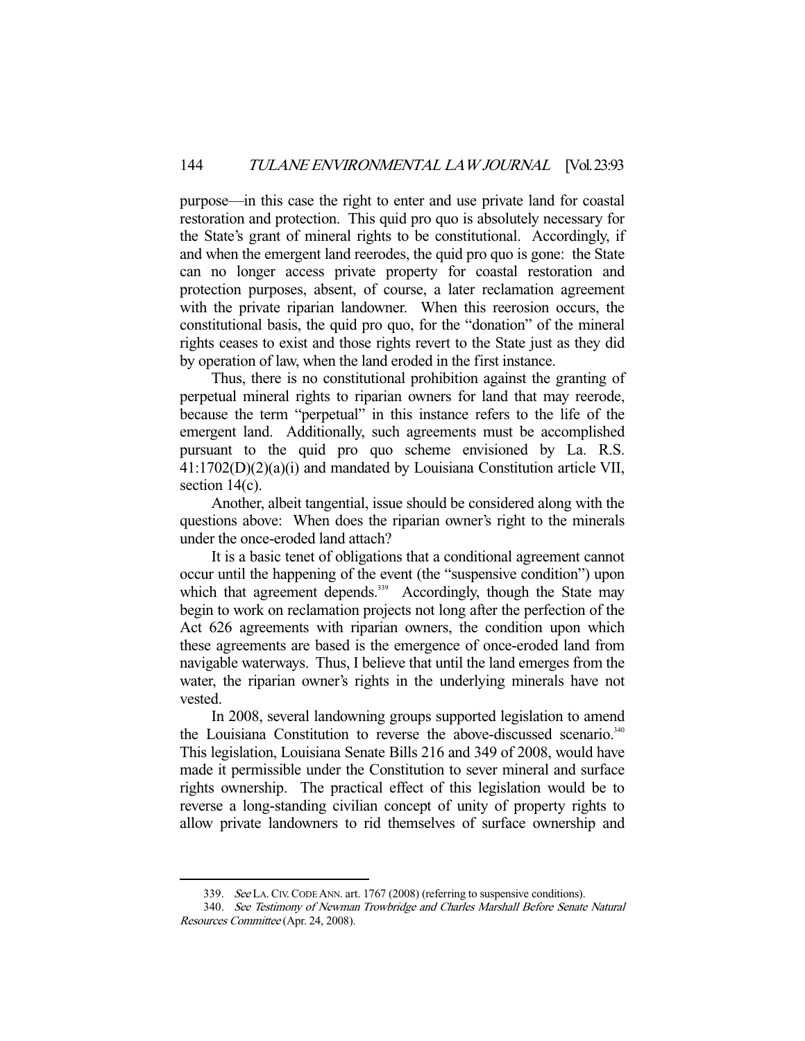purpose—in this case the right to enter and use private land for coastal restoration and protection. This quid pro quo is absolutely necessary for the State's grant of mineral rights to be constitutional. Accordingly, if and when the emergent land reerodes, the quid pro quo is gone: the State can no longer access private property for coastal restoration and protection purposes, absent, of course, a later reclamation agreement with the private riparian landowner. When this reerosion occurs, the constitutional basis, the quid pro quo, for the "donation" of the mineral rights ceases to exist and those rights revert to the State just as they did by operation of law, when the land eroded in the first instance.

Thus, there is no constitutional prohibition against the granting of perpetual mineral rights to riparian owners for land that may reerode, because the term "perpetual" in this instance refers to the life of the emergent land. Additionally, such agreements must be accomplished pursuant to the quid pro quo scheme envisioned by La. R.S. 41:1702(D)(2)(a)(i) and mandated by Louisiana Constitution article VII, section 14(c).

Another, albeit tangential, issue should be considered along with the questions above: When does the riparian owner's right to the minerals under the once-eroded land attach?

It is a basic tenet of obligations that a conditional agreement cannot occur until the happening of the event (the "suspensive condition") upon which that agreement depends.[339] Accordingly, though the State may begin to work on reclamation projects not long after the perfection of the Act 626 agreements with riparian owners, the condition upon which these agreements are based is the emergence of once-eroded land from navigable waterways. Thus, I believe that until the land emerges from the water, the riparian owner's rights in the underlying minerals have not vested.

In 2008, several landowning groups supported legislation to amend the Louisiana Constitution to reverse the above-discussed scenario.[340] This legislation, Louisiana Senate Bills 216 and 349 of 2008, would have made it permissible under the Constitution to sever mineral and surface rights ownership. The practical effect of this legislation would be to reverse a long-standing civilian concept of unity of property rights to allow private landowners to rid themselves of surface ownership and

---

339. *See* LA. CIV. CODE ANN. art. 1767 (2008) (referring to suspensive conditions).

340. *See Testimony of Newman Trowbridge and Charles Marshall Before Senate Natural Resources Committee* (Apr. 24, 2008).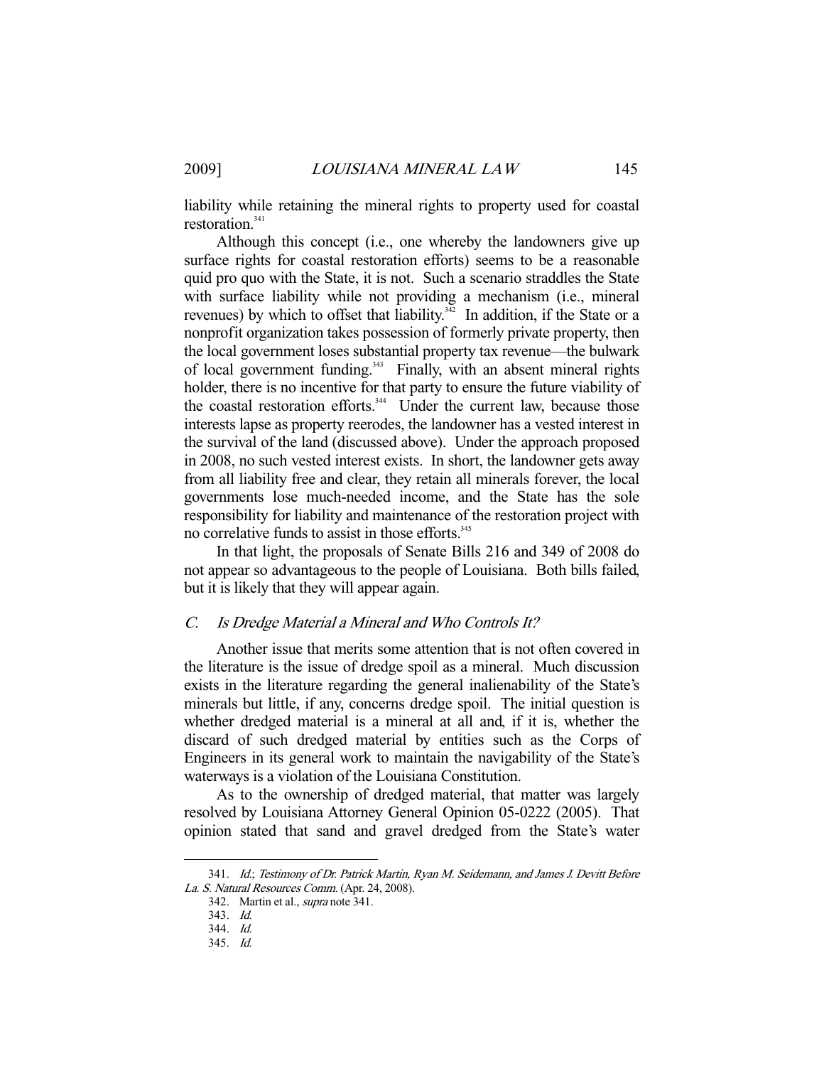liability while retaining the mineral rights to property used for coastal restoration.[341]

Although this concept (i.e., one whereby the landowners give up surface rights for coastal restoration efforts) seems to be a reasonable quid pro quo with the State, it is not. Such a scenario straddles the State with surface liability while not providing a mechanism (i.e., mineral revenues) by which to offset that liability.[342] In addition, if the State or a nonprofit organization takes possession of formerly private property, then the local government loses substantial property tax revenue—the bulwark of local government funding.[343] Finally, with an absent mineral rights holder, there is no incentive for that party to ensure the future viability of the coastal restoration efforts.[344] Under the current law, because those interests lapse as property reerodes, the landowner has a vested interest in the survival of the land (discussed above). Under the approach proposed in 2008, no such vested interest exists. In short, the landowner gets away from all liability free and clear, they retain all minerals forever, the local governments lose much-needed income, and the State has the sole responsibility for liability and maintenance of the restoration project with no correlative funds to assist in those efforts.[345]

In that light, the proposals of Senate Bills 216 and 349 of 2008 do not appear so advantageous to the people of Louisiana. Both bills failed, but it is likely that they will appear again.

### C. *Is Dredge Material a Mineral and Who Controls It?*

Another issue that merits some attention that is not often covered in the literature is the issue of dredge spoil as a mineral. Much discussion exists in the literature regarding the general inalienability of the State's minerals but little, if any, concerns dredge spoil. The initial question is whether dredged material is a mineral at all and, if it is, whether the discard of such dredged material by entities such as the Corps of Engineers in its general work to maintain the navigability of the State's waterways is a violation of the Louisiana Constitution.

As to the ownership of dredged material, that matter was largely resolved by Louisiana Attorney General Opinion 05-0222 (2005). That opinion stated that sand and gravel dredged from the State's water

---

341. *Id.*; *Testimony of Dr. Patrick Martin, Ryan M. Seidemann, and James J. Devitt Before La. S. Natural Resources Comm.* (Apr. 24, 2008).

342. Martin et al., *supra* note 341.

343. *Id.*

344. *Id.*

345. *Id.*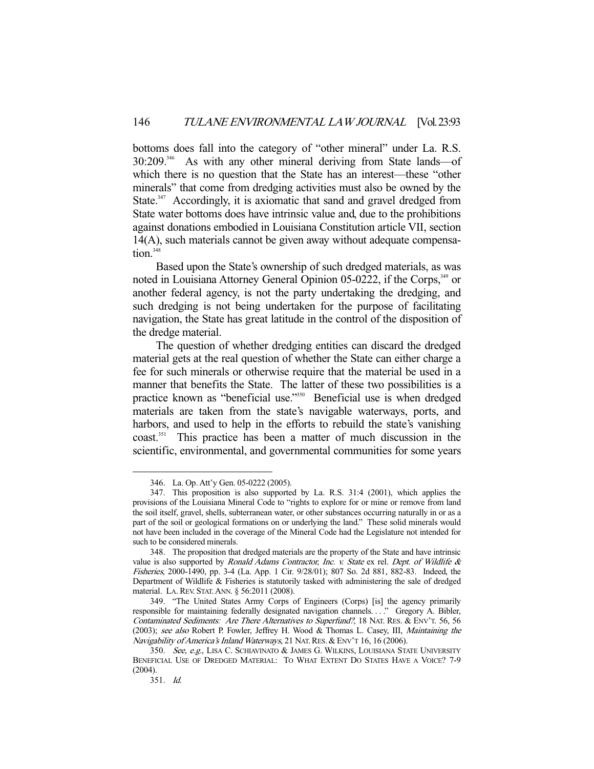bottoms does fall into the category of "other mineral" under La. R.S. 30:209.[346] As with any other mineral deriving from State lands—of which there is no question that the State has an interest—these "other minerals" that come from dredging activities must also be owned by the State.[347] Accordingly, it is axiomatic that sand and gravel dredged from State water bottoms does have intrinsic value and, due to the prohibitions against donations embodied in Louisiana Constitution article VII, section 14(A), such materials cannot be given away without adequate compensation.[348]

Based upon the State's ownership of such dredged materials, as was noted in Louisiana Attorney General Opinion 05-0222, if the Corps,[349] or another federal agency, is not the party undertaking the dredging, and such dredging is not being undertaken for the purpose of facilitating navigation, the State has great latitude in the control of the disposition of the dredge material.

The question of whether dredging entities can discard the dredged material gets at the real question of whether the State can either charge a fee for such minerals or otherwise require that the material be used in a manner that benefits the State. The latter of these two possibilities is a practice known as "beneficial use."[350] Beneficial use is when dredged materials are taken from the state's navigable waterways, ports, and harbors, and used to help in the efforts to rebuild the state's vanishing coast.[351] This practice has been a matter of much discussion in the scientific, environmental, and governmental communities for some years

---

346. La. Op. Att'y Gen. 05-0222 (2005).

347. This proposition is also supported by La. R.S. 31:4 (2001), which applies the provisions of the Louisiana Mineral Code to "rights to explore for or mine or remove from land the soil itself, gravel, shells, subterranean water, or other substances occurring naturally in or as a part of the soil or geological formations on or underlying the land." These solid minerals would not have been included in the coverage of the Mineral Code had the Legislature not intended for such to be considered minerals.

348. The proposition that dredged materials are the property of the State and have intrinsic value is also supported by *Ronald Adams Contractor, Inc. v. State* ex rel. *Dept. of Wildlife & Fisheries*, 2000-1490, pp. 3-4 (La. App. 1 Cir. 9/28/01); 807 So. 2d 881, 882-83. Indeed, the Department of Wildlife & Fisheries is statutorily tasked with administering the sale of dredged material. LA. REV. STAT. ANN. § 56:2011 (2008).

349. "The United States Army Corps of Engineers (Corps) [is] the agency primarily responsible for maintaining federally designated navigation channels. . . ." Gregory A. Bibler, *Contaminated Sediments: Are There Alternatives to Superfund?*, 18 NAT. RES. & ENV'T. 56, 56 (2003); *see also* Robert P. Fowler, Jeffrey H. Wood & Thomas L. Casey, III, *Maintaining the Navigability of America's Inland Waterways*, 21 NAT. RES. & ENV'T 16, 16 (2006).

350. *See, e.g.*, LISA C. SCHIAVINATO & JAMES G. WILKINS, LOUISIANA STATE UNIVERSITY BENEFICIAL USE OF DREDGED MATERIAL: TO WHAT EXTENT DO STATES HAVE A VOICE? 7-9 (2004).

351. *Id.*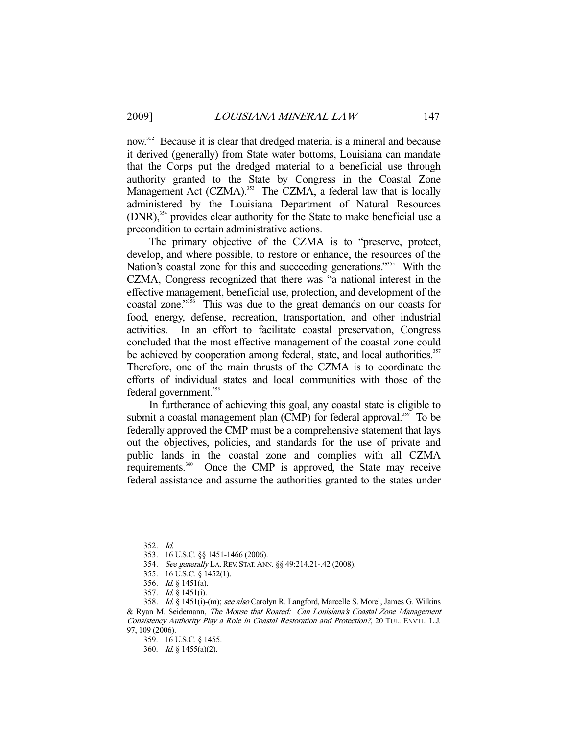now.[352] Because it is clear that dredged material is a mineral and because it derived (generally) from State water bottoms, Louisiana can mandate that the Corps put the dredged material to a beneficial use through authority granted to the State by Congress in the Coastal Zone Management Act (CZMA).[353] The CZMA, a federal law that is locally administered by the Louisiana Department of Natural Resources (DNR),[354] provides clear authority for the State to make beneficial use a precondition to certain administrative actions.

The primary objective of the CZMA is to "preserve, protect, develop, and where possible, to restore or enhance, the resources of the Nation's coastal zone for this and succeeding generations."[355] With the CZMA, Congress recognized that there was "a national interest in the effective management, beneficial use, protection, and development of the coastal zone."[356] This was due to the great demands on our coasts for food, energy, defense, recreation, transportation, and other industrial activities. In an effort to facilitate coastal preservation, Congress concluded that the most effective management of the coastal zone could be achieved by cooperation among federal, state, and local authorities.[357] Therefore, one of the main thrusts of the CZMA is to coordinate the efforts of individual states and local communities with those of the federal government.[358]

In furtherance of achieving this goal, any coastal state is eligible to submit a coastal management plan (CMP) for federal approval.[359] To be federally approved the CMP must be a comprehensive statement that lays out the objectives, policies, and standards for the use of private and public lands in the coastal zone and complies with all CZMA requirements.[360] Once the CMP is approved, the State may receive federal assistance and assume the authorities granted to the states under

---

352. *Id.*

353. 16 U.S.C. §§ 1451-1466 (2006).

354. *See generally* LA. REV. STAT. ANN. §§ 49:214.21-.42 (2008).

355. 16 U.S.C. § 1452(1).

356. *Id.* § 1451(a).

357. *Id.* § 1451(i).

358. *Id.* § 1451(i)-(m); *see also* Carolyn R. Langford, Marcelle S. Morel, James G. Wilkins & Ryan M. Seidemann, *The Mouse that Roared: Can Louisiana's Coastal Zone Management Consistency Authority Play a Role in Coastal Restoration and Protection?*, 20 TUL. ENVTL. L.J. 97, 109 (2006).

359. 16 U.S.C. § 1455.

360. *Id.* § 1455(a)(2).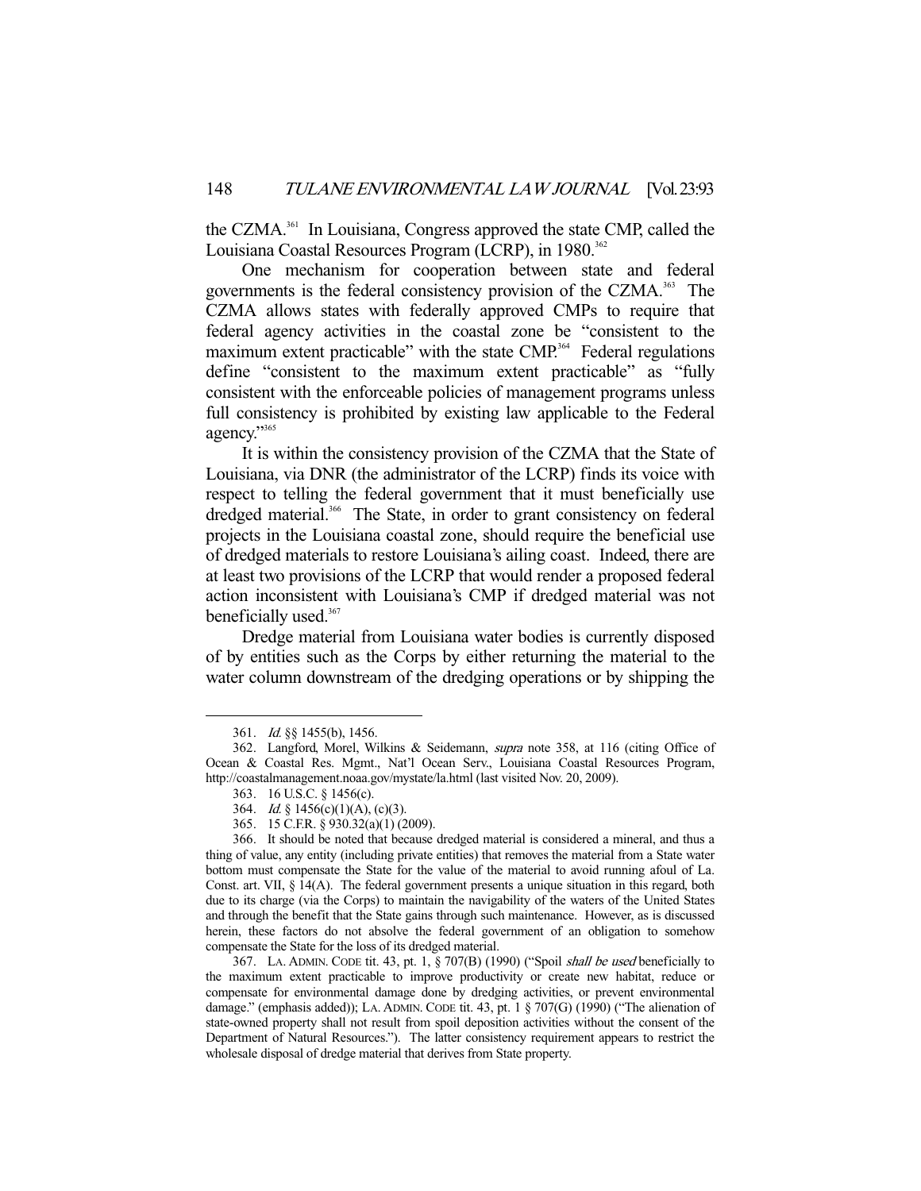the CZMA.[361] In Louisiana, Congress approved the state CMP, called the Louisiana Coastal Resources Program (LCRP), in 1980.[362]

One mechanism for cooperation between state and federal governments is the federal consistency provision of the CZMA.[363] The CZMA allows states with federally approved CMPs to require that federal agency activities in the coastal zone be "consistent to the maximum extent practicable" with the state CMP.[364] Federal regulations define "consistent to the maximum extent practicable" as "fully consistent with the enforceable policies of management programs unless full consistency is prohibited by existing law applicable to the Federal agency."[365]

It is within the consistency provision of the CZMA that the State of Louisiana, via DNR (the administrator of the LCRP) finds its voice with respect to telling the federal government that it must beneficially use dredged material.[366] The State, in order to grant consistency on federal projects in the Louisiana coastal zone, should require the beneficial use of dredged materials to restore Louisiana's ailing coast. Indeed, there are at least two provisions of the LCRP that would render a proposed federal action inconsistent with Louisiana's CMP if dredged material was not beneficially used.[367]

Dredge material from Louisiana water bodies is currently disposed of by entities such as the Corps by either returning the material to the water column downstream of the dredging operations or by shipping the

---

361. *Id.* §§ 1455(b), 1456.

362. Langford, Morel, Wilkins & Seidemann, *supra* note 358, at 116 (citing Office of Ocean & Coastal Res. Mgmt., Nat'l Ocean Serv., Louisiana Coastal Resources Program, http://coastalmanagement.noaa.gov/mystate/la.html (last visited Nov. 20, 2009).

363. 16 U.S.C. § 1456(c).

364. *Id.* § 1456(c)(1)(A), (c)(3).

365. 15 C.F.R. § 930.32(a)(1) (2009).

366. It should be noted that because dredged material is considered a mineral, and thus a thing of value, any entity (including private entities) that removes the material from a State water bottom must compensate the State for the value of the material to avoid running afoul of La. Const. art. VII, § 14(A). The federal government presents a unique situation in this regard, both due to its charge (via the Corps) to maintain the navigability of the waters of the United States and through the benefit that the State gains through such maintenance. However, as is discussed herein, these factors do not absolve the federal government of an obligation to somehow compensate the State for the loss of its dredged material.

367. LA. ADMIN. CODE tit. 43, pt. 1, § 707(B) (1990) ("Spoil *shall be used* beneficially to the maximum extent practicable to improve productivity or create new habitat, reduce or compensate for environmental damage done by dredging activities, or prevent environmental damage." (emphasis added)); LA. ADMIN. CODE tit. 43, pt. 1 § 707(G) (1990) ("The alienation of state-owned property shall not result from spoil deposition activities without the consent of the Department of Natural Resources."). The latter consistency requirement appears to restrict the wholesale disposal of dredge material that derives from State property.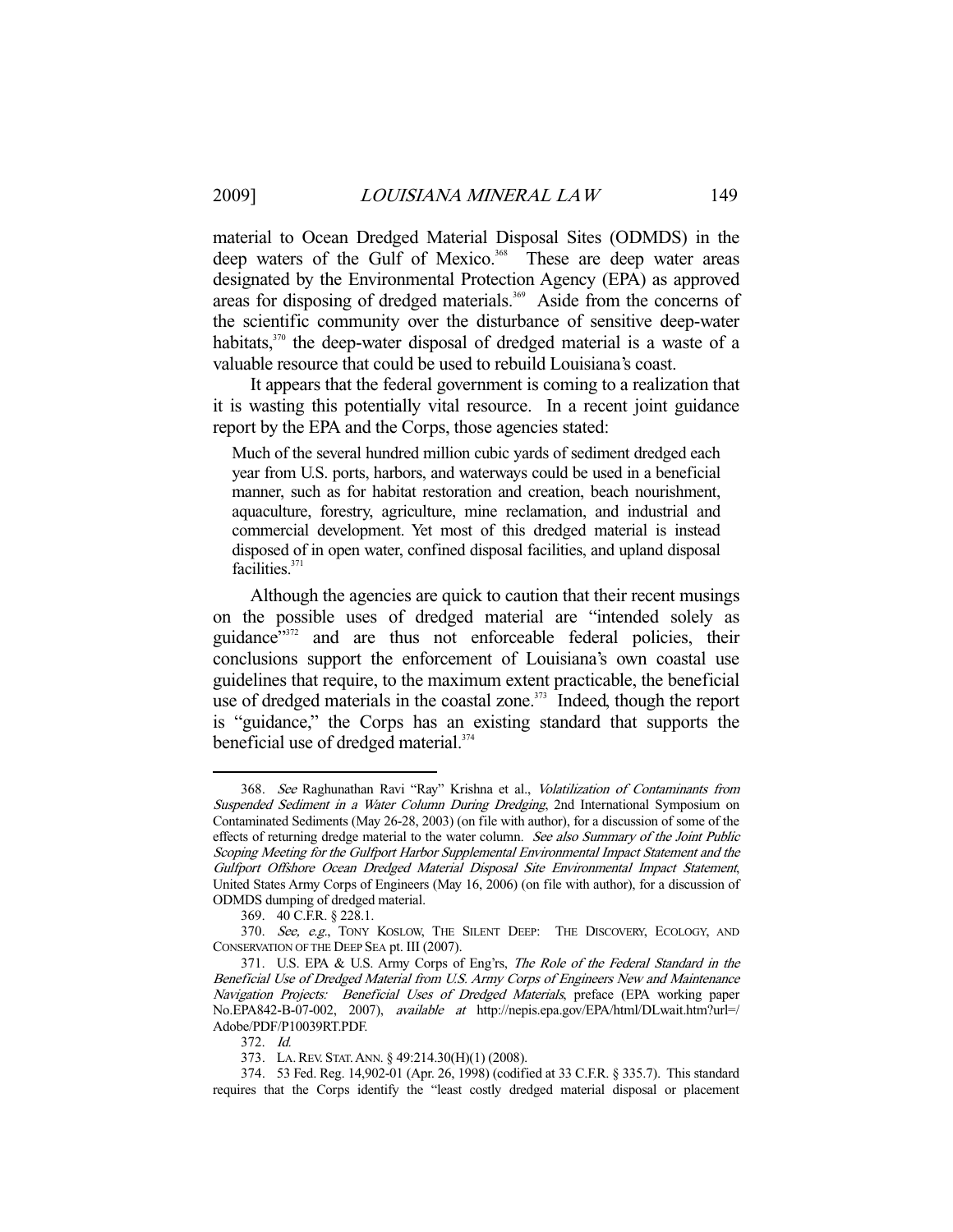material to Ocean Dredged Material Disposal Sites (ODMDS) in the deep waters of the Gulf of Mexico.[368] These are deep water areas designated by the Environmental Protection Agency (EPA) as approved areas for disposing of dredged materials.[369] Aside from the concerns of the scientific community over the disturbance of sensitive deep-water habitats,[370] the deep-water disposal of dredged material is a waste of a valuable resource that could be used to rebuild Louisiana's coast.

It appears that the federal government is coming to a realization that it is wasting this potentially vital resource. In a recent joint guidance report by the EPA and the Corps, those agencies stated:

> Much of the several hundred million cubic yards of sediment dredged each year from U.S. ports, harbors, and waterways could be used in a beneficial manner, such as for habitat restoration and creation, beach nourishment, aquaculture, forestry, agriculture, mine reclamation, and industrial and commercial development. Yet most of this dredged material is instead disposed of in open water, confined disposal facilities, and upland disposal facilities.[371]

Although the agencies are quick to caution that their recent musings on the possible uses of dredged material are "intended solely as guidance"[372] and are thus not enforceable federal policies, their conclusions support the enforcement of Louisiana's own coastal use guidelines that require, to the maximum extent practicable, the beneficial use of dredged materials in the coastal zone.[373] Indeed, though the report is "guidance," the Corps has an existing standard that supports the beneficial use of dredged material.[374]

---

368. *See* Raghunathan Ravi "Ray" Krishna et al., *Volatilization of Contaminants from Suspended Sediment in a Water Column During Dredging*, 2nd International Symposium on Contaminated Sediments (May 26-28, 2003) (on file with author), for a discussion of some of the effects of returning dredge material to the water column. *See also Summary of the Joint Public Scoping Meeting for the Gulfport Harbor Supplemental Environmental Impact Statement and the Gulfport Offshore Ocean Dredged Material Disposal Site Environmental Impact Statement*, United States Army Corps of Engineers (May 16, 2006) (on file with author), for a discussion of ODMDS dumping of dredged material.

369. 40 C.F.R. § 228.1.

370. *See, e.g.*, TONY KOSLOW, THE SILENT DEEP: THE DISCOVERY, ECOLOGY, AND CONSERVATION OF THE DEEP SEA pt. III (2007).

371. U.S. EPA & U.S. Army Corps of Eng'rs, *The Role of the Federal Standard in the Beneficial Use of Dredged Material from U.S. Army Corps of Engineers New and Maintenance Navigation Projects: Beneficial Uses of Dredged Materials*, preface (EPA working paper No.EPA842-B-07-002, 2007), *available at* http://nepis.epa.gov/EPA/html/DLwait.htm?url=/Adobe/PDF/P10039RT.PDF.

372. *Id.*

373. LA. REV. STAT. ANN. § 49:214.30(H)(1) (2008).

374. 53 Fed. Reg. 14,902-01 (Apr. 26, 1998) (codified at 33 C.F.R. § 335.7). This standard requires that the Corps identify the "least costly dredged material disposal or placement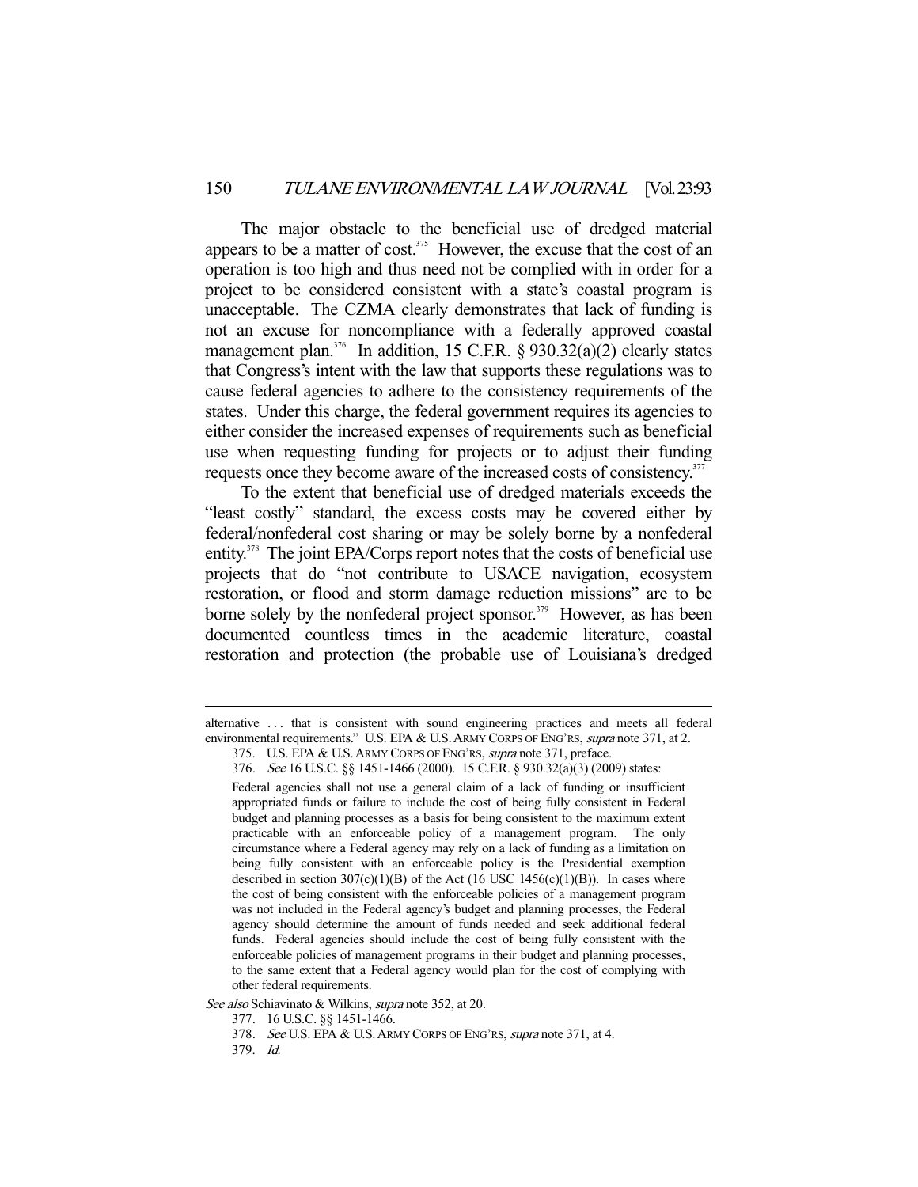The major obstacle to the beneficial use of dredged material appears to be a matter of cost.[375] However, the excuse that the cost of an operation is too high and thus need not be complied with in order for a project to be considered consistent with a state's coastal program is unacceptable. The CZMA clearly demonstrates that lack of funding is not an excuse for noncompliance with a federally approved coastal management plan.[376] In addition, 15 C.F.R. § 930.32(a)(2) clearly states that Congress's intent with the law that supports these regulations was to cause federal agencies to adhere to the consistency requirements of the states. Under this charge, the federal government requires its agencies to either consider the increased expenses of requirements such as beneficial use when requesting funding for projects or to adjust their funding requests once they become aware of the increased costs of consistency.[377]

To the extent that beneficial use of dredged materials exceeds the "least costly" standard, the excess costs may be covered either by federal/nonfederal cost sharing or may be solely borne by a nonfederal entity.[378] The joint EPA/Corps report notes that the costs of beneficial use projects that do "not contribute to USACE navigation, ecosystem restoration, or flood and storm damage reduction missions" are to be borne solely by the nonfederal project sponsor.[379] However, as has been documented countless times in the academic literature, coastal restoration and protection (the probable use of Louisiana's dredged

---

alternative . . . that is consistent with sound engineering practices and meets all federal environmental requirements." U.S. EPA & U.S. ARMY CORPS OF ENG'RS, *supra* note 371, at 2.

375. U.S. EPA & U.S. ARMY CORPS OF ENG'RS, *supra* note 371, preface.

376. *See* 16 U.S.C. §§ 1451-1466 (2000). 15 C.F.R. § 930.32(a)(3) (2009) states:

> Federal agencies shall not use a general claim of a lack of funding or insufficient appropriated funds or failure to include the cost of being fully consistent in Federal budget and planning processes as a basis for being consistent to the maximum extent practicable with an enforceable policy of a management program. The only circumstance where a Federal agency may rely on a lack of funding as a limitation on being fully consistent with an enforceable policy is the Presidential exemption described in section 307(c)(1)(B) of the Act (16 USC 1456(c)(1)(B)). In cases where the cost of being consistent with the enforceable policies of a management program was not included in the Federal agency's budget and planning processes, the Federal agency should determine the amount of funds needed and seek additional federal funds. Federal agencies should include the cost of being fully consistent with the enforceable policies of management programs in their budget and planning processes, to the same extent that a Federal agency would plan for the cost of complying with other federal requirements.

*See also* Schiavinato & Wilkins, *supra* note 352, at 20.

377. 16 U.S.C. §§ 1451-1466.

378. *See* U.S. EPA & U.S. ARMY CORPS OF ENG'RS, *supra* note 371, at 4.

379. *Id.*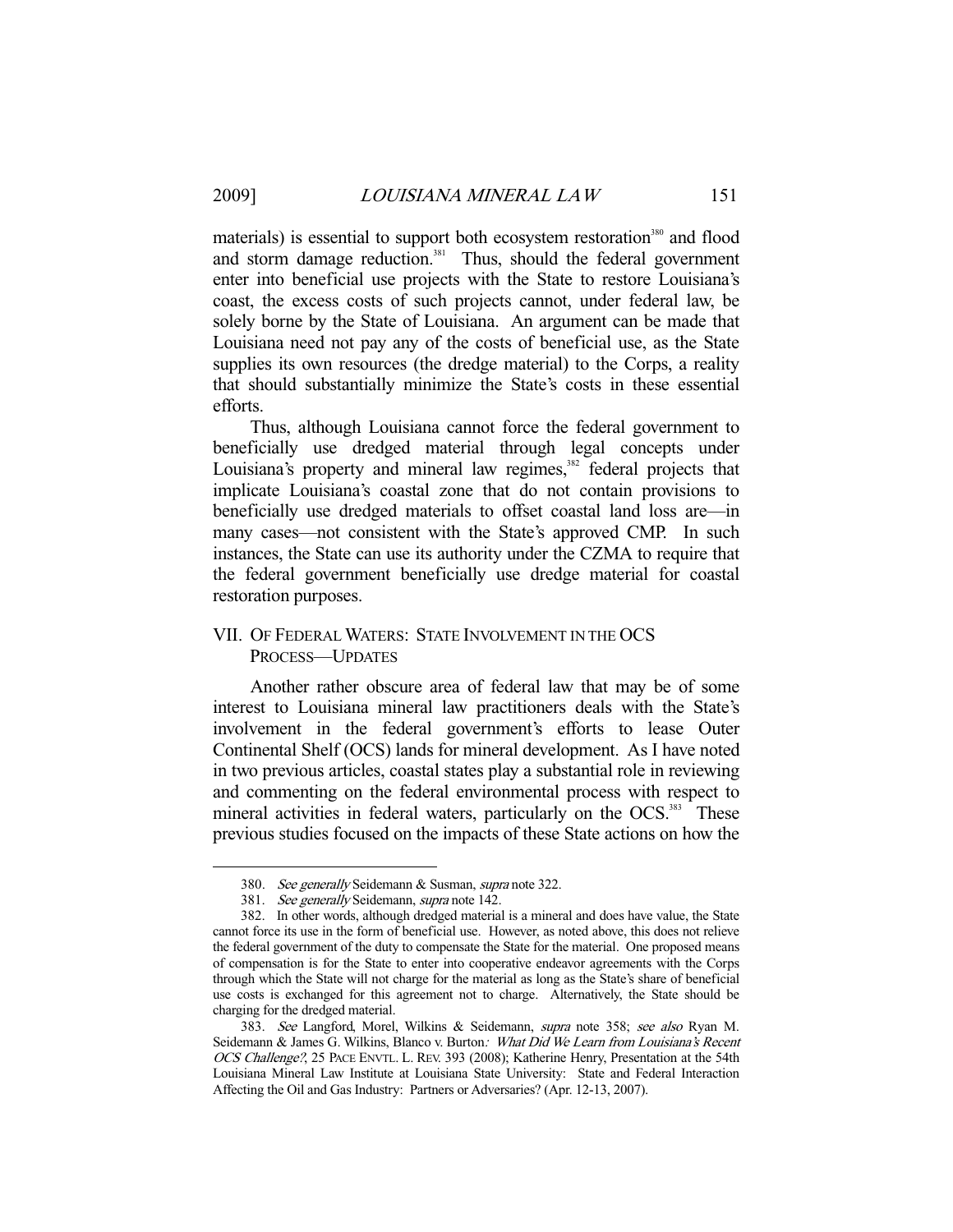materials) is essential to support both ecosystem restoration[380] and flood and storm damage reduction.[381] Thus, should the federal government enter into beneficial use projects with the State to restore Louisiana's coast, the excess costs of such projects cannot, under federal law, be solely borne by the State of Louisiana. An argument can be made that Louisiana need not pay any of the costs of beneficial use, as the State supplies its own resources (the dredge material) to the Corps, a reality that should substantially minimize the State's costs in these essential efforts.

Thus, although Louisiana cannot force the federal government to beneficially use dredged material through legal concepts under Louisiana's property and mineral law regimes,[382] federal projects that implicate Louisiana's coastal zone that do not contain provisions to beneficially use dredged materials to offset coastal land loss are—in many cases—not consistent with the State's approved CMP. In such instances, the State can use its authority under the CZMA to require that the federal government beneficially use dredge material for coastal restoration purposes.

## VII. OF FEDERAL WATERS: STATE INVOLVEMENT IN THE OCS PROCESS—UPDATES

Another rather obscure area of federal law that may be of some interest to Louisiana mineral law practitioners deals with the State's involvement in the federal government's efforts to lease Outer Continental Shelf (OCS) lands for mineral development. As I have noted in two previous articles, coastal states play a substantial role in reviewing and commenting on the federal environmental process with respect to mineral activities in federal waters, particularly on the OCS.[383] These previous studies focused on the impacts of these State actions on how the

---

380. *See generally* Seidemann & Susman, *supra* note 322.

381. *See generally* Seidemann, *supra* note 142.

382. In other words, although dredged material is a mineral and does have value, the State cannot force its use in the form of beneficial use. However, as noted above, this does not relieve the federal government of the duty to compensate the State for the material. One proposed means of compensation is for the State to enter into cooperative endeavor agreements with the Corps through which the State will not charge for the material as long as the State's share of beneficial use costs is exchanged for this agreement not to charge. Alternatively, the State should be charging for the dredged material.

383. *See* Langford, Morel, Wilkins & Seidemann, *supra* note 358; *see also* Ryan M. Seidemann & James G. Wilkins, Blanco v. Burton*: What Did We Learn from Louisiana's Recent OCS Challenge?*, 25 PACE ENVTL. L. REV. 393 (2008); Katherine Henry, Presentation at the 54th Louisiana Mineral Law Institute at Louisiana State University: State and Federal Interaction Affecting the Oil and Gas Industry: Partners or Adversaries? (Apr. 12-13, 2007).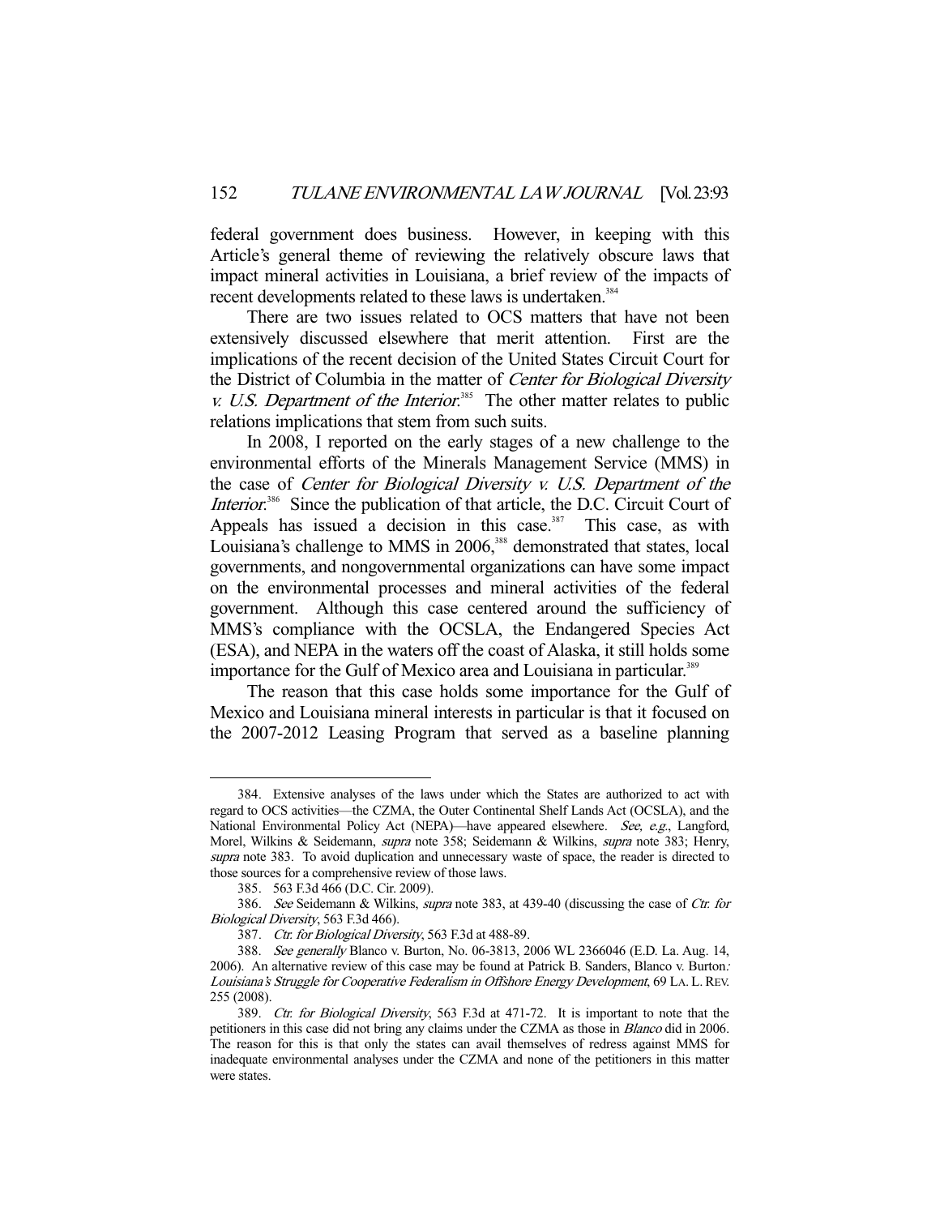federal government does business. However, in keeping with this Article's general theme of reviewing the relatively obscure laws that impact mineral activities in Louisiana, a brief review of the impacts of recent developments related to these laws is undertaken.[384]

There are two issues related to OCS matters that have not been extensively discussed elsewhere that merit attention. First are the implications of the recent decision of the United States Circuit Court for the District of Columbia in the matter of *Center for Biological Diversity v. U.S. Department of the Interior*.[385] The other matter relates to public relations implications that stem from such suits.

In 2008, I reported on the early stages of a new challenge to the environmental efforts of the Minerals Management Service (MMS) in the case of *Center for Biological Diversity v. U.S. Department of the Interior*.[386] Since the publication of that article, the D.C. Circuit Court of Appeals has issued a decision in this case.[387] This case, as with Louisiana's challenge to MMS in 2006,[388] demonstrated that states, local governments, and nongovernmental organizations can have some impact on the environmental processes and mineral activities of the federal government. Although this case centered around the sufficiency of MMS's compliance with the OCSLA, the Endangered Species Act (ESA), and NEPA in the waters off the coast of Alaska, it still holds some importance for the Gulf of Mexico area and Louisiana in particular.[389]

The reason that this case holds some importance for the Gulf of Mexico and Louisiana mineral interests in particular is that it focused on the 2007-2012 Leasing Program that served as a baseline planning

---

384. Extensive analyses of the laws under which the States are authorized to act with regard to OCS activities—the CZMA, the Outer Continental Shelf Lands Act (OCSLA), and the National Environmental Policy Act (NEPA)—have appeared elsewhere. *See, e.g.*, Langford, Morel, Wilkins & Seidemann, *supra* note 358; Seidemann & Wilkins, *supra* note 383; Henry, *supra* note 383. To avoid duplication and unnecessary waste of space, the reader is directed to those sources for a comprehensive review of those laws.

385. 563 F.3d 466 (D.C. Cir. 2009).

386. *See* Seidemann & Wilkins, *supra* note 383, at 439-40 (discussing the case of *Ctr. for Biological Diversity*, 563 F.3d 466).

387. *Ctr. for Biological Diversity*, 563 F.3d at 488-89.

388. *See generally* Blanco v. Burton, No. 06-3813, 2006 WL 2366046 (E.D. La. Aug. 14, 2006). An alternative review of this case may be found at Patrick B. Sanders, *Blanco v. Burton: Louisiana's Struggle for Cooperative Federalism in Offshore Energy Development*, 69 LA. L. REV. 255 (2008).

389. *Ctr. for Biological Diversity*, 563 F.3d at 471-72. It is important to note that the petitioners in this case did not bring any claims under the CZMA as those in *Blanco* did in 2006. The reason for this is that only the states can avail themselves of redress against MMS for inadequate environmental analyses under the CZMA and none of the petitioners in this matter were states.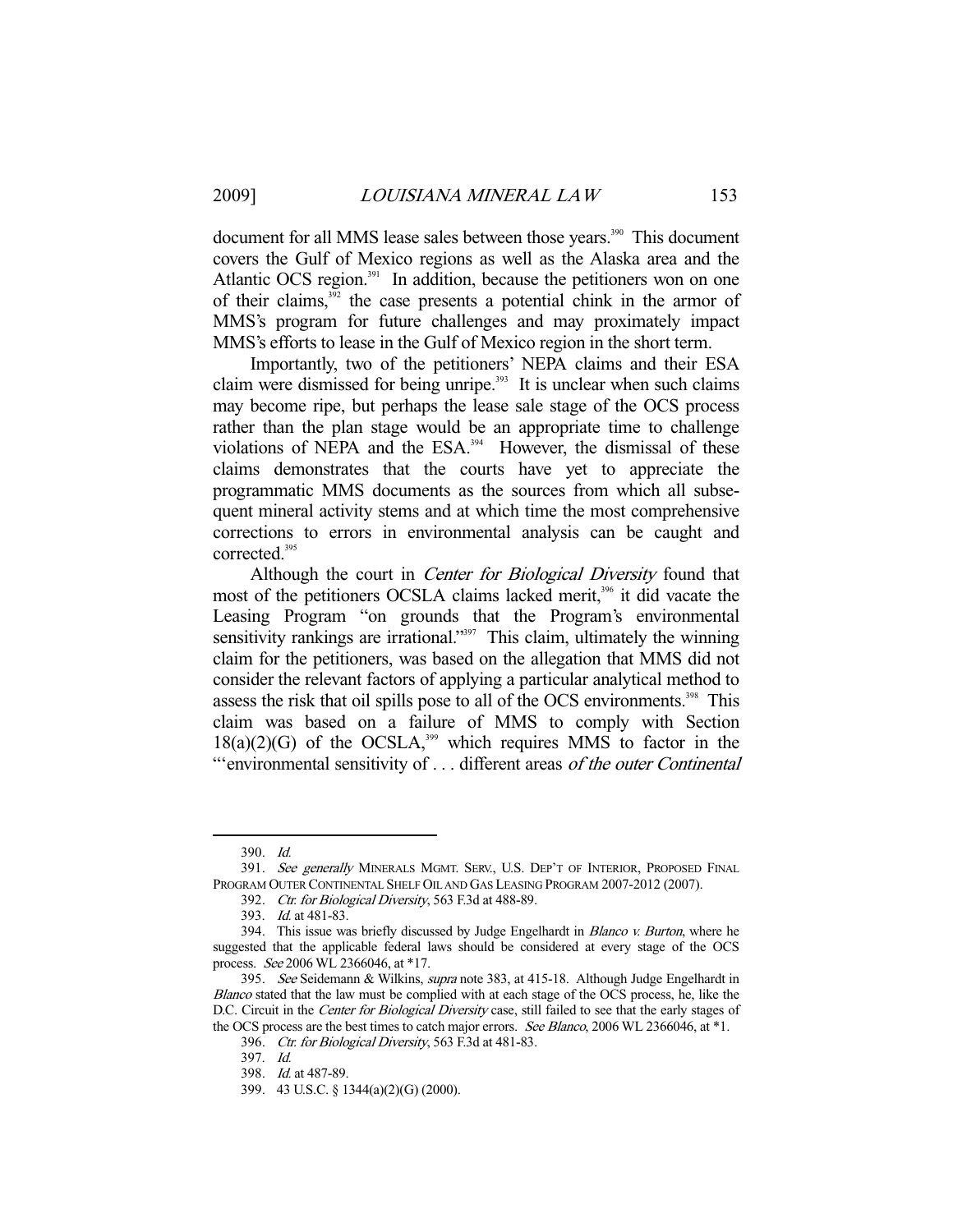document for all MMS lease sales between those years.[390] This document covers the Gulf of Mexico regions as well as the Alaska area and the Atlantic OCS region.[391] In addition, because the petitioners won on one of their claims,[392] the case presents a potential chink in the armor of MMS's program for future challenges and may proximately impact MMS's efforts to lease in the Gulf of Mexico region in the short term.

Importantly, two of the petitioners' NEPA claims and their ESA claim were dismissed for being unripe.[393] It is unclear when such claims may become ripe, but perhaps the lease sale stage of the OCS process rather than the plan stage would be an appropriate time to challenge violations of NEPA and the ESA.[394] However, the dismissal of these claims demonstrates that the courts have yet to appreciate the programmatic MMS documents as the sources from which all subsequent mineral activity stems and at which time the most comprehensive corrections to errors in environmental analysis can be caught and corrected.[395]

Although the court in *Center for Biological Diversity* found that most of the petitioners OCSLA claims lacked merit,[396] it did vacate the Leasing Program "on grounds that the Program's environmental sensitivity rankings are irrational."[397] This claim, ultimately the winning claim for the petitioners, was based on the allegation that MMS did not consider the relevant factors of applying a particular analytical method to assess the risk that oil spills pose to all of the OCS environments.[398] This claim was based on a failure of MMS to comply with Section 18(a)(2)(G) of the OCSLA,[399] which requires MMS to factor in the "'environmental sensitivity of . . . different areas *of the outer Continental*

---

390. *Id.*

391. *See generally* MINERALS MGMT. SERV., U.S. DEP'T OF INTERIOR, PROPOSED FINAL PROGRAM OUTER CONTINENTAL SHELF OIL AND GAS LEASING PROGRAM 2007-2012 (2007).

392. *Ctr. for Biological Diversity*, 563 F.3d at 488-89.

393. *Id.* at 481-83.

394. This issue was briefly discussed by Judge Engelhardt in *Blanco v. Burton*, where he suggested that the applicable federal laws should be considered at every stage of the OCS process. *See* 2006 WL 2366046, at *17.

395. *See* Seidemann & Wilkins, *supra* note 383, at 415-18. Although Judge Engelhardt in *Blanco* stated that the law must be complied with at each stage of the OCS process, he, like the D.C. Circuit in the *Center for Biological Diversity* case, still failed to see that the early stages of the OCS process are the best times to catch major errors. *See Blanco*, 2006 WL 2366046, at *1.

396. *Ctr. for Biological Diversity*, 563 F.3d at 481-83.

397. *Id.*

398. *Id.* at 487-89.

399. 43 U.S.C. § 1344(a)(2)(G) (2000).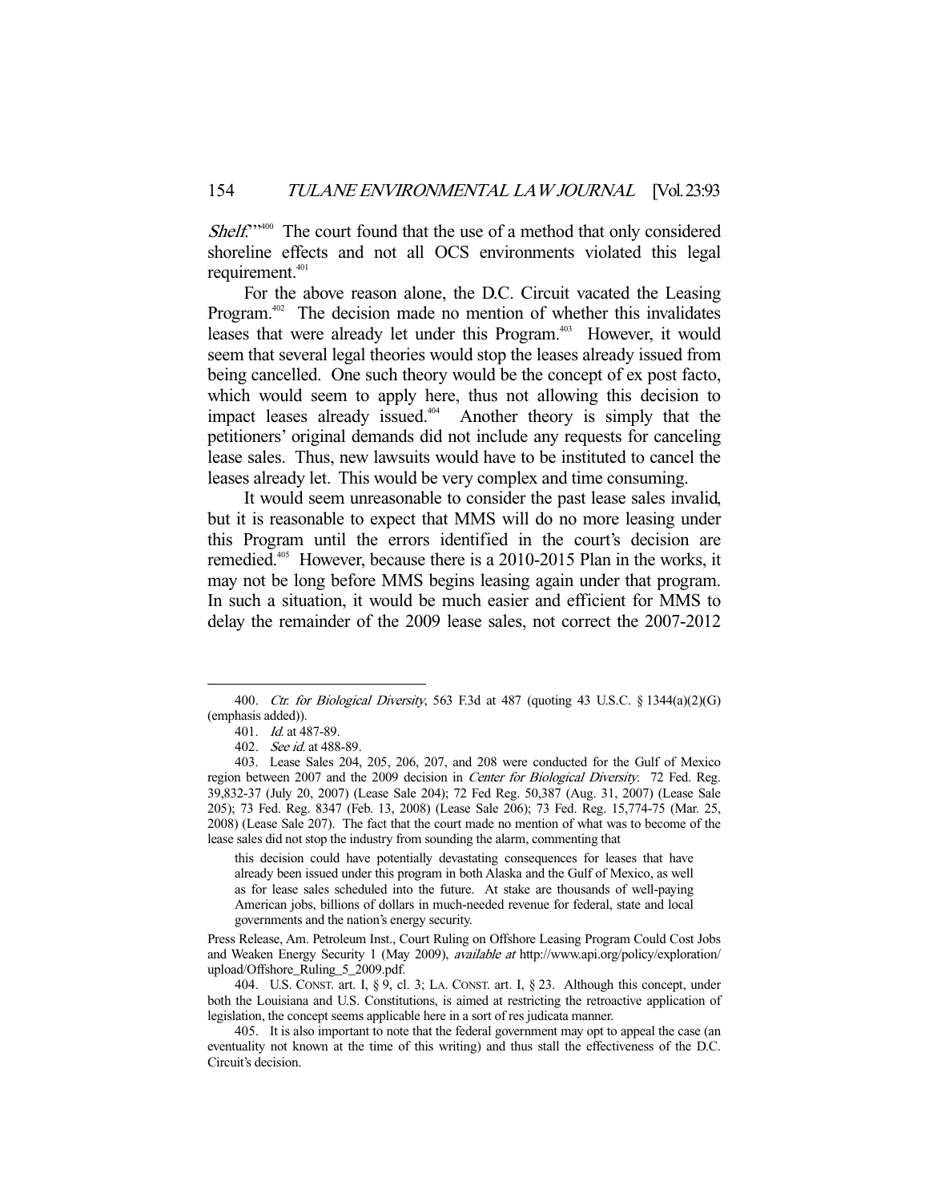*Shelf*.'"[400] The court found that the use of a method that only considered shoreline effects and not all OCS environments violated this legal requirement.[401]

For the above reason alone, the D.C. Circuit vacated the Leasing Program.[402] The decision made no mention of whether this invalidates leases that were already let under this Program.[403] However, it would seem that several legal theories would stop the leases already issued from being cancelled. One such theory would be the concept of ex post facto, which would seem to apply here, thus not allowing this decision to impact leases already issued.[404] Another theory is simply that the petitioners' original demands did not include any requests for canceling lease sales. Thus, new lawsuits would have to be instituted to cancel the leases already let. This would be very complex and time consuming.

It would seem unreasonable to consider the past lease sales invalid, but it is reasonable to expect that MMS will do no more leasing under this Program until the errors identified in the court's decision are remedied.[405] However, because there is a 2010-2015 Plan in the works, it may not be long before MMS begins leasing again under that program. In such a situation, it would be much easier and efficient for MMS to delay the remainder of the 2009 lease sales, not correct the 2007-2012

---

400. *Ctr. for Biological Diversity*, 563 F.3d at 487 (quoting 43 U.S.C. § 1344(a)(2)(G) (emphasis added)).

401. *Id.* at 487-89.

402. *See id.* at 488-89.

403. Lease Sales 204, 205, 206, 207, and 208 were conducted for the Gulf of Mexico region between 2007 and the 2009 decision in *Center for Biological Diversity*. 72 Fed. Reg. 39,832-37 (July 20, 2007) (Lease Sale 204); 72 Fed Reg. 50,387 (Aug. 31, 2007) (Lease Sale 205); 73 Fed. Reg. 8347 (Feb. 13, 2008) (Lease Sale 206); 73 Fed. Reg. 15,774-75 (Mar. 25, 2008) (Lease Sale 207). The fact that the court made no mention of what was to become of the lease sales did not stop the industry from sounding the alarm, commenting that

> this decision could have potentially devastating consequences for leases that have already been issued under this program in both Alaska and the Gulf of Mexico, as well as for lease sales scheduled into the future. At stake are thousands of well-paying American jobs, billions of dollars in much-needed revenue for federal, state and local governments and the nation's energy security.

Press Release, Am. Petroleum Inst., Court Ruling on Offshore Leasing Program Could Cost Jobs and Weaken Energy Security 1 (May 2009), *available at* http://www.api.org/policy/exploration/upload/Offshore_Ruling_5_2009.pdf.

404. U.S. CONST. art. I, § 9, cl. 3; LA. CONST. art. I, § 23. Although this concept, under both the Louisiana and U.S. Constitutions, is aimed at restricting the retroactive application of legislation, the concept seems applicable here in a sort of res judicata manner.

405. It is also important to note that the federal government may opt to appeal the case (an eventuality not known at the time of this writing) and thus stall the effectiveness of the D.C. Circuit's decision.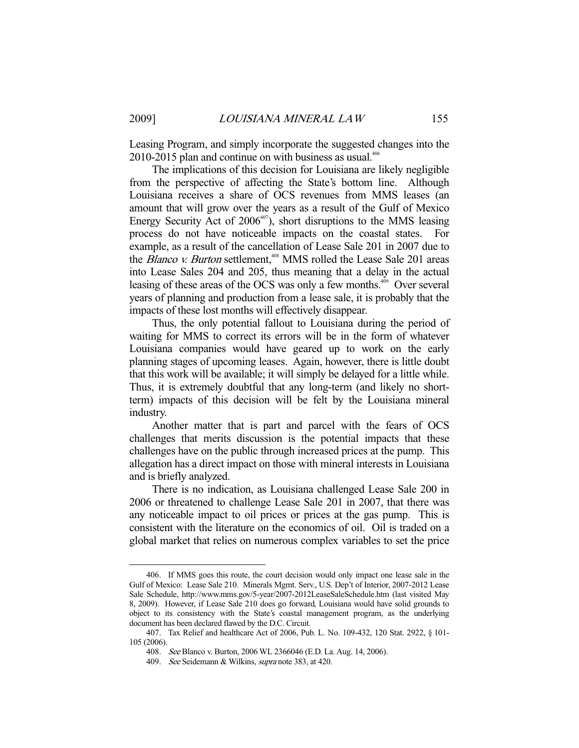Leasing Program, and simply incorporate the suggested changes into the 2010-2015 plan and continue on with business as usual.[406]

The implications of this decision for Louisiana are likely negligible from the perspective of affecting the State's bottom line. Although Louisiana receives a share of OCS revenues from MMS leases (an amount that will grow over the years as a result of the Gulf of Mexico Energy Security Act of 2006[407]), short disruptions to the MMS leasing process do not have noticeable impacts on the coastal states. For example, as a result of the cancellation of Lease Sale 201 in 2007 due to the *Blanco v. Burton* settlement,[408] MMS rolled the Lease Sale 201 areas into Lease Sales 204 and 205, thus meaning that a delay in the actual leasing of these areas of the OCS was only a few months.[409] Over several years of planning and production from a lease sale, it is probably that the impacts of these lost months will effectively disappear.

Thus, the only potential fallout to Louisiana during the period of waiting for MMS to correct its errors will be in the form of whatever Louisiana companies would have geared up to work on the early planning stages of upcoming leases. Again, however, there is little doubt that this work will be available; it will simply be delayed for a little while. Thus, it is extremely doubtful that any long-term (and likely no short-term) impacts of this decision will be felt by the Louisiana mineral industry.

Another matter that is part and parcel with the fears of OCS challenges that merits discussion is the potential impacts that these challenges have on the public through increased prices at the pump. This allegation has a direct impact on those with mineral interests in Louisiana and is briefly analyzed.

There is no indication, as Louisiana challenged Lease Sale 200 in 2006 or threatened to challenge Lease Sale 201 in 2007, that there was any noticeable impact to oil prices or prices at the gas pump. This is consistent with the literature on the economics of oil. Oil is traded on a global market that relies on numerous complex variables to set the price

---

406. If MMS goes this route, the court decision would only impact one lease sale in the Gulf of Mexico: Lease Sale 210. Minerals Mgmt. Serv., U.S. Dep't of Interior, 2007-2012 Lease Sale Schedule, http://www.mms.gov/5-year/2007-2012LeaseSaleSchedule.htm (last visited May 8, 2009). However, if Lease Sale 210 does go forward, Louisiana would have solid grounds to object to its consistency with the State's coastal management program, as the underlying document has been declared flawed by the D.C. Circuit.

407. Tax Relief and healthcare Act of 2006, Pub. L. No. 109-432, 120 Stat. 2922, § 101-105 (2006).

408. *See* Blanco v. Burton, 2006 WL 2366046 (E.D. La. Aug. 14, 2006).

409. *See* Seidemann & Wilkins, *supra* note 383, at 420.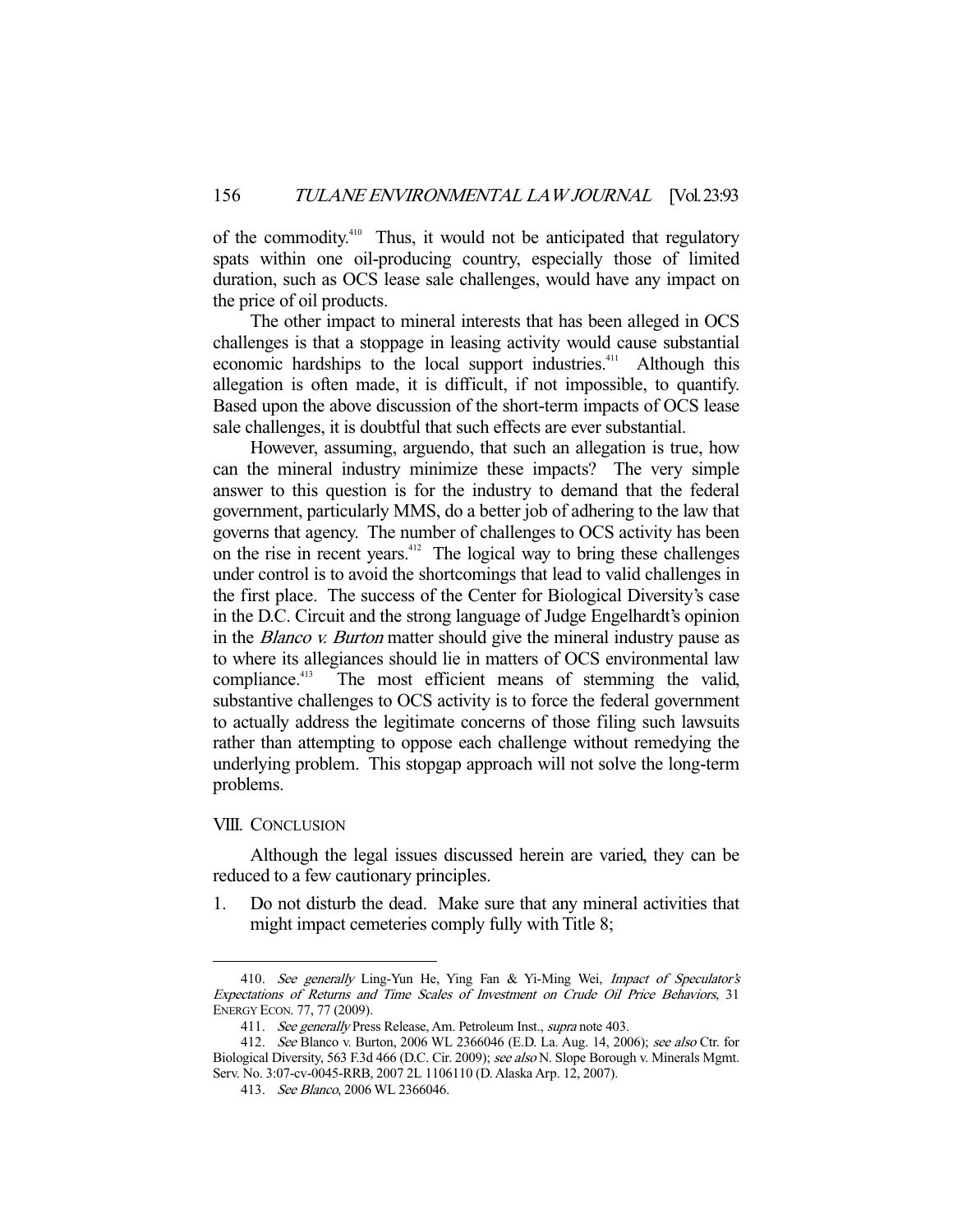of the commodity.[410] Thus, it would not be anticipated that regulatory spats within one oil-producing country, especially those of limited duration, such as OCS lease sale challenges, would have any impact on the price of oil products.

The other impact to mineral interests that has been alleged in OCS challenges is that a stoppage in leasing activity would cause substantial economic hardships to the local support industries.[411] Although this allegation is often made, it is difficult, if not impossible, to quantify. Based upon the above discussion of the short-term impacts of OCS lease sale challenges, it is doubtful that such effects are ever substantial.

However, assuming, arguendo, that such an allegation is true, how can the mineral industry minimize these impacts? The very simple answer to this question is for the industry to demand that the federal government, particularly MMS, do a better job of adhering to the law that governs that agency. The number of challenges to OCS activity has been on the rise in recent years.[412] The logical way to bring these challenges under control is to avoid the shortcomings that lead to valid challenges in the first place. The success of the Center for Biological Diversity's case in the D.C. Circuit and the strong language of Judge Engelhardt's opinion in the *Blanco v. Burton* matter should give the mineral industry pause as to where its allegiances should lie in matters of OCS environmental law compliance.[413] The most efficient means of stemming the valid, substantive challenges to OCS activity is to force the federal government to actually address the legitimate concerns of those filing such lawsuits rather than attempting to oppose each challenge without remedying the underlying problem. This stopgap approach will not solve the long-term problems.

## VIII. CONCLUSION

Although the legal issues discussed herein are varied, they can be reduced to a few cautionary principles.

1. Do not disturb the dead. Make sure that any mineral activities that might impact cemeteries comply fully with Title 8;

---

410. *See generally* Ling-Yun He, Ying Fan & Yi-Ming Wei, *Impact of Speculator's Expectations of Returns and Time Scales of Investment on Crude Oil Price Behaviors*, 31 ENERGY ECON. 77, 77 (2009).

411. *See generally* Press Release, Am. Petroleum Inst., *supra* note 403.

412. *See* Blanco v. Burton, 2006 WL 2366046 (E.D. La. Aug. 14, 2006); *see also* Ctr. for Biological Diversity, 563 F.3d 466 (D.C. Cir. 2009); *see also* N. Slope Borough v. Minerals Mgmt. Serv. No. 3:07-cv-0045-RRB, 2007 2L 1106110 (D. Alaska Arp. 12, 2007).

413. *See Blanco*, 2006 WL 2366046.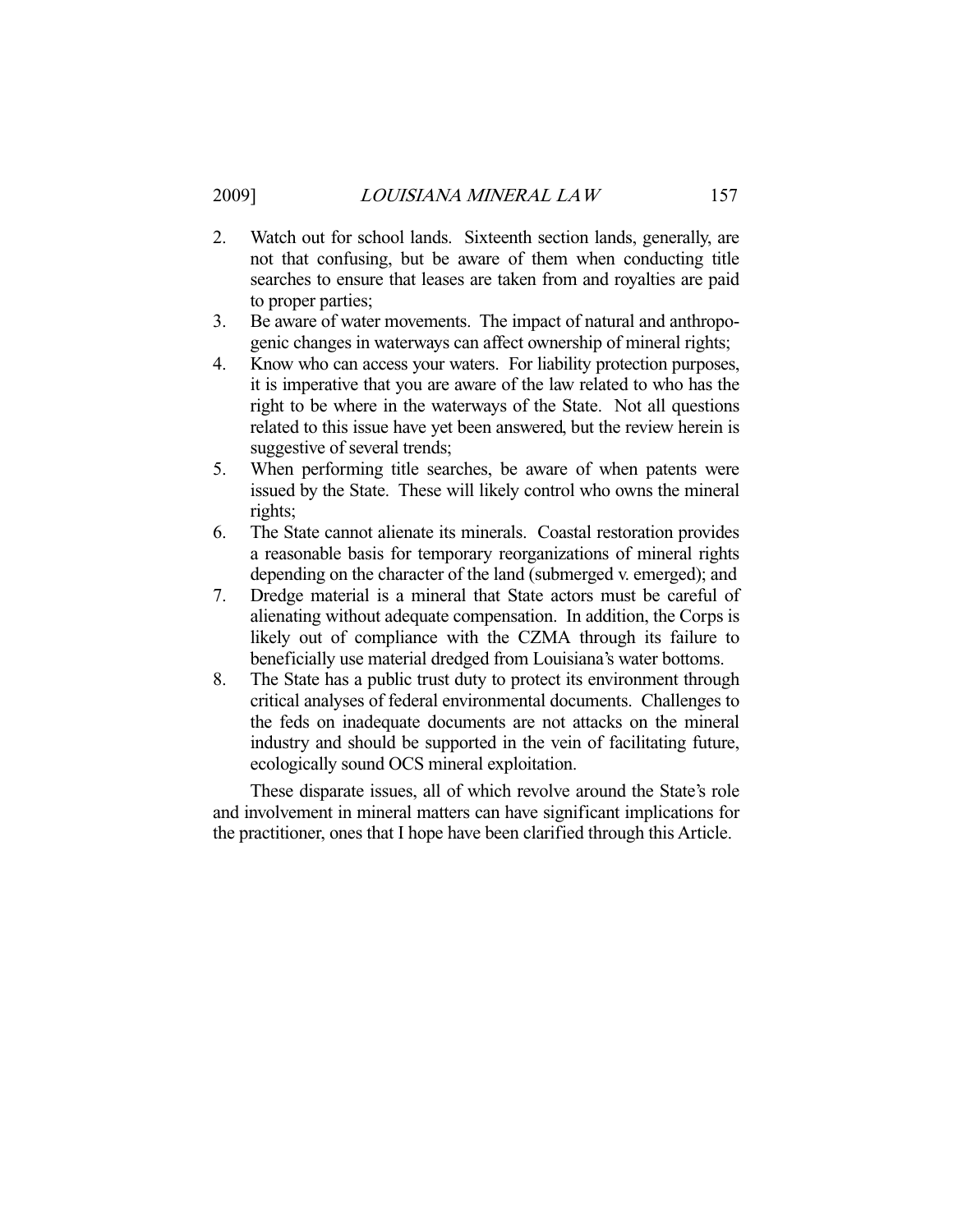2. Watch out for school lands. Sixteenth section lands, generally, are not that confusing, but be aware of them when conducting title searches to ensure that leases are taken from and royalties are paid to proper parties;
3. Be aware of water movements. The impact of natural and anthropogenic changes in waterways can affect ownership of mineral rights;
4. Know who can access your waters. For liability protection purposes, it is imperative that you are aware of the law related to who has the right to be where in the waterways of the State. Not all questions related to this issue have yet been answered, but the review herein is suggestive of several trends;
5. When performing title searches, be aware of when patents were issued by the State. These will likely control who owns the mineral rights;
6. The State cannot alienate its minerals. Coastal restoration provides a reasonable basis for temporary reorganizations of mineral rights depending on the character of the land (submerged v. emerged); and
7. Dredge material is a mineral that State actors must be careful of alienating without adequate compensation. In addition, the Corps is likely out of compliance with the CZMA through its failure to beneficially use material dredged from Louisiana's water bottoms.
8. The State has a public trust duty to protect its environment through critical analyses of federal environmental documents. Challenges to the feds on inadequate documents are not attacks on the mineral industry and should be supported in the vein of facilitating future, ecologically sound OCS mineral exploitation.

These disparate issues, all of which revolve around the State's role and involvement in mineral matters can have significant implications for the practitioner, ones that I hope have been clarified through this Article.